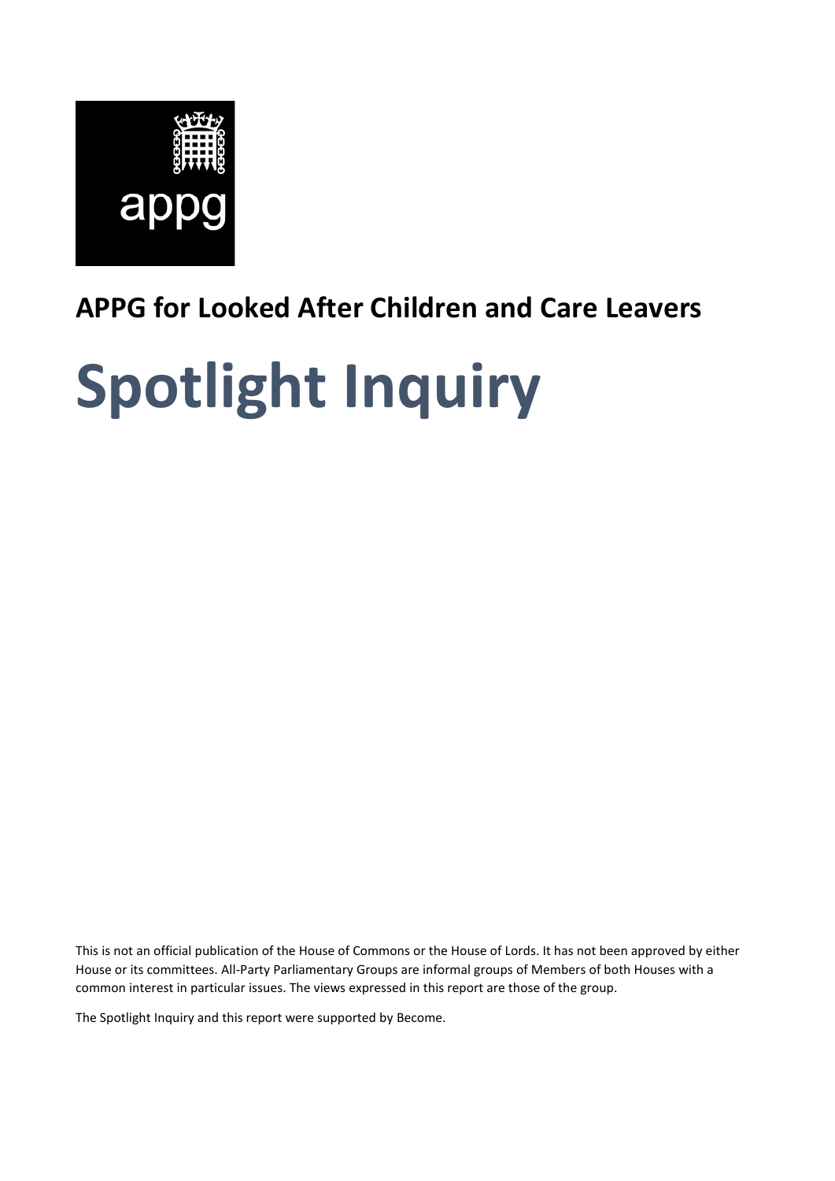appg

## APPG for Looked After Children and Care Leavers

# Spotlight Inquiry

This is not an official publication of the House of Commons or the House of Lords. It has not been approved by either House or its committees. All-Party Parliamentary Groups are informal groups of Members of both Houses with a common interest in particular issues. The views expressed in this report are those of the group.

The Spotlight Inquiry and this report were supported by Become.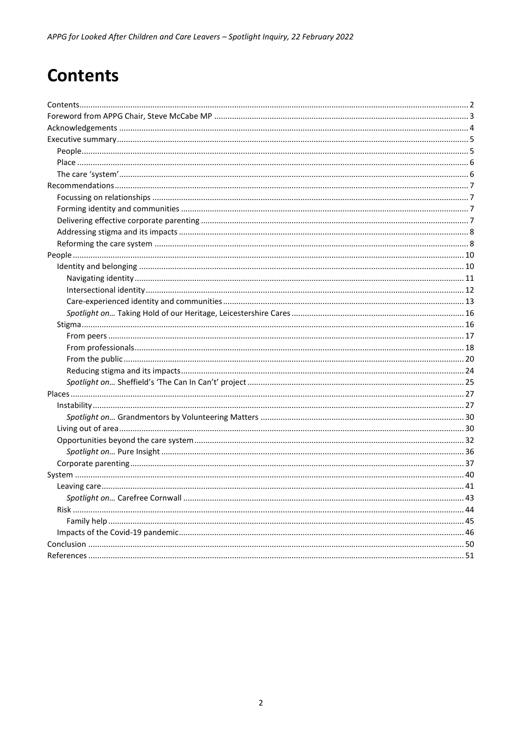# Contents

- Contents ... 2
- Foreword from APPG Chair, Steve McCabe MP ... 3
- Acknowledgements ... 4
- Executive summary ... 5
  - People ... 5
  - Place ... 6
  - The care 'system' ... 6
- Recommendations ... 7
  - Focussing on relationships ... 7
  - Forming identity and communities ... 7
  - Delivering effective corporate parenting ... 7
  - Addressing stigma and its impacts ... 8
  - Reforming the care system ... 8
- People ... 10
  - Identity and belonging ... 10
    - Navigating identity ... 11
    - Intersectional identity ... 12
    - Care-experienced identity and communities ... 13
    - *Spotlight on…* Taking Hold of our Heritage, Leicestershire Cares ... 16
  - Stigma ... 16
    - From peers ... 17
    - From professionals ... 18
    - From the public ... 20
    - Reducing stigma and its impacts ... 24
    - *Spotlight on…* Sheffield's 'The Can In Can't' project ... 25
- Places ... 27
  - Instability ... 27
    - *Spotlight on…* Grandmentors by Volunteering Matters ... 30
  - Living out of area ... 30
  - Opportunities beyond the care system ... 32
    - *Spotlight on…* Pure Insight ... 36
  - Corporate parenting ... 37
- System ... 40
  - Leaving care ... 41
    - *Spotlight on…* Carefree Cornwall ... 43
  - Risk ... 44
    - Family help ... 45
  - Impacts of the Covid-19 pandemic ... 46
- Conclusion ... 50
- References ... 51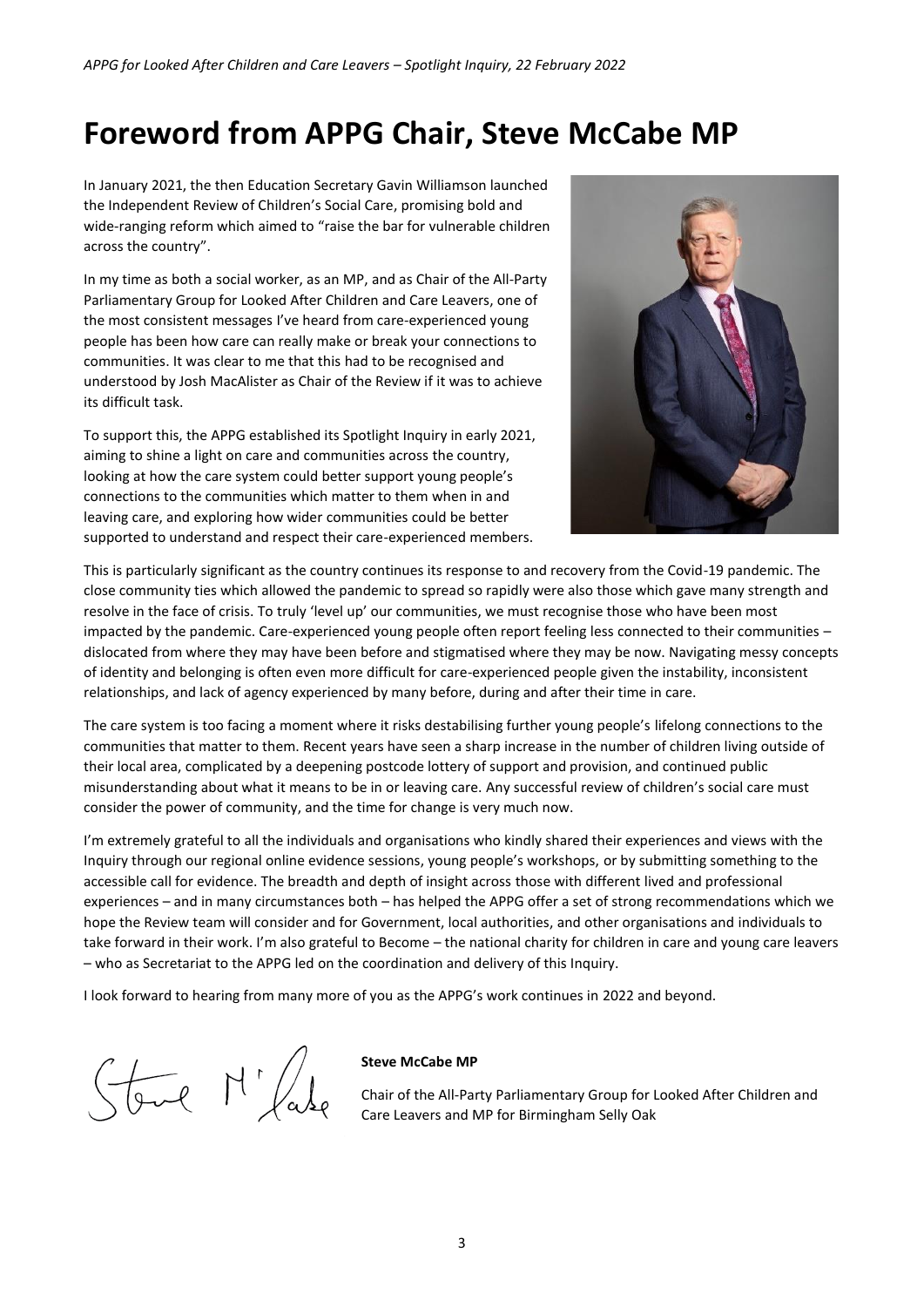# Foreword from APPG Chair, Steve McCabe MP

In January 2021, the then Education Secretary Gavin Williamson launched the Independent Review of Children's Social Care, promising bold and wide-ranging reform which aimed to "raise the bar for vulnerable children across the country".

In my time as both a social worker, as an MP, and as Chair of the All-Party Parliamentary Group for Looked After Children and Care Leavers, one of the most consistent messages I've heard from care-experienced young people has been how care can really make or break your connections to communities. It was clear to me that this had to be recognised and understood by Josh MacAlister as Chair of the Review if it was to achieve its difficult task.

To support this, the APPG established its Spotlight Inquiry in early 2021, aiming to shine a light on care and communities across the country, looking at how the care system could better support young people's connections to the communities which matter to them when in and leaving care, and exploring how wider communities could be better supported to understand and respect their care-experienced members.

This is particularly significant as the country continues its response to and recovery from the Covid-19 pandemic. The close community ties which allowed the pandemic to spread so rapidly were also those which gave many strength and resolve in the face of crisis. To truly 'level up' our communities, we must recognise those who have been most impacted by the pandemic. Care-experienced young people often report feeling less connected to their communities – dislocated from where they may have been before and stigmatised where they may be now. Navigating messy concepts of identity and belonging is often even more difficult for care-experienced people given the instability, inconsistent relationships, and lack of agency experienced by many before, during and after their time in care.

The care system is too facing a moment where it risks destabilising further young people's lifelong connections to the communities that matter to them. Recent years have seen a sharp increase in the number of children living outside of their local area, complicated by a deepening postcode lottery of support and provision, and continued public misunderstanding about what it means to be in or leaving care. Any successful review of children's social care must consider the power of community, and the time for change is very much now.

I'm extremely grateful to all the individuals and organisations who kindly shared their experiences and views with the Inquiry through our regional online evidence sessions, young people's workshops, or by submitting something to the accessible call for evidence. The breadth and depth of insight across those with different lived and professional experiences – and in many circumstances both – has helped the APPG offer a set of strong recommendations which we hope the Review team will consider and for Government, local authorities, and other organisations and individuals to take forward in their work. I'm also grateful to Become – the national charity for children in care and young care leavers – who as Secretariat to the APPG led on the coordination and delivery of this Inquiry.

I look forward to hearing from many more of you as the APPG's work continues in 2022 and beyond.

Steve McCabe

**Steve McCabe MP**

Chair of the All-Party Parliamentary Group for Looked After Children and Care Leavers and MP for Birmingham Selly Oak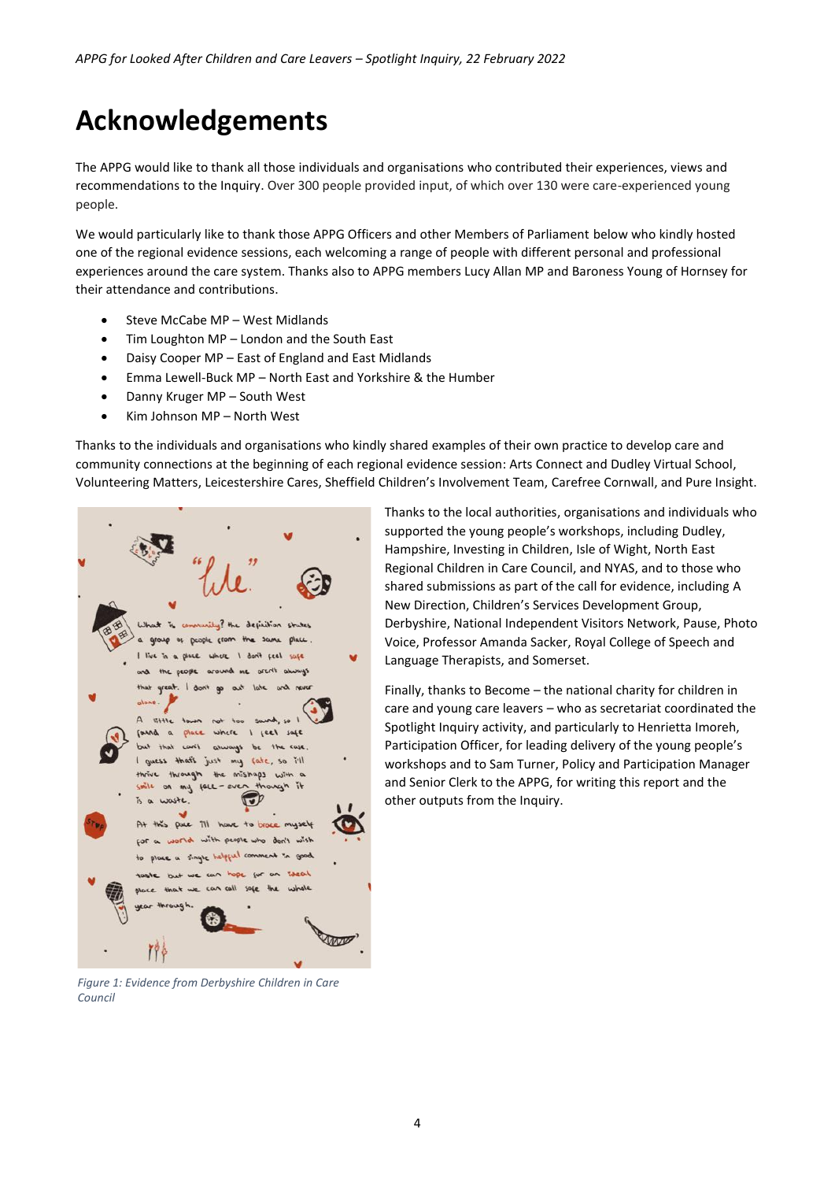# Acknowledgements

The APPG would like to thank all those individuals and organisations who contributed their experiences, views and recommendations to the Inquiry. Over 300 people provided input, of which over 130 were care-experienced young people.

We would particularly like to thank those APPG Officers and other Members of Parliament below who kindly hosted one of the regional evidence sessions, each welcoming a range of people with different personal and professional experiences around the care system. Thanks also to APPG members Lucy Allan MP and Baroness Young of Hornsey for their attendance and contributions.

- Steve McCabe MP – West Midlands
- Tim Loughton MP – London and the South East
- Daisy Cooper MP – East of England and East Midlands
- Emma Lewell-Buck MP – North East and Yorkshire & the Humber
- Danny Kruger MP – South West
- Kim Johnson MP – North West

Thanks to the individuals and organisations who kindly shared examples of their own practice to develop care and community connections at the beginning of each regional evidence session: Arts Connect and Dudley Virtual School, Volunteering Matters, Leicestershire Cares, Sheffield Children's Involvement Team, Carefree Cornwall, and Pure Insight.

*Figure 1: Evidence from Derbyshire Children in Care Council*

Thanks to the local authorities, organisations and individuals who supported the young people's workshops, including Dudley, Hampshire, Investing in Children, Isle of Wight, North East Regional Children in Care Council, and NYAS, and to those who shared submissions as part of the call for evidence, including A New Direction, Children's Services Development Group, Derbyshire, National Independent Visitors Network, Pause, Photo Voice, Professor Amanda Sacker, Royal College of Speech and Language Therapists, and Somerset.

Finally, thanks to Become – the national charity for children in care and young care leavers – who as secretariat coordinated the Spotlight Inquiry activity, and particularly to Henrietta Imoreh, Participation Officer, for leading delivery of the young people's workshops and to Sam Turner, Policy and Participation Manager and Senior Clerk to the APPG, for writing this report and the other outputs from the Inquiry.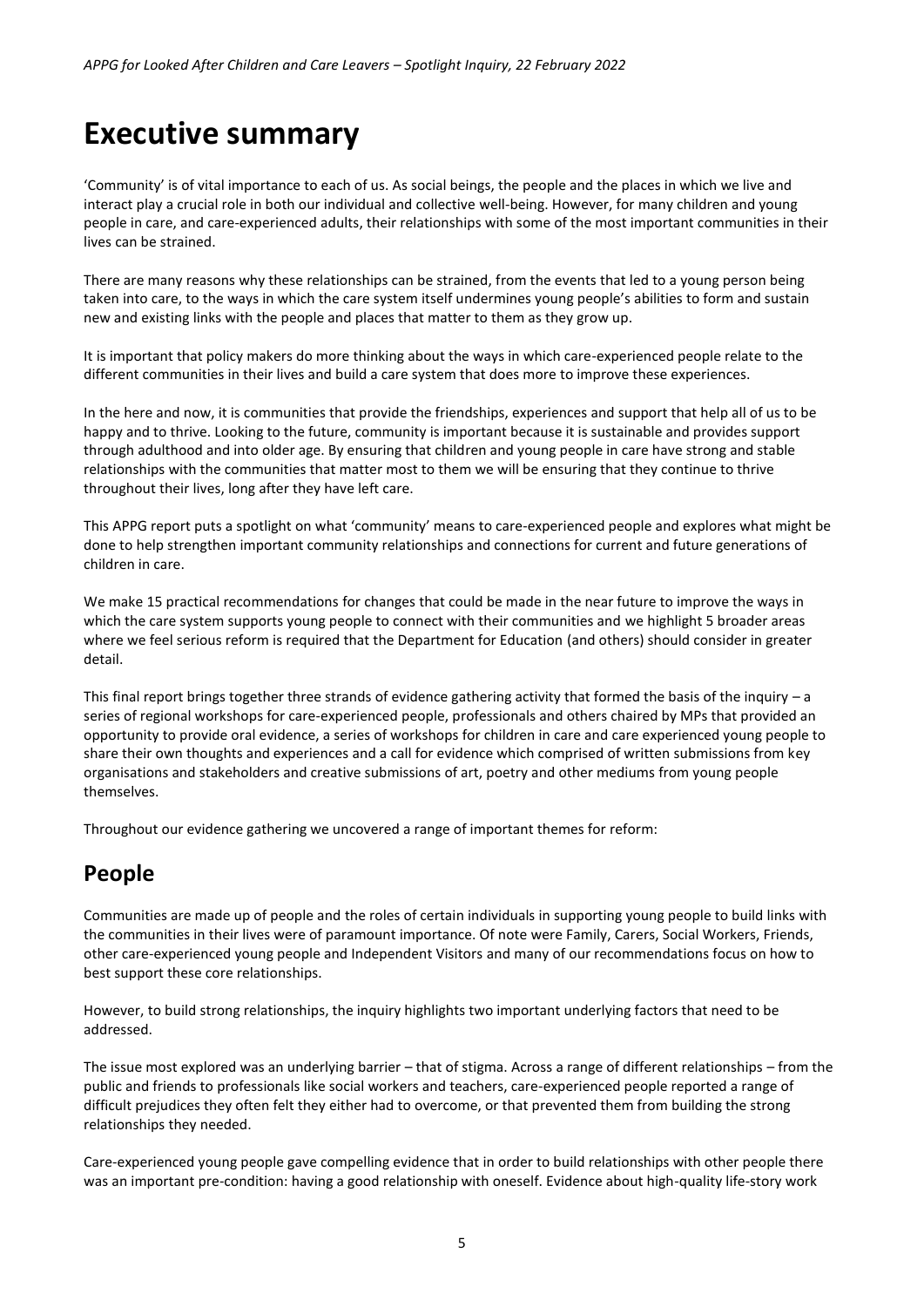# Executive summary

'Community' is of vital importance to each of us. As social beings, the people and the places in which we live and interact play a crucial role in both our individual and collective well-being. However, for many children and young people in care, and care-experienced adults, their relationships with some of the most important communities in their lives can be strained.

There are many reasons why these relationships can be strained, from the events that led to a young person being taken into care, to the ways in which the care system itself undermines young people's abilities to form and sustain new and existing links with the people and places that matter to them as they grow up.

It is important that policy makers do more thinking about the ways in which care-experienced people relate to the different communities in their lives and build a care system that does more to improve these experiences.

In the here and now, it is communities that provide the friendships, experiences and support that help all of us to be happy and to thrive. Looking to the future, community is important because it is sustainable and provides support through adulthood and into older age. By ensuring that children and young people in care have strong and stable relationships with the communities that matter most to them we will be ensuring that they continue to thrive throughout their lives, long after they have left care.

This APPG report puts a spotlight on what 'community' means to care-experienced people and explores what might be done to help strengthen important community relationships and connections for current and future generations of children in care.

We make 15 practical recommendations for changes that could be made in the near future to improve the ways in which the care system supports young people to connect with their communities and we highlight 5 broader areas where we feel serious reform is required that the Department for Education (and others) should consider in greater detail.

This final report brings together three strands of evidence gathering activity that formed the basis of the inquiry – a series of regional workshops for care-experienced people, professionals and others chaired by MPs that provided an opportunity to provide oral evidence, a series of workshops for children in care and care experienced young people to share their own thoughts and experiences and a call for evidence which comprised of written submissions from key organisations and stakeholders and creative submissions of art, poetry and other mediums from young people themselves.

Throughout our evidence gathering we uncovered a range of important themes for reform:

## People

Communities are made up of people and the roles of certain individuals in supporting young people to build links with the communities in their lives were of paramount importance. Of note were Family, Carers, Social Workers, Friends, other care-experienced young people and Independent Visitors and many of our recommendations focus on how to best support these core relationships.

However, to build strong relationships, the inquiry highlights two important underlying factors that need to be addressed.

The issue most explored was an underlying barrier – that of stigma. Across a range of different relationships – from the public and friends to professionals like social workers and teachers, care-experienced people reported a range of difficult prejudices they often felt they either had to overcome, or that prevented them from building the strong relationships they needed.

Care-experienced young people gave compelling evidence that in order to build relationships with other people there was an important pre-condition: having a good relationship with oneself. Evidence about high-quality life-story work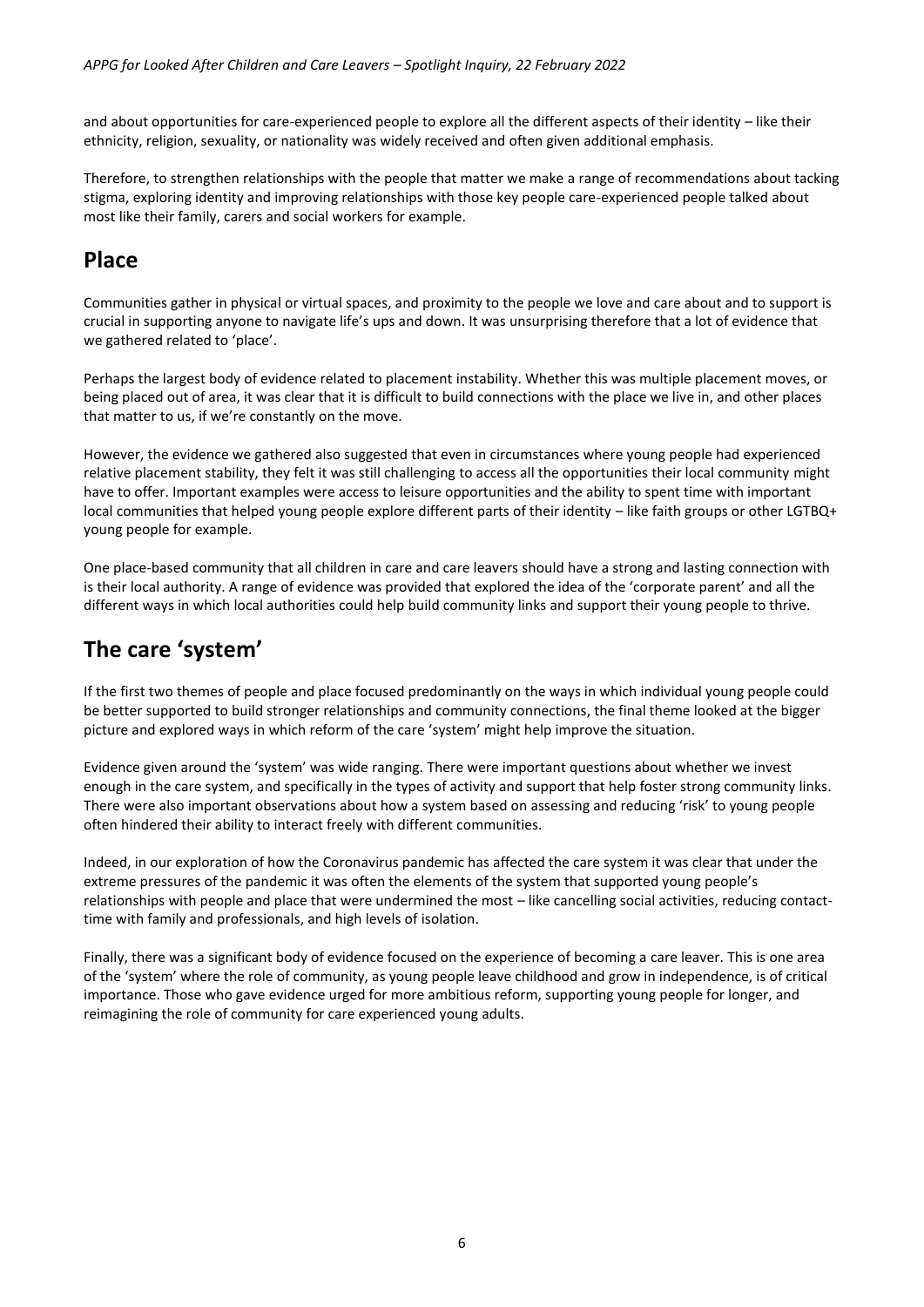and about opportunities for care-experienced people to explore all the different aspects of their identity – like their ethnicity, religion, sexuality, or nationality was widely received and often given additional emphasis.

Therefore, to strengthen relationships with the people that matter we make a range of recommendations about tacking stigma, exploring identity and improving relationships with those key people care-experienced people talked about most like their family, carers and social workers for example.

## Place

Communities gather in physical or virtual spaces, and proximity to the people we love and care about and to support is crucial in supporting anyone to navigate life's ups and down. It was unsurprising therefore that a lot of evidence that we gathered related to 'place'.

Perhaps the largest body of evidence related to placement instability. Whether this was multiple placement moves, or being placed out of area, it was clear that it is difficult to build connections with the place we live in, and other places that matter to us, if we're constantly on the move.

However, the evidence we gathered also suggested that even in circumstances where young people had experienced relative placement stability, they felt it was still challenging to access all the opportunities their local community might have to offer. Important examples were access to leisure opportunities and the ability to spent time with important local communities that helped young people explore different parts of their identity – like faith groups or other LGTBQ+ young people for example.

One place-based community that all children in care and care leavers should have a strong and lasting connection with is their local authority. A range of evidence was provided that explored the idea of the 'corporate parent' and all the different ways in which local authorities could help build community links and support their young people to thrive.

## The care 'system'

If the first two themes of people and place focused predominantly on the ways in which individual young people could be better supported to build stronger relationships and community connections, the final theme looked at the bigger picture and explored ways in which reform of the care 'system' might help improve the situation.

Evidence given around the 'system' was wide ranging. There were important questions about whether we invest enough in the care system, and specifically in the types of activity and support that help foster strong community links. There were also important observations about how a system based on assessing and reducing 'risk' to young people often hindered their ability to interact freely with different communities.

Indeed, in our exploration of how the Coronavirus pandemic has affected the care system it was clear that under the extreme pressures of the pandemic it was often the elements of the system that supported young people's relationships with people and place that were undermined the most – like cancelling social activities, reducing contact-time with family and professionals, and high levels of isolation.

Finally, there was a significant body of evidence focused on the experience of becoming a care leaver. This is one area of the 'system' where the role of community, as young people leave childhood and grow in independence, is of critical importance. Those who gave evidence urged for more ambitious reform, supporting young people for longer, and reimagining the role of community for care experienced young adults.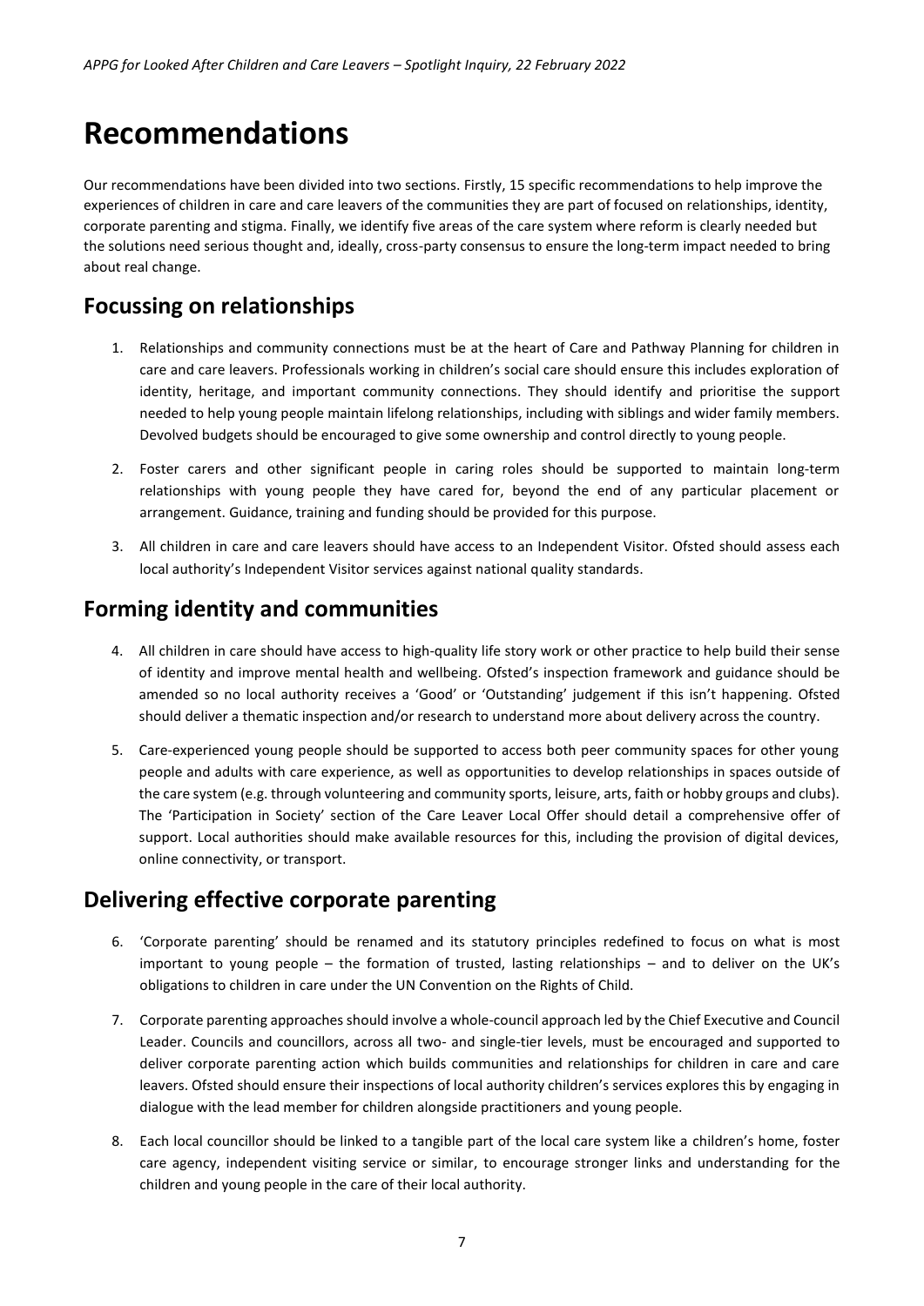# Recommendations

Our recommendations have been divided into two sections. Firstly, 15 specific recommendations to help improve the experiences of children in care and care leavers of the communities they are part of focused on relationships, identity, corporate parenting and stigma. Finally, we identify five areas of the care system where reform is clearly needed but the solutions need serious thought and, ideally, cross-party consensus to ensure the long-term impact needed to bring about real change.

## Focussing on relationships

1. Relationships and community connections must be at the heart of Care and Pathway Planning for children in care and care leavers. Professionals working in children's social care should ensure this includes exploration of identity, heritage, and important community connections. They should identify and prioritise the support needed to help young people maintain lifelong relationships, including with siblings and wider family members. Devolved budgets should be encouraged to give some ownership and control directly to young people.
2. Foster carers and other significant people in caring roles should be supported to maintain long-term relationships with young people they have cared for, beyond the end of any particular placement or arrangement. Guidance, training and funding should be provided for this purpose.
3. All children in care and care leavers should have access to an Independent Visitor. Ofsted should assess each local authority's Independent Visitor services against national quality standards.

## Forming identity and communities

4. All children in care should have access to high-quality life story work or other practice to help build their sense of identity and improve mental health and wellbeing. Ofsted's inspection framework and guidance should be amended so no local authority receives a 'Good' or 'Outstanding' judgement if this isn't happening. Ofsted should deliver a thematic inspection and/or research to understand more about delivery across the country.
5. Care-experienced young people should be supported to access both peer community spaces for other young people and adults with care experience, as well as opportunities to develop relationships in spaces outside of the care system (e.g. through volunteering and community sports, leisure, arts, faith or hobby groups and clubs). The 'Participation in Society' section of the Care Leaver Local Offer should detail a comprehensive offer of support. Local authorities should make available resources for this, including the provision of digital devices, online connectivity, or transport.

## Delivering effective corporate parenting

6. 'Corporate parenting' should be renamed and its statutory principles redefined to focus on what is most important to young people – the formation of trusted, lasting relationships – and to deliver on the UK's obligations to children in care under the UN Convention on the Rights of Child.
7. Corporate parenting approaches should involve a whole-council approach led by the Chief Executive and Council Leader. Councils and councillors, across all two- and single-tier levels, must be encouraged and supported to deliver corporate parenting action which builds communities and relationships for children in care and care leavers. Ofsted should ensure their inspections of local authority children's services explores this by engaging in dialogue with the lead member for children alongside practitioners and young people.
8. Each local councillor should be linked to a tangible part of the local care system like a children's home, foster care agency, independent visiting service or similar, to encourage stronger links and understanding for the children and young people in the care of their local authority.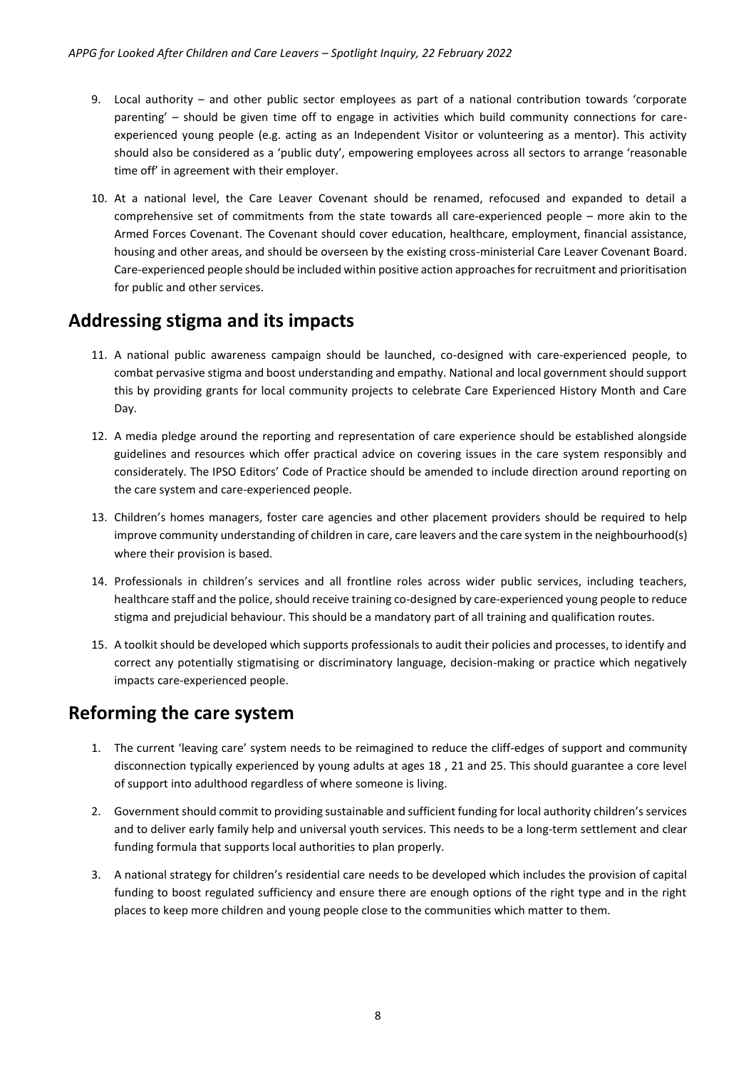9. Local authority – and other public sector employees as part of a national contribution towards 'corporate parenting' – should be given time off to engage in activities which build community connections for care-experienced young people (e.g. acting as an Independent Visitor or volunteering as a mentor). This activity should also be considered as a 'public duty', empowering employees across all sectors to arrange 'reasonable time off' in agreement with their employer.

10. At a national level, the Care Leaver Covenant should be renamed, refocused and expanded to detail a comprehensive set of commitments from the state towards all care-experienced people – more akin to the Armed Forces Covenant. The Covenant should cover education, healthcare, employment, financial assistance, housing and other areas, and should be overseen by the existing cross-ministerial Care Leaver Covenant Board. Care-experienced people should be included within positive action approaches for recruitment and prioritisation for public and other services.

## Addressing stigma and its impacts

11. A national public awareness campaign should be launched, co-designed with care-experienced people, to combat pervasive stigma and boost understanding and empathy. National and local government should support this by providing grants for local community projects to celebrate Care Experienced History Month and Care Day.

12. A media pledge around the reporting and representation of care experience should be established alongside guidelines and resources which offer practical advice on covering issues in the care system responsibly and considerately. The IPSO Editors' Code of Practice should be amended to include direction around reporting on the care system and care-experienced people.

13. Children's homes managers, foster care agencies and other placement providers should be required to help improve community understanding of children in care, care leavers and the care system in the neighbourhood(s) where their provision is based.

14. Professionals in children's services and all frontline roles across wider public services, including teachers, healthcare staff and the police, should receive training co-designed by care-experienced young people to reduce stigma and prejudicial behaviour. This should be a mandatory part of all training and qualification routes.

15. A toolkit should be developed which supports professionals to audit their policies and processes, to identify and correct any potentially stigmatising or discriminatory language, decision-making or practice which negatively impacts care-experienced people.

## Reforming the care system

1. The current 'leaving care' system needs to be reimagined to reduce the cliff-edges of support and community disconnection typically experienced by young adults at ages 18 , 21 and 25. This should guarantee a core level of support into adulthood regardless of where someone is living.

2. Government should commit to providing sustainable and sufficient funding for local authority children's services and to deliver early family help and universal youth services. This needs to be a long-term settlement and clear funding formula that supports local authorities to plan properly.

3. A national strategy for children's residential care needs to be developed which includes the provision of capital funding to boost regulated sufficiency and ensure there are enough options of the right type and in the right places to keep more children and young people close to the communities which matter to them.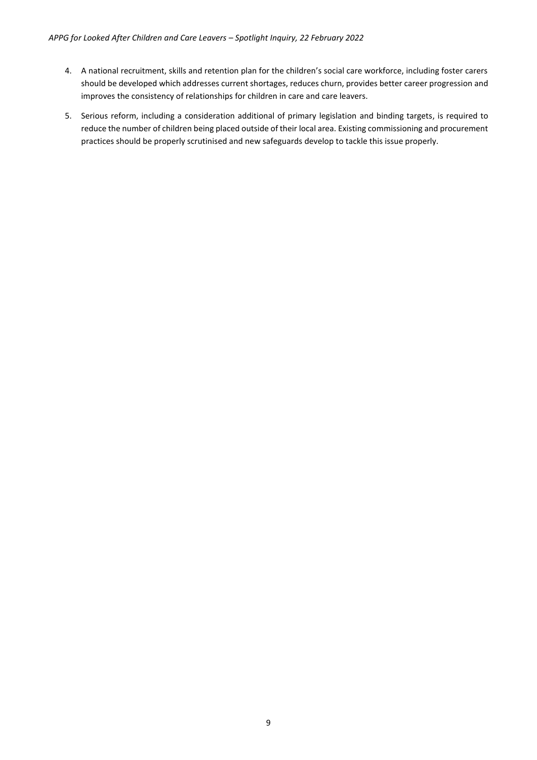4. A national recruitment, skills and retention plan for the children's social care workforce, including foster carers should be developed which addresses current shortages, reduces churn, provides better career progression and improves the consistency of relationships for children in care and care leavers.

5. Serious reform, including a consideration additional of primary legislation and binding targets, is required to reduce the number of children being placed outside of their local area. Existing commissioning and procurement practices should be properly scrutinised and new safeguards develop to tackle this issue properly.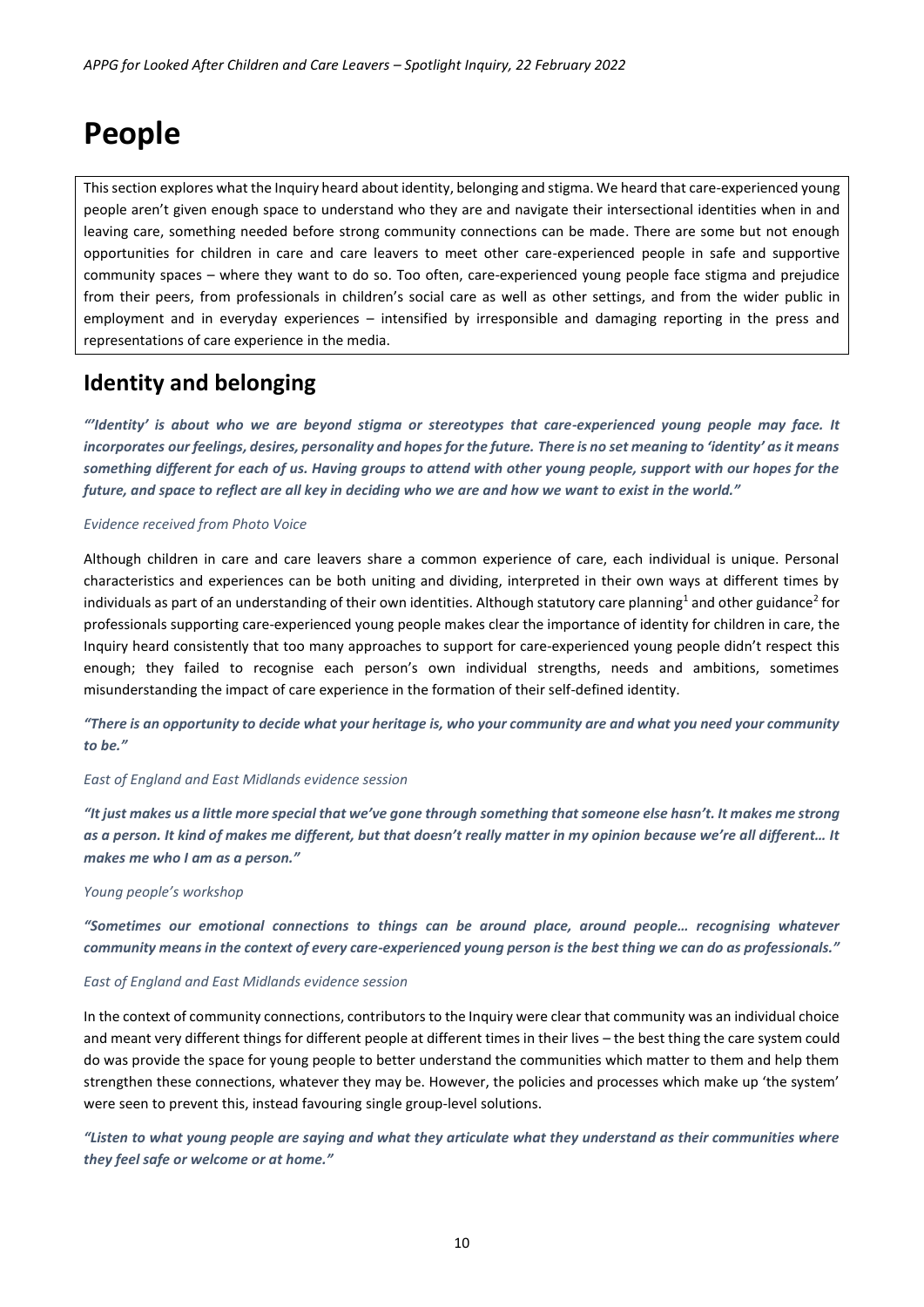# People

This section explores what the Inquiry heard about identity, belonging and stigma. We heard that care-experienced young people aren't given enough space to understand who they are and navigate their intersectional identities when in and leaving care, something needed before strong community connections can be made. There are some but not enough opportunities for children in care and care leavers to meet other care-experienced people in safe and supportive community spaces – where they want to do so. Too often, care-experienced young people face stigma and prejudice from their peers, from professionals in children's social care as well as other settings, and from the wider public in employment and in everyday experiences – intensified by irresponsible and damaging reporting in the press and representations of care experience in the media.

## Identity and belonging

***"'Identity' is about who we are beyond stigma or stereotypes that care-experienced young people may face. It incorporates our feelings, desires, personality and hopes for the future. There is no set meaning to 'identity' as it means something different for each of us. Having groups to attend with other young people, support with our hopes for the future, and space to reflect are all key in deciding who we are and how we want to exist in the world."***

*Evidence received from Photo Voice*

Although children in care and care leavers share a common experience of care, each individual is unique. Personal characteristics and experiences can be both uniting and dividing, interpreted in their own ways at different times by individuals as part of an understanding of their own identities. Although statutory care planning[1] and other guidance[2] for professionals supporting care-experienced young people makes clear the importance of identity for children in care, the Inquiry heard consistently that too many approaches to support for care-experienced young people didn't respect this enough; they failed to recognise each person's own individual strengths, needs and ambitions, sometimes misunderstanding the impact of care experience in the formation of their self-defined identity.

***"There is an opportunity to decide what your heritage is, who your community are and what you need your community to be."***

*East of England and East Midlands evidence session*

***"It just makes us a little more special that we've gone through something that someone else hasn't. It makes me strong as a person. It kind of makes me different, but that doesn't really matter in my opinion because we're all different… It makes me who I am as a person."***

*Young people's workshop*

***"Sometimes our emotional connections to things can be around place, around people… recognising whatever community means in the context of every care-experienced young person is the best thing we can do as professionals."***

*East of England and East Midlands evidence session*

In the context of community connections, contributors to the Inquiry were clear that community was an individual choice and meant very different things for different people at different times in their lives – the best thing the care system could do was provide the space for young people to better understand the communities which matter to them and help them strengthen these connections, whatever they may be. However, the policies and processes which make up 'the system' were seen to prevent this, instead favouring single group-level solutions.

***"Listen to what young people are saying and what they articulate what they understand as their communities where they feel safe or welcome or at home."***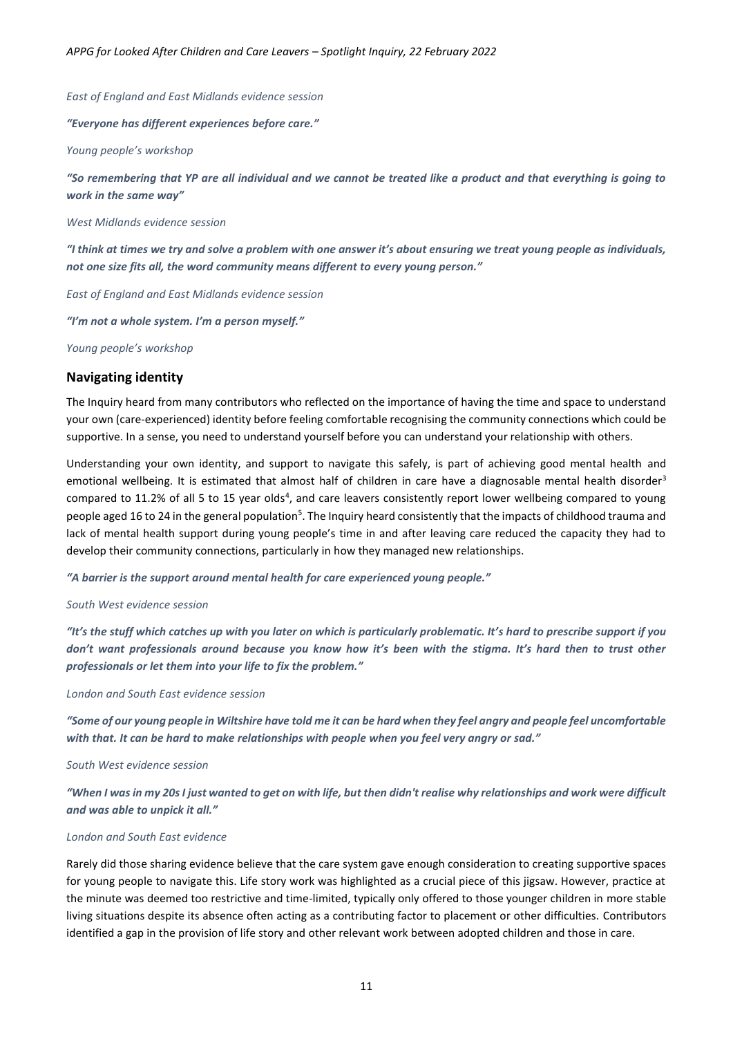*East of England and East Midlands evidence session*

***"Everyone has different experiences before care."***

*Young people's workshop*

***"So remembering that YP are all individual and we cannot be treated like a product and that everything is going to work in the same way"***

*West Midlands evidence session*

***"I think at times we try and solve a problem with one answer it's about ensuring we treat young people as individuals, not one size fits all, the word community means different to every young person."***

*East of England and East Midlands evidence session*

***"I'm not a whole system. I'm a person myself."***

*Young people's workshop*

## Navigating identity

The Inquiry heard from many contributors who reflected on the importance of having the time and space to understand your own (care-experienced) identity before feeling comfortable recognising the community connections which could be supportive. In a sense, you need to understand yourself before you can understand your relationship with others.

Understanding your own identity, and support to navigate this safely, is part of achieving good mental health and emotional wellbeing. It is estimated that almost half of children in care have a diagnosable mental health disorder[3] compared to 11.2% of all 5 to 15 year olds[4], and care leavers consistently report lower wellbeing compared to young people aged 16 to 24 in the general population[5]. The Inquiry heard consistently that the impacts of childhood trauma and lack of mental health support during young people's time in and after leaving care reduced the capacity they had to develop their community connections, particularly in how they managed new relationships.

***"A barrier is the support around mental health for care experienced young people."***

*South West evidence session*

***"It's the stuff which catches up with you later on which is particularly problematic. It's hard to prescribe support if you don't want professionals around because you know how it's been with the stigma. It's hard then to trust other professionals or let them into your life to fix the problem."***

*London and South East evidence session*

***"Some of our young people in Wiltshire have told me it can be hard when they feel angry and people feel uncomfortable with that. It can be hard to make relationships with people when you feel very angry or sad."***

*South West evidence session*

***"When I was in my 20s I just wanted to get on with life, but then didn't realise why relationships and work were difficult and was able to unpick it all."***

*London and South East evidence*

Rarely did those sharing evidence believe that the care system gave enough consideration to creating supportive spaces for young people to navigate this. Life story work was highlighted as a crucial piece of this jigsaw. However, practice at the minute was deemed too restrictive and time-limited, typically only offered to those younger children in more stable living situations despite its absence often acting as a contributing factor to placement or other difficulties. Contributors identified a gap in the provision of life story and other relevant work between adopted children and those in care.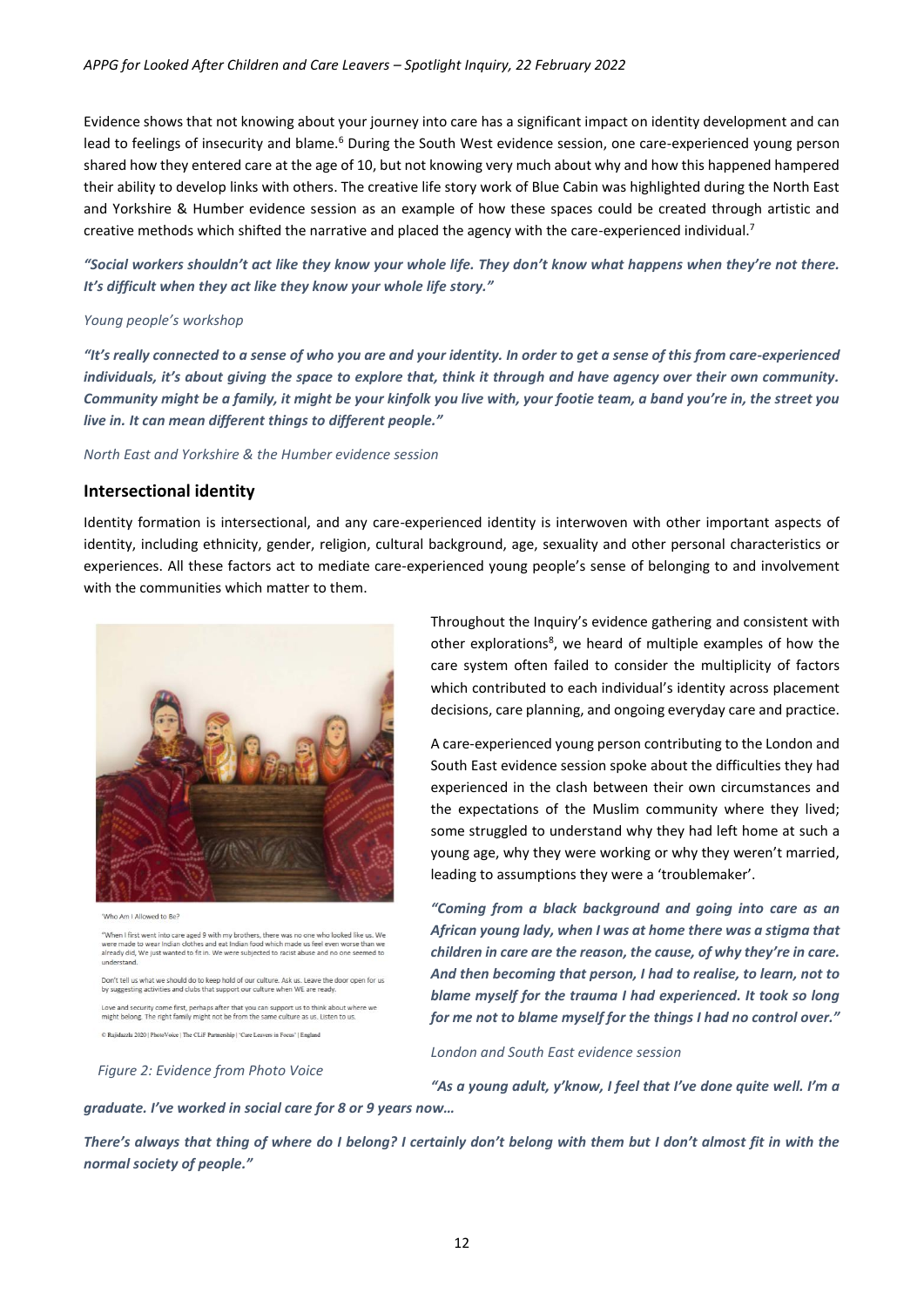Evidence shows that not knowing about your journey into care has a significant impact on identity development and can lead to feelings of insecurity and blame.[6] During the South West evidence session, one care-experienced young person shared how they entered care at the age of 10, but not knowing very much about why and how this happened hampered their ability to develop links with others. The creative life story work of Blue Cabin was highlighted during the North East and Yorkshire & Humber evidence session as an example of how these spaces could be created through artistic and creative methods which shifted the narrative and placed the agency with the care-experienced individual.[7]

***"Social workers shouldn't act like they know your whole life. They don't know what happens when they're not there. It's difficult when they act like they know your whole life story."***

*Young people's workshop*

***"It's really connected to a sense of who you are and your identity. In order to get a sense of this from care-experienced individuals, it's about giving the space to explore that, think it through and have agency over their own community. Community might be a family, it might be your kinfolk you live with, your footie team, a band you're in, the street you live in. It can mean different things to different people."***

*North East and Yorkshire & the Humber evidence session*

## Intersectional identity

Identity formation is intersectional, and any care-experienced identity is interwoven with other important aspects of identity, including ethnicity, gender, religion, cultural background, age, sexuality and other personal characteristics or experiences. All these factors act to mediate care-experienced young people's sense of belonging to and involvement with the communities which matter to them.

'Who Am I Allowed to Be?

"When I first went into care aged 9 with my brothers, there was no one who looked like us. We were made to wear Indian clothes and eat Indian food which made us feel even worse than we already did, We just wanted to fit in. We were subjected to racist abuse and no one seemed to understand.

Don't tell us what we should do to keep hold of our culture. Ask us. Leave the door open for us by suggesting activities and clubs that support our culture when WE are ready.

Love and security come first, perhaps after that you can support us to think about where we might belong. The right family might not be from the same culture as us. Listen to us.

© Rajdazzla 2020 | PhotoVoice | The CLiF Partnership | 'Care Leavers in Focus' | England

*Figure 2: Evidence from Photo Voice*

Throughout the Inquiry's evidence gathering and consistent with other explorations[8], we heard of multiple examples of how the care system often failed to consider the multiplicity of factors which contributed to each individual's identity across placement decisions, care planning, and ongoing everyday care and practice.

A care-experienced young person contributing to the London and South East evidence session spoke about the difficulties they had experienced in the clash between their own circumstances and the expectations of the Muslim community where they lived; some struggled to understand why they had left home at such a young age, why they were working or why they weren't married, leading to assumptions they were a 'troublemaker'.

***"Coming from a black background and going into care as an African young lady, when I was at home there was a stigma that children in care are the reason, the cause, of why they're in care. And then becoming that person, I had to realise, to learn, not to blame myself for the trauma I had experienced. It took so long for me not to blame myself for the things I had no control over."***

*London and South East evidence session*

***"As a young adult, y'know, I feel that I've done quite well. I'm a graduate. I've worked in social care for 8 or 9 years now…***

***There's always that thing of where do I belong? I certainly don't belong with them but I don't almost fit in with the normal society of people."***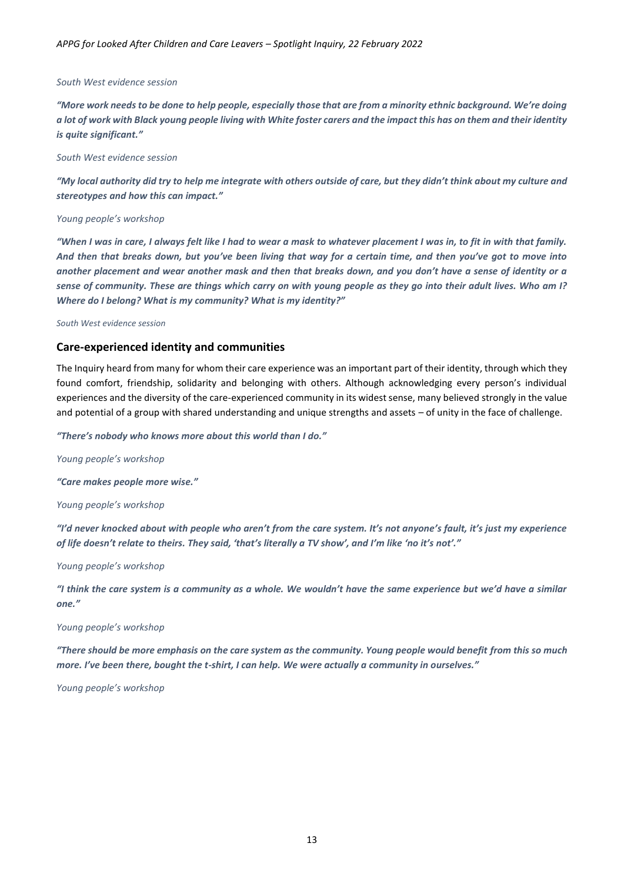*South West evidence session*

***"More work needs to be done to help people, especially those that are from a minority ethnic background. We're doing a lot of work with Black young people living with White foster carers and the impact this has on them and their identity is quite significant."***

*South West evidence session*

***"My local authority did try to help me integrate with others outside of care, but they didn't think about my culture and stereotypes and how this can impact."***

*Young people's workshop*

***"When I was in care, I always felt like I had to wear a mask to whatever placement I was in, to fit in with that family. And then that breaks down, but you've been living that way for a certain time, and then you've got to move into another placement and wear another mask and then that breaks down, and you don't have a sense of identity or a sense of community. These are things which carry on with young people as they go into their adult lives. Who am I? Where do I belong? What is my community? What is my identity?"***

*South West evidence session*

## Care-experienced identity and communities

The Inquiry heard from many for whom their care experience was an important part of their identity, through which they found comfort, friendship, solidarity and belonging with others. Although acknowledging every person's individual experiences and the diversity of the care-experienced community in its widest sense, many believed strongly in the value and potential of a group with shared understanding and unique strengths and assets – of unity in the face of challenge.

***"There's nobody who knows more about this world than I do."***

*Young people's workshop*

***"Care makes people more wise."***

*Young people's workshop*

***"I'd never knocked about with people who aren't from the care system. It's not anyone's fault, it's just my experience of life doesn't relate to theirs. They said, 'that's literally a TV show', and I'm like 'no it's not'."***

*Young people's workshop*

***"I think the care system is a community as a whole. We wouldn't have the same experience but we'd have a similar one."***

*Young people's workshop*

***"There should be more emphasis on the care system as the community. Young people would benefit from this so much more. I've been there, bought the t-shirt, I can help. We were actually a community in ourselves."***

*Young people's workshop*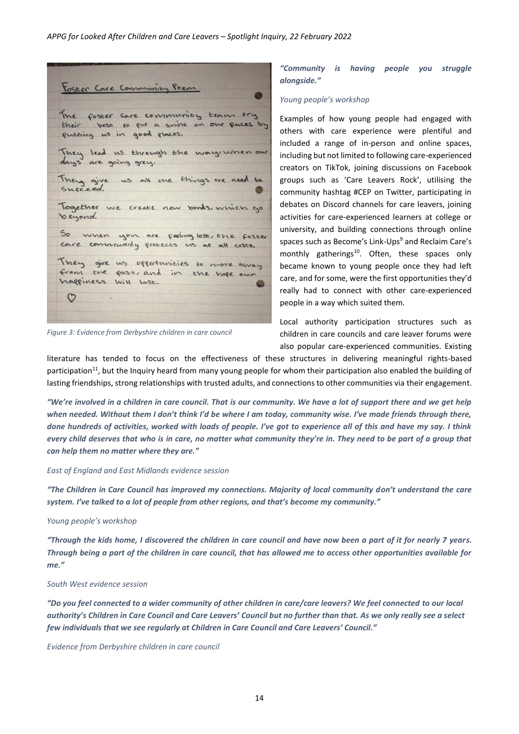Foster Care Community Poem

The foster care community team try their best to put a smile on our faces by putting us in good places.

They lead us through the way when our days are going grey.

They give us all the things we need to succeed.

Together we create new bonds, which go beyond.

So when you are feeling lost, the foster care community protects us at all costs.

They give us opportunities to move away from the past, and in the hope our happiness will last.

♡

*Figure 3: Evidence from Derbyshire children in care council*

***"Community is having people you struggle alongside."***

*Young people's workshop*

Examples of how young people had engaged with others with care experience were plentiful and included a range of in-person and online spaces, including but not limited to following care-experienced creators on TikTok, joining discussions on Facebook groups such as 'Care Leavers Rock', utilising the community hashtag #CEP on Twitter, participating in debates on Discord channels for care leavers, joining activities for care-experienced learners at college or university, and building connections through online spaces such as Become's Link-Ups[9] and Reclaim Care's monthly gatherings[10]. Often, these spaces only became known to young people once they had left care, and for some, were the first opportunities they'd really had to connect with other care-experienced people in a way which suited them.

Local authority participation structures such as children in care councils and care leaver forums were also popular care-experienced communities. Existing literature has tended to focus on the effectiveness of these structures in delivering meaningful rights-based participation[11], but the Inquiry heard from many young people for whom their participation also enabled the building of lasting friendships, strong relationships with trusted adults, and connections to other communities via their engagement.

***"We're involved in a children in care council. That is our community. We have a lot of support there and we get help when needed. Without them I don't think I'd be where I am today, community wise. I've made friends through there, done hundreds of activities, worked with loads of people. I've got to experience all of this and have my say. I think every child deserves that who is in care, no matter what community they're in. They need to be part of a group that can help them no matter where they are."***

*East of England and East Midlands evidence session*

***"The Children in Care Council has improved my connections. Majority of local community don't understand the care system. I've talked to a lot of people from other regions, and that's become my community."***

*Young people's workshop*

***"Through the kids home, I discovered the children in care council and have now been a part of it for nearly 7 years. Through being a part of the children in care council, that has allowed me to access other opportunities available for me."***

*South West evidence session*

***"Do you feel connected to a wider community of other children in care/care leavers? We feel connected to our local authority's Children in Care Council and Care Leavers' Council but no further than that. As we only really see a select few individuals that we see regularly at Children in Care Council and Care Leavers' Council."***

*Evidence from Derbyshire children in care council*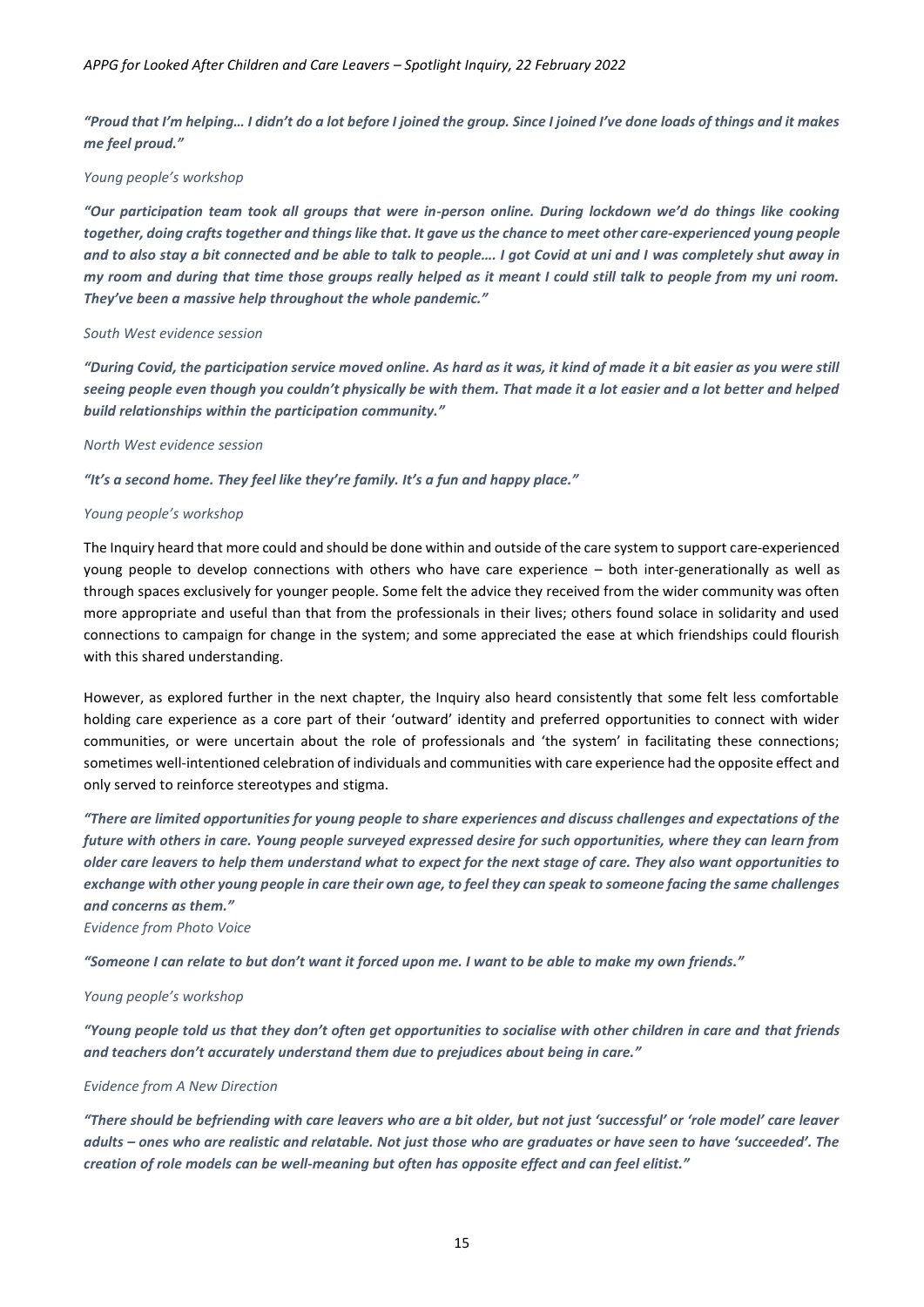*"Proud that I'm helping… I didn't do a lot before I joined the group. Since I joined I've done loads of things and it makes me feel proud."*

*Young people's workshop*

*"Our participation team took all groups that were in-person online. During lockdown we'd do things like cooking together, doing crafts together and things like that. It gave us the chance to meet other care-experienced young people and to also stay a bit connected and be able to talk to people…. I got Covid at uni and I was completely shut away in my room and during that time those groups really helped as it meant I could still talk to people from my uni room. They've been a massive help throughout the whole pandemic."*

*South West evidence session*

*"During Covid, the participation service moved online. As hard as it was, it kind of made it a bit easier as you were still seeing people even though you couldn't physically be with them. That made it a lot easier and a lot better and helped build relationships within the participation community."*

*North West evidence session*

*"It's a second home. They feel like they're family. It's a fun and happy place."*

*Young people's workshop*

The Inquiry heard that more could and should be done within and outside of the care system to support care-experienced young people to develop connections with others who have care experience – both inter-generationally as well as through spaces exclusively for younger people. Some felt the advice they received from the wider community was often more appropriate and useful than that from the professionals in their lives; others found solace in solidarity and used connections to campaign for change in the system; and some appreciated the ease at which friendships could flourish with this shared understanding.

However, as explored further in the next chapter, the Inquiry also heard consistently that some felt less comfortable holding care experience as a core part of their 'outward' identity and preferred opportunities to connect with wider communities, or were uncertain about the role of professionals and 'the system' in facilitating these connections; sometimes well-intentioned celebration of individuals and communities with care experience had the opposite effect and only served to reinforce stereotypes and stigma.

*"There are limited opportunities for young people to share experiences and discuss challenges and expectations of the future with others in care. Young people surveyed expressed desire for such opportunities, where they can learn from older care leavers to help them understand what to expect for the next stage of care. They also want opportunities to exchange with other young people in care their own age, to feel they can speak to someone facing the same challenges and concerns as them."*
*Evidence from Photo Voice*

*"Someone I can relate to but don't want it forced upon me. I want to be able to make my own friends."*

*Young people's workshop*

*"Young people told us that they don't often get opportunities to socialise with other children in care and that friends and teachers don't accurately understand them due to prejudices about being in care."*

*Evidence from A New Direction*

*"There should be befriending with care leavers who are a bit older, but not just 'successful' or 'role model' care leaver adults – ones who are realistic and relatable. Not just those who are graduates or have seen to have 'succeeded'. The creation of role models can be well-meaning but often has opposite effect and can feel elitist."*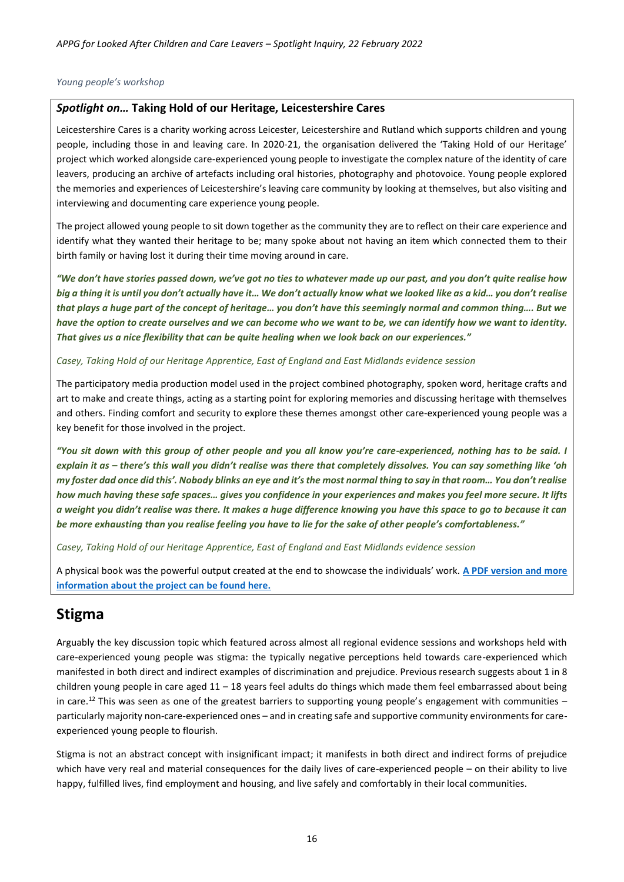*Young people's workshop*

### *Spotlight on…* Taking Hold of our Heritage, Leicestershire Cares

Leicestershire Cares is a charity working across Leicester, Leicestershire and Rutland which supports children and young people, including those in and leaving care. In 2020-21, the organisation delivered the 'Taking Hold of our Heritage' project which worked alongside care-experienced young people to investigate the complex nature of the identity of care leavers, producing an archive of artefacts including oral histories, photography and photovoice. Young people explored the memories and experiences of Leicestershire's leaving care community by looking at themselves, but also visiting and interviewing and documenting care experience young people.

The project allowed young people to sit down together as the community they are to reflect on their care experience and identify what they wanted their heritage to be; many spoke about not having an item which connected them to their birth family or having lost it during their time moving around in care.

***"We don't have stories passed down, we've got no ties to whatever made up our past, and you don't quite realise how big a thing it is until you don't actually have it… We don't actually know what we looked like as a kid… you don't realise that plays a huge part of the concept of heritage… you don't have this seemingly normal and common thing…. But we have the option to create ourselves and we can become who we want to be, we can identify how we want to identity. That gives us a nice flexibility that can be quite healing when we look back on our experiences."***

*Casey, Taking Hold of our Heritage Apprentice, East of England and East Midlands evidence session*

The participatory media production model used in the project combined photography, spoken word, heritage crafts and art to make and create things, acting as a starting point for exploring memories and discussing heritage with themselves and others. Finding comfort and security to explore these themes amongst other care-experienced young people was a key benefit for those involved in the project.

***"You sit down with this group of other people and you all know you're care-experienced, nothing has to be said. I explain it as – there's this wall you didn't realise was there that completely dissolves. You can say something like 'oh my foster dad once did this'. Nobody blinks an eye and it's the most normal thing to say in that room… You don't realise how much having these safe spaces… gives you confidence in your experiences and makes you feel more secure. It lifts a weight you didn't realise was there. It makes a huge difference knowing you have this space to go to because it can be more exhausting than you realise feeling you have to lie for the sake of other people's comfortableness."***

*Casey, Taking Hold of our Heritage Apprentice, East of England and East Midlands evidence session*

A physical book was the powerful output created at the end to showcase the individuals' work. **A PDF version and more information about the project can be found here.**

## Stigma

Arguably the key discussion topic which featured across almost all regional evidence sessions and workshops held with care-experienced young people was stigma: the typically negative perceptions held towards care-experienced which manifested in both direct and indirect examples of discrimination and prejudice. Previous research suggests about 1 in 8 children young people in care aged 11 – 18 years feel adults do things which made them feel embarrassed about being in care.[12] This was seen as one of the greatest barriers to supporting young people's engagement with communities – particularly majority non-care-experienced ones – and in creating safe and supportive community environments for care-experienced young people to flourish.

Stigma is not an abstract concept with insignificant impact; it manifests in both direct and indirect forms of prejudice which have very real and material consequences for the daily lives of care-experienced people – on their ability to live happy, fulfilled lives, find employment and housing, and live safely and comfortably in their local communities.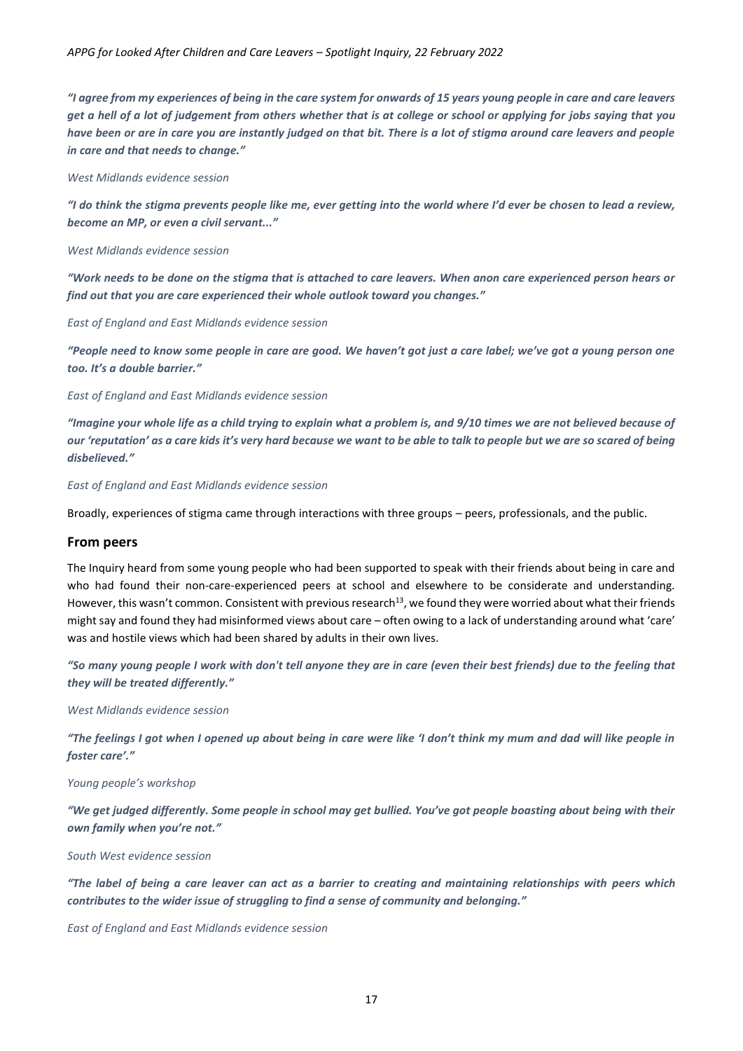***"I agree from my experiences of being in the care system for onwards of 15 years young people in care and care leavers get a hell of a lot of judgement from others whether that is at college or school or applying for jobs saying that you have been or are in care you are instantly judged on that bit. There is a lot of stigma around care leavers and people in care and that needs to change."***

*West Midlands evidence session*

***"I do think the stigma prevents people like me, ever getting into the world where I'd ever be chosen to lead a review, become an MP, or even a civil servant..."***

*West Midlands evidence session*

***"Work needs to be done on the stigma that is attached to care leavers. When anon care experienced person hears or find out that you are care experienced their whole outlook toward you changes."***

*East of England and East Midlands evidence session*

***"People need to know some people in care are good. We haven't got just a care label; we've got a young person one too. It's a double barrier."***

*East of England and East Midlands evidence session*

***"Imagine your whole life as a child trying to explain what a problem is, and 9/10 times we are not believed because of our 'reputation' as a care kids it's very hard because we want to be able to talk to people but we are so scared of being disbelieved."***

*East of England and East Midlands evidence session*

Broadly, experiences of stigma came through interactions with three groups – peers, professionals, and the public.

### From peers

The Inquiry heard from some young people who had been supported to speak with their friends about being in care and who had found their non-care-experienced peers at school and elsewhere to be considerate and understanding. However, this wasn't common. Consistent with previous research[13], we found they were worried about what their friends might say and found they had misinformed views about care – often owing to a lack of understanding around what 'care' was and hostile views which had been shared by adults in their own lives.

***"So many young people I work with don't tell anyone they are in care (even their best friends) due to the feeling that they will be treated differently."***

*West Midlands evidence session*

***"The feelings I got when I opened up about being in care were like 'I don't think my mum and dad will like people in foster care'."***

*Young people's workshop*

***"We get judged differently. Some people in school may get bullied. You've got people boasting about being with their own family when you're not."***

*South West evidence session*

***"The label of being a care leaver can act as a barrier to creating and maintaining relationships with peers which contributes to the wider issue of struggling to find a sense of community and belonging."***

*East of England and East Midlands evidence session*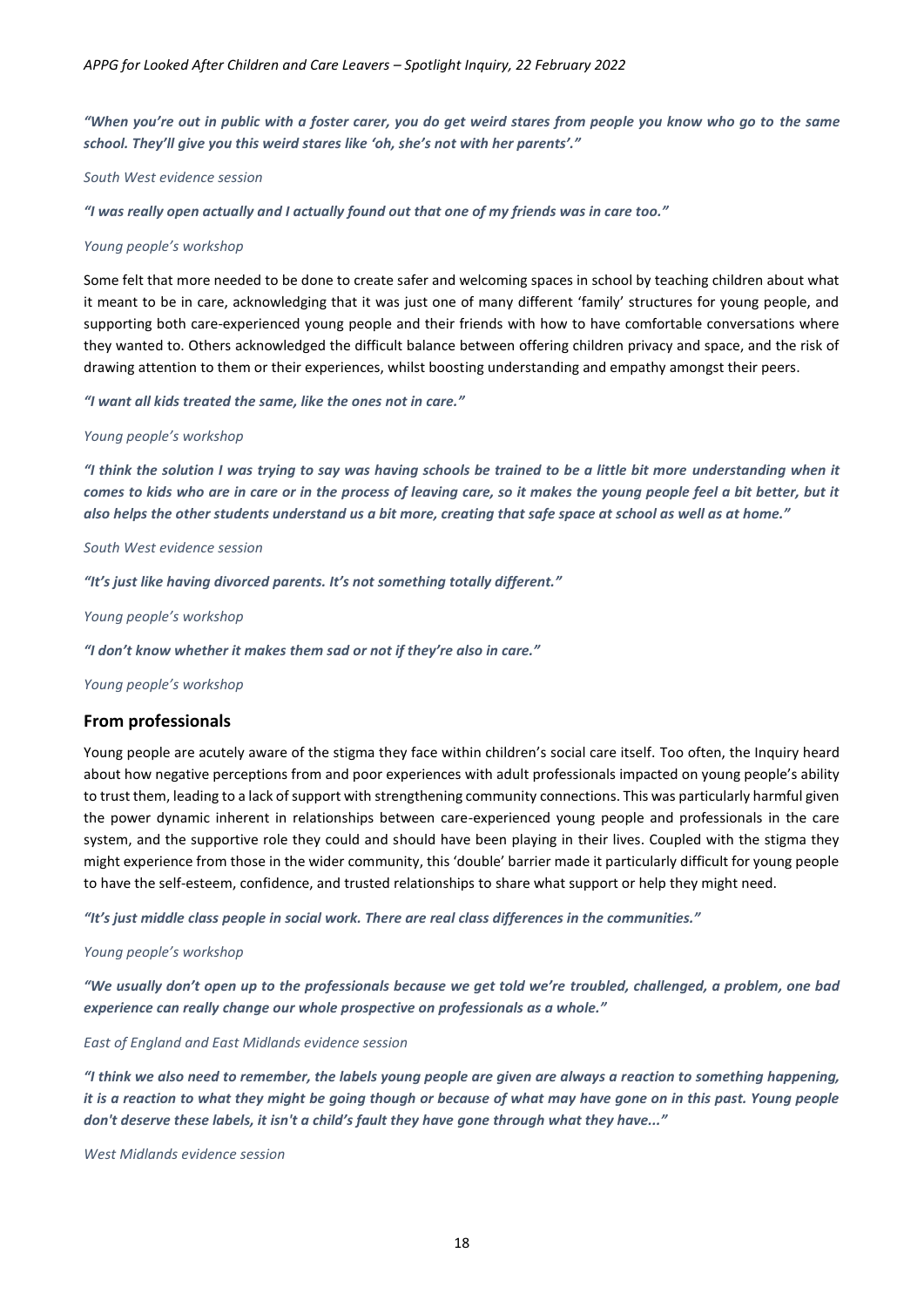***"When you're out in public with a foster carer, you do get weird stares from people you know who go to the same school. They'll give you this weird stares like 'oh, she's not with her parents'."***

*South West evidence session*

***"I was really open actually and I actually found out that one of my friends was in care too."***

*Young people's workshop*

Some felt that more needed to be done to create safer and welcoming spaces in school by teaching children about what it meant to be in care, acknowledging that it was just one of many different 'family' structures for young people, and supporting both care-experienced young people and their friends with how to have comfortable conversations where they wanted to. Others acknowledged the difficult balance between offering children privacy and space, and the risk of drawing attention to them or their experiences, whilst boosting understanding and empathy amongst their peers.

***"I want all kids treated the same, like the ones not in care."***

*Young people's workshop*

***"I think the solution I was trying to say was having schools be trained to be a little bit more understanding when it comes to kids who are in care or in the process of leaving care, so it makes the young people feel a bit better, but it also helps the other students understand us a bit more, creating that safe space at school as well as at home."***

*South West evidence session*

***"It's just like having divorced parents. It's not something totally different."***

*Young people's workshop*

***"I don't know whether it makes them sad or not if they're also in care."***

*Young people's workshop*

## From professionals

Young people are acutely aware of the stigma they face within children's social care itself. Too often, the Inquiry heard about how negative perceptions from and poor experiences with adult professionals impacted on young people's ability to trust them, leading to a lack of support with strengthening community connections. This was particularly harmful given the power dynamic inherent in relationships between care-experienced young people and professionals in the care system, and the supportive role they could and should have been playing in their lives. Coupled with the stigma they might experience from those in the wider community, this 'double' barrier made it particularly difficult for young people to have the self-esteem, confidence, and trusted relationships to share what support or help they might need.

***"It's just middle class people in social work. There are real class differences in the communities."***

*Young people's workshop*

***"We usually don't open up to the professionals because we get told we're troubled, challenged, a problem, one bad experience can really change our whole prospective on professionals as a whole."***

*East of England and East Midlands evidence session*

***"I think we also need to remember, the labels young people are given are always a reaction to something happening, it is a reaction to what they might be going though or because of what may have gone on in this past. Young people don't deserve these labels, it isn't a child's fault they have gone through what they have..."***

*West Midlands evidence session*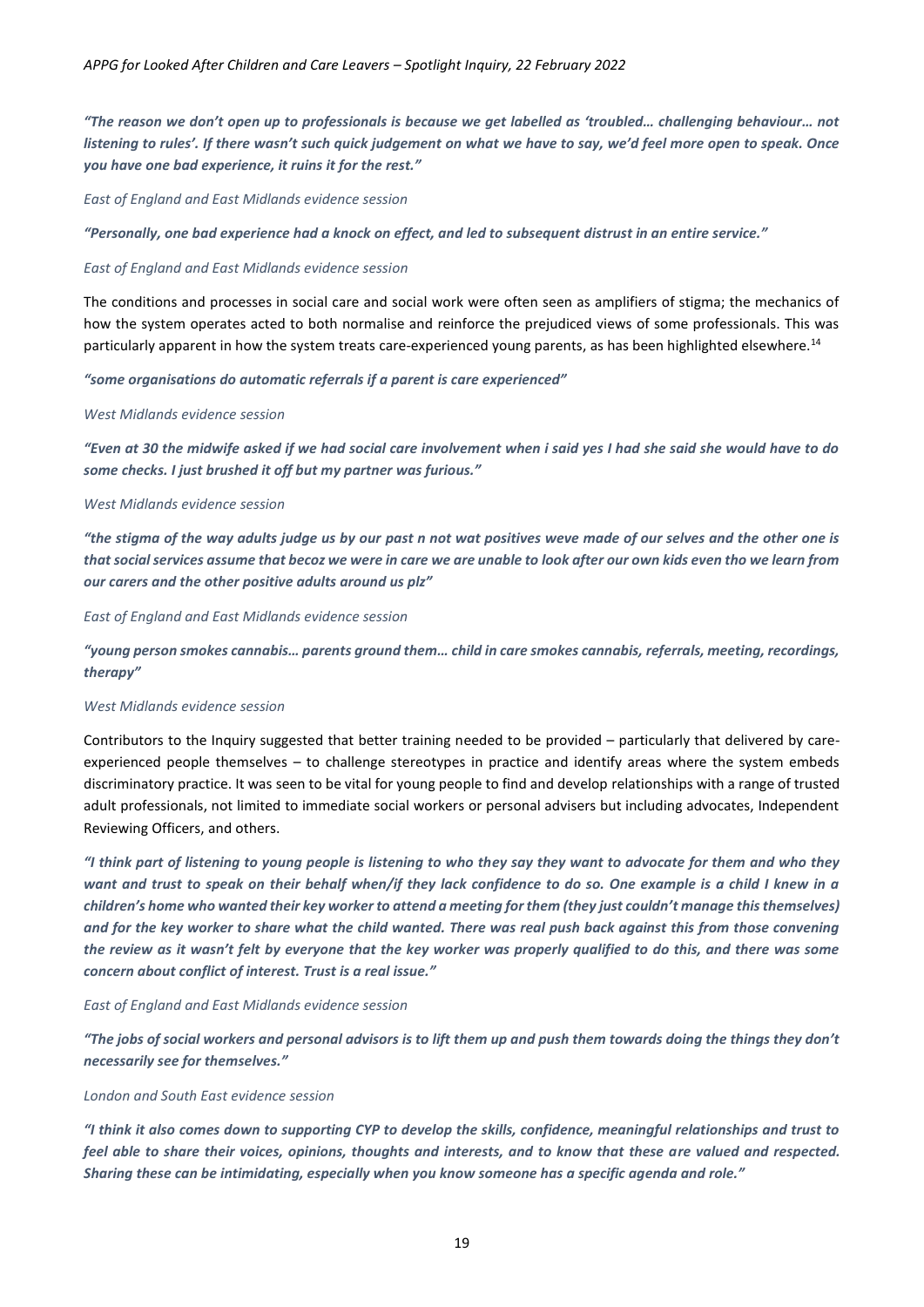***"The reason we don't open up to professionals is because we get labelled as 'troubled… challenging behaviour… not listening to rules'. If there wasn't such quick judgement on what we have to say, we'd feel more open to speak. Once you have one bad experience, it ruins it for the rest."***

*East of England and East Midlands evidence session*

***"Personally, one bad experience had a knock on effect, and led to subsequent distrust in an entire service."***

*East of England and East Midlands evidence session*

The conditions and processes in social care and social work were often seen as amplifiers of stigma; the mechanics of how the system operates acted to both normalise and reinforce the prejudiced views of some professionals. This was particularly apparent in how the system treats care-experienced young parents, as has been highlighted elsewhere.[14]

***"some organisations do automatic referrals if a parent is care experienced"***

*West Midlands evidence session*

***"Even at 30 the midwife asked if we had social care involvement when i said yes I had she said she would have to do some checks. I just brushed it off but my partner was furious."***

*West Midlands evidence session*

***"the stigma of the way adults judge us by our past n not wat positives weve made of our selves and the other one is that social services assume that becoz we were in care we are unable to look after our own kids even tho we learn from our carers and the other positive adults around us plz"***

*East of England and East Midlands evidence session*

***"young person smokes cannabis… parents ground them… child in care smokes cannabis, referrals, meeting, recordings, therapy"***

*West Midlands evidence session*

Contributors to the Inquiry suggested that better training needed to be provided – particularly that delivered by care-experienced people themselves – to challenge stereotypes in practice and identify areas where the system embeds discriminatory practice. It was seen to be vital for young people to find and develop relationships with a range of trusted adult professionals, not limited to immediate social workers or personal advisers but including advocates, Independent Reviewing Officers, and others.

***"I think part of listening to young people is listening to who they say they want to advocate for them and who they want and trust to speak on their behalf when/if they lack confidence to do so. One example is a child I knew in a children's home who wanted their key worker to attend a meeting for them (they just couldn't manage this themselves) and for the key worker to share what the child wanted. There was real push back against this from those convening the review as it wasn't felt by everyone that the key worker was properly qualified to do this, and there was some concern about conflict of interest. Trust is a real issue."***

*East of England and East Midlands evidence session*

***"The jobs of social workers and personal advisors is to lift them up and push them towards doing the things they don't necessarily see for themselves."***

*London and South East evidence session*

***"I think it also comes down to supporting CYP to develop the skills, confidence, meaningful relationships and trust to feel able to share their voices, opinions, thoughts and interests, and to know that these are valued and respected. Sharing these can be intimidating, especially when you know someone has a specific agenda and role."***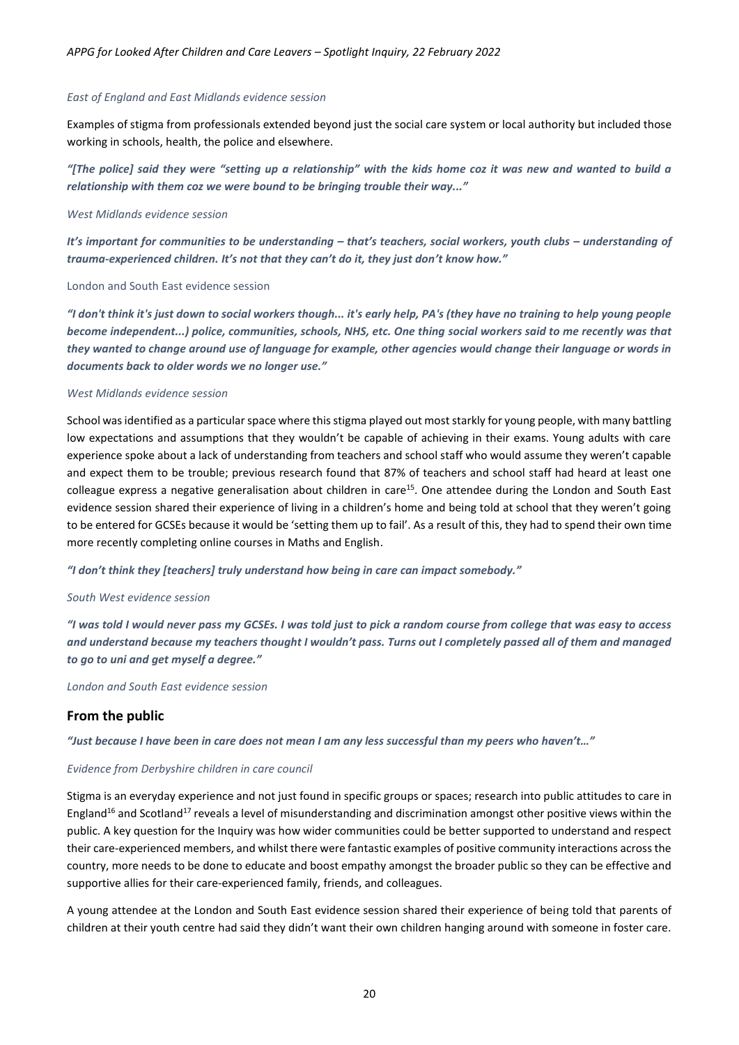*East of England and East Midlands evidence session*

Examples of stigma from professionals extended beyond just the social care system or local authority but included those working in schools, health, the police and elsewhere.

***"[The police] said they were "setting up a relationship" with the kids home coz it was new and wanted to build a relationship with them coz we were bound to be bringing trouble their way..."***

*West Midlands evidence session*

***It's important for communities to be understanding – that's teachers, social workers, youth clubs – understanding of trauma-experienced children. It's not that they can't do it, they just don't know how."***

London and South East evidence session

***"I don't think it's just down to social workers though... it's early help, PA's (they have no training to help young people become independent...) police, communities, schools, NHS, etc. One thing social workers said to me recently was that they wanted to change around use of language for example, other agencies would change their language or words in documents back to older words we no longer use."***

*West Midlands evidence session*

School was identified as a particular space where this stigma played out most starkly for young people, with many battling low expectations and assumptions that they wouldn't be capable of achieving in their exams. Young adults with care experience spoke about a lack of understanding from teachers and school staff who would assume they weren't capable and expect them to be trouble; previous research found that 87% of teachers and school staff had heard at least one colleague express a negative generalisation about children in care[15]. One attendee during the London and South East evidence session shared their experience of living in a children's home and being told at school that they weren't going to be entered for GCSEs because it would be 'setting them up to fail'. As a result of this, they had to spend their own time more recently completing online courses in Maths and English.

***"I don't think they [teachers] truly understand how being in care can impact somebody."***

*South West evidence session*

***"I was told I would never pass my GCSEs. I was told just to pick a random course from college that was easy to access and understand because my teachers thought I wouldn't pass. Turns out I completely passed all of them and managed to go to uni and get myself a degree."***

*London and South East evidence session*

## From the public

***"Just because I have been in care does not mean I am any less successful than my peers who haven't..."***

*Evidence from Derbyshire children in care council*

Stigma is an everyday experience and not just found in specific groups or spaces; research into public attitudes to care in England[16] and Scotland[17] reveals a level of misunderstanding and discrimination amongst other positive views within the public. A key question for the Inquiry was how wider communities could be better supported to understand and respect their care-experienced members, and whilst there were fantastic examples of positive community interactions across the country, more needs to be done to educate and boost empathy amongst the broader public so they can be effective and supportive allies for their care-experienced family, friends, and colleagues.

A young attendee at the London and South East evidence session shared their experience of being told that parents of children at their youth centre had said they didn't want their own children hanging around with someone in foster care.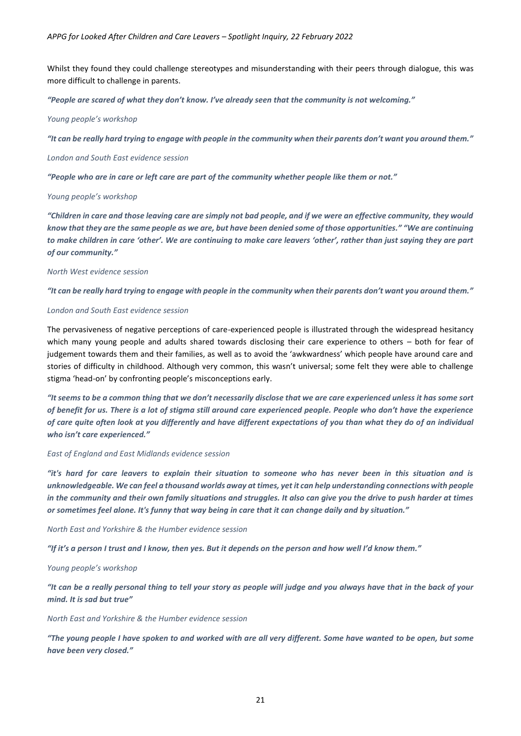Whilst they found they could challenge stereotypes and misunderstanding with their peers through dialogue, this was more difficult to challenge in parents.

***"People are scared of what they don't know. I've already seen that the community is not welcoming."***

*Young people's workshop*

***"It can be really hard trying to engage with people in the community when their parents don't want you around them."***

*London and South East evidence session*

***"People who are in care or left care are part of the community whether people like them or not."***

*Young people's workshop*

***"Children in care and those leaving care are simply not bad people, and if we were an effective community, they would know that they are the same people as we are, but have been denied some of those opportunities." "We are continuing to make children in care 'other'. We are continuing to make care leavers 'other', rather than just saying they are part of our community."***

*North West evidence session*

***"It can be really hard trying to engage with people in the community when their parents don't want you around them."***

*London and South East evidence session*

The pervasiveness of negative perceptions of care-experienced people is illustrated through the widespread hesitancy which many young people and adults shared towards disclosing their care experience to others – both for fear of judgement towards them and their families, as well as to avoid the 'awkwardness' which people have around care and stories of difficulty in childhood. Although very common, this wasn't universal; some felt they were able to challenge stigma 'head-on' by confronting people's misconceptions early.

***"It seems to be a common thing that we don't necessarily disclose that we are care experienced unless it has some sort of benefit for us. There is a lot of stigma still around care experienced people. People who don't have the experience of care quite often look at you differently and have different expectations of you than what they do of an individual who isn't care experienced."***

*East of England and East Midlands evidence session*

***"it's hard for care leavers to explain their situation to someone who has never been in this situation and is unknowledgeable. We can feel a thousand worlds away at times, yet it can help understanding connections with people in the community and their own family situations and struggles. It also can give you the drive to push harder at times or sometimes feel alone. It's funny that way being in care that it can change daily and by situation."***

*North East and Yorkshire & the Humber evidence session*

***"If it's a person I trust and I know, then yes. But it depends on the person and how well I'd know them."***

*Young people's workshop*

***"It can be a really personal thing to tell your story as people will judge and you always have that in the back of your mind. It is sad but true"***

*North East and Yorkshire & the Humber evidence session*

***"The young people I have spoken to and worked with are all very different. Some have wanted to be open, but some have been very closed."***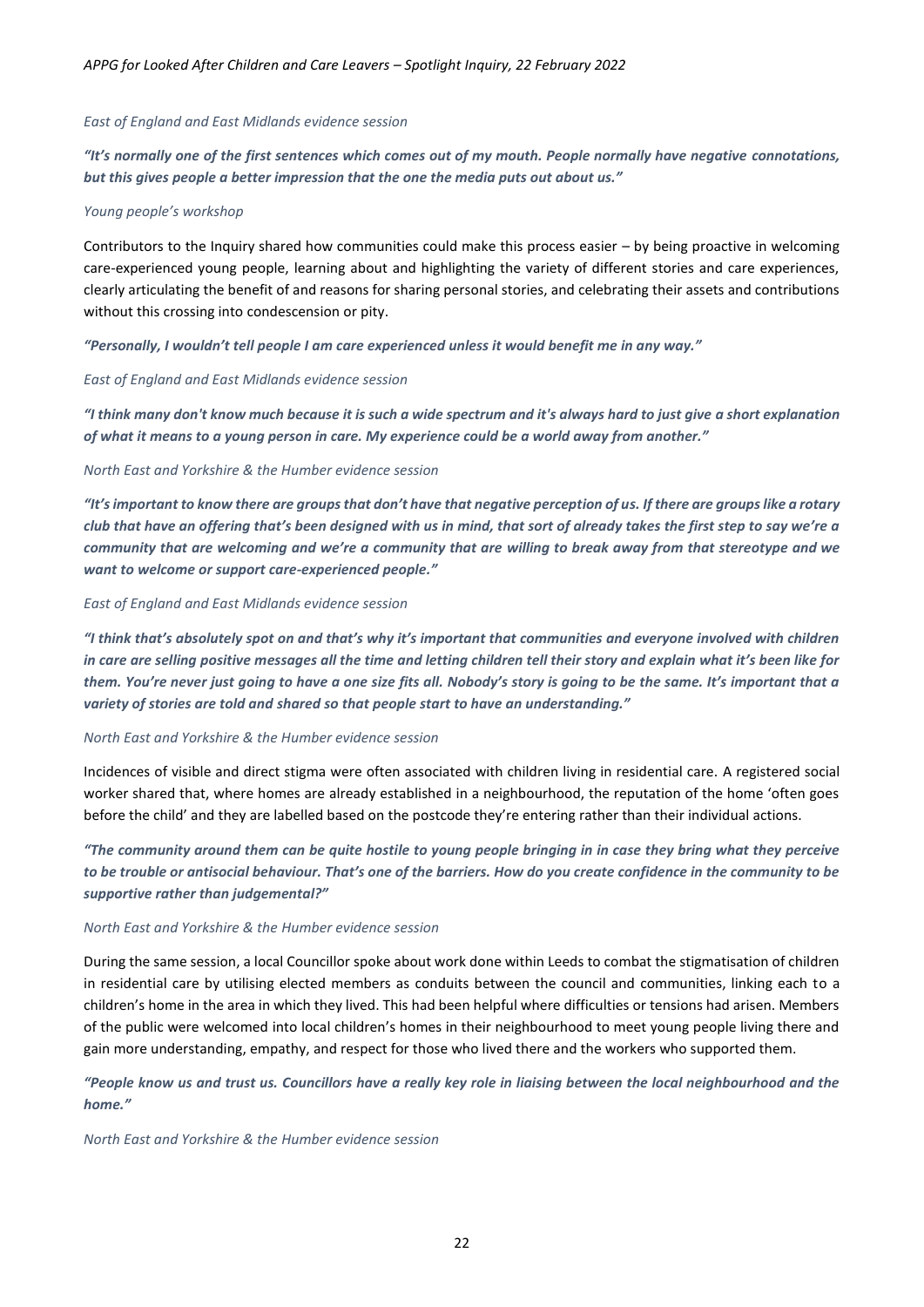*East of England and East Midlands evidence session*

***"It's normally one of the first sentences which comes out of my mouth. People normally have negative connotations, but this gives people a better impression that the one the media puts out about us."***

*Young people's workshop*

Contributors to the Inquiry shared how communities could make this process easier – by being proactive in welcoming care-experienced young people, learning about and highlighting the variety of different stories and care experiences, clearly articulating the benefit of and reasons for sharing personal stories, and celebrating their assets and contributions without this crossing into condescension or pity.

***"Personally, I wouldn't tell people I am care experienced unless it would benefit me in any way."***

*East of England and East Midlands evidence session*

***"I think many don't know much because it is such a wide spectrum and it's always hard to just give a short explanation of what it means to a young person in care. My experience could be a world away from another."***

*North East and Yorkshire & the Humber evidence session*

***"It's important to know there are groups that don't have that negative perception of us. If there are groups like a rotary club that have an offering that's been designed with us in mind, that sort of already takes the first step to say we're a community that are welcoming and we're a community that are willing to break away from that stereotype and we want to welcome or support care-experienced people."***

*East of England and East Midlands evidence session*

***"I think that's absolutely spot on and that's why it's important that communities and everyone involved with children in care are selling positive messages all the time and letting children tell their story and explain what it's been like for them. You're never just going to have a one size fits all. Nobody's story is going to be the same. It's important that a variety of stories are told and shared so that people start to have an understanding."***

*North East and Yorkshire & the Humber evidence session*

Incidences of visible and direct stigma were often associated with children living in residential care. A registered social worker shared that, where homes are already established in a neighbourhood, the reputation of the home 'often goes before the child' and they are labelled based on the postcode they're entering rather than their individual actions.

***"The community around them can be quite hostile to young people bringing in in case they bring what they perceive to be trouble or antisocial behaviour. That's one of the barriers. How do you create confidence in the community to be supportive rather than judgemental?"***

*North East and Yorkshire & the Humber evidence session*

During the same session, a local Councillor spoke about work done within Leeds to combat the stigmatisation of children in residential care by utilising elected members as conduits between the council and communities, linking each to a children's home in the area in which they lived. This had been helpful where difficulties or tensions had arisen. Members of the public were welcomed into local children's homes in their neighbourhood to meet young people living there and gain more understanding, empathy, and respect for those who lived there and the workers who supported them.

***"People know us and trust us. Councillors have a really key role in liaising between the local neighbourhood and the home."***

*North East and Yorkshire & the Humber evidence session*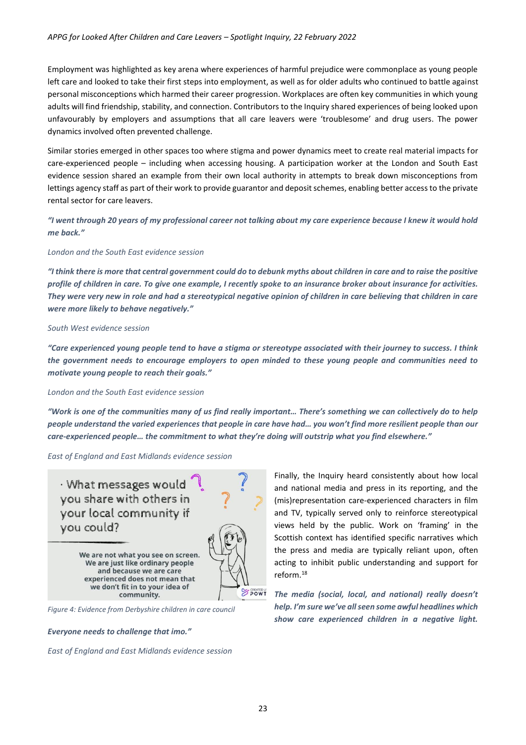Employment was highlighted as key arena where experiences of harmful prejudice were commonplace as young people left care and looked to take their first steps into employment, as well as for older adults who continued to battle against personal misconceptions which harmed their career progression. Workplaces are often key communities in which young adults will find friendship, stability, and connection. Contributors to the Inquiry shared experiences of being looked upon unfavourably by employers and assumptions that all care leavers were 'troublesome' and drug users. The power dynamics involved often prevented challenge.

Similar stories emerged in other spaces too where stigma and power dynamics meet to create real material impacts for care-experienced people – including when accessing housing. A participation worker at the London and South East evidence session shared an example from their own local authority in attempts to break down misconceptions from lettings agency staff as part of their work to provide guarantor and deposit schemes, enabling better access to the private rental sector for care leavers.

***"I went through 20 years of my professional career not talking about my care experience because I knew it would hold me back."***

*London and the South East evidence session*

***"I think there is more that central government could do to debunk myths about children in care and to raise the positive profile of children in care. To give one example, I recently spoke to an insurance broker about insurance for activities. They were very new in role and had a stereotypical negative opinion of children in care believing that children in care were more likely to behave negatively."***

*South West evidence session*

***"Care experienced young people tend to have a stigma or stereotype associated with their journey to success. I think the government needs to encourage employers to open minded to these young people and communities need to motivate young people to reach their goals."***

*London and the South East evidence session*

***"Work is one of the communities many of us find really important… There's something we can collectively do to help people understand the varied experiences that people in care have had… you won't find more resilient people than our care-experienced people… the commitment to what they're doing will outstrip what you find elsewhere."***

*East of England and East Midlands evidence session*

*Figure 4: Evidence from Derbyshire children in care council*

Finally, the Inquiry heard consistently about how local and national media and press in its reporting, and the (mis)representation care-experienced characters in film and TV, typically served only to reinforce stereotypical views held by the public. Work on 'framing' in the Scottish context has identified specific narratives which the press and media are typically reliant upon, often acting to inhibit public understanding and support for reform.[18]

***The media (social, local, and national) really doesn't help. I'm sure we've all seen some awful headlines which show care experienced children in a negative light. Everyone needs to challenge that imo."***

*East of England and East Midlands evidence session*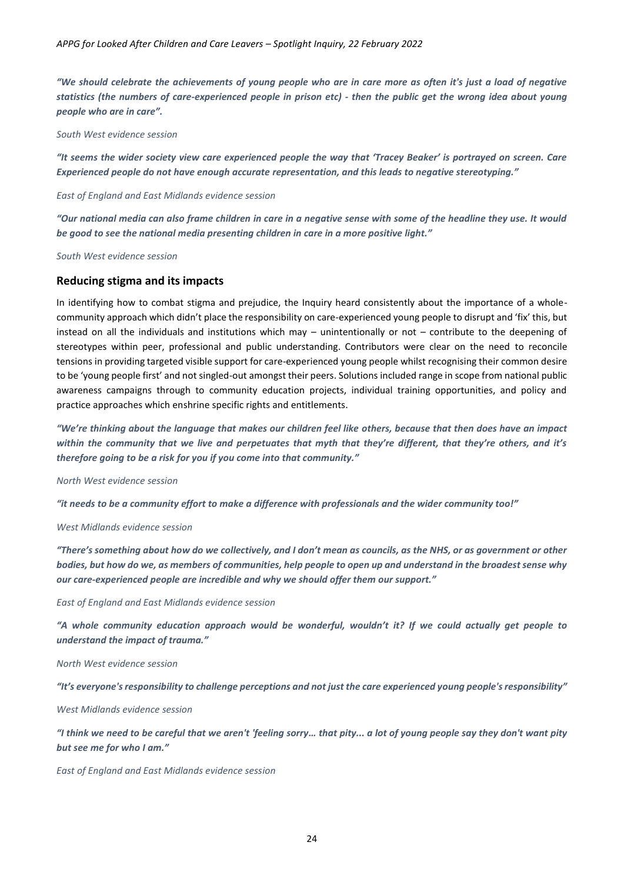***"We should celebrate the achievements of young people who are in care more as often it's just a load of negative statistics (the numbers of care-experienced people in prison etc) - then the public get the wrong idea about young people who are in care".***

*South West evidence session*

***"It seems the wider society view care experienced people the way that 'Tracey Beaker' is portrayed on screen. Care Experienced people do not have enough accurate representation, and this leads to negative stereotyping."***

*East of England and East Midlands evidence session*

***"Our national media can also frame children in care in a negative sense with some of the headline they use. It would be good to see the national media presenting children in care in a more positive light."***

*South West evidence session*

## Reducing stigma and its impacts

In identifying how to combat stigma and prejudice, the Inquiry heard consistently about the importance of a whole-community approach which didn't place the responsibility on care-experienced young people to disrupt and 'fix' this, but instead on all the individuals and institutions which may – unintentionally or not – contribute to the deepening of stereotypes within peer, professional and public understanding. Contributors were clear on the need to reconcile tensions in providing targeted visible support for care-experienced young people whilst recognising their common desire to be 'young people first' and not singled-out amongst their peers. Solutions included range in scope from national public awareness campaigns through to community education projects, individual training opportunities, and policy and practice approaches which enshrine specific rights and entitlements.

***"We're thinking about the language that makes our children feel like others, because that then does have an impact within the community that we live and perpetuates that myth that they're different, that they're others, and it's therefore going to be a risk for you if you come into that community."***

*North West evidence session*

***"it needs to be a community effort to make a difference with professionals and the wider community too!"***

*West Midlands evidence session*

***"There's something about how do we collectively, and I don't mean as councils, as the NHS, or as government or other bodies, but how do we, as members of communities, help people to open up and understand in the broadest sense why our care-experienced people are incredible and why we should offer them our support."***

*East of England and East Midlands evidence session*

***"A whole community education approach would be wonderful, wouldn't it? If we could actually get people to understand the impact of trauma."***

*North West evidence session*

***"It's everyone's responsibility to challenge perceptions and not just the care experienced young people's responsibility"***

*West Midlands evidence session*

***"I think we need to be careful that we aren't 'feeling sorry… that pity... a lot of young people say they don't want pity but see me for who I am."***

*East of England and East Midlands evidence session*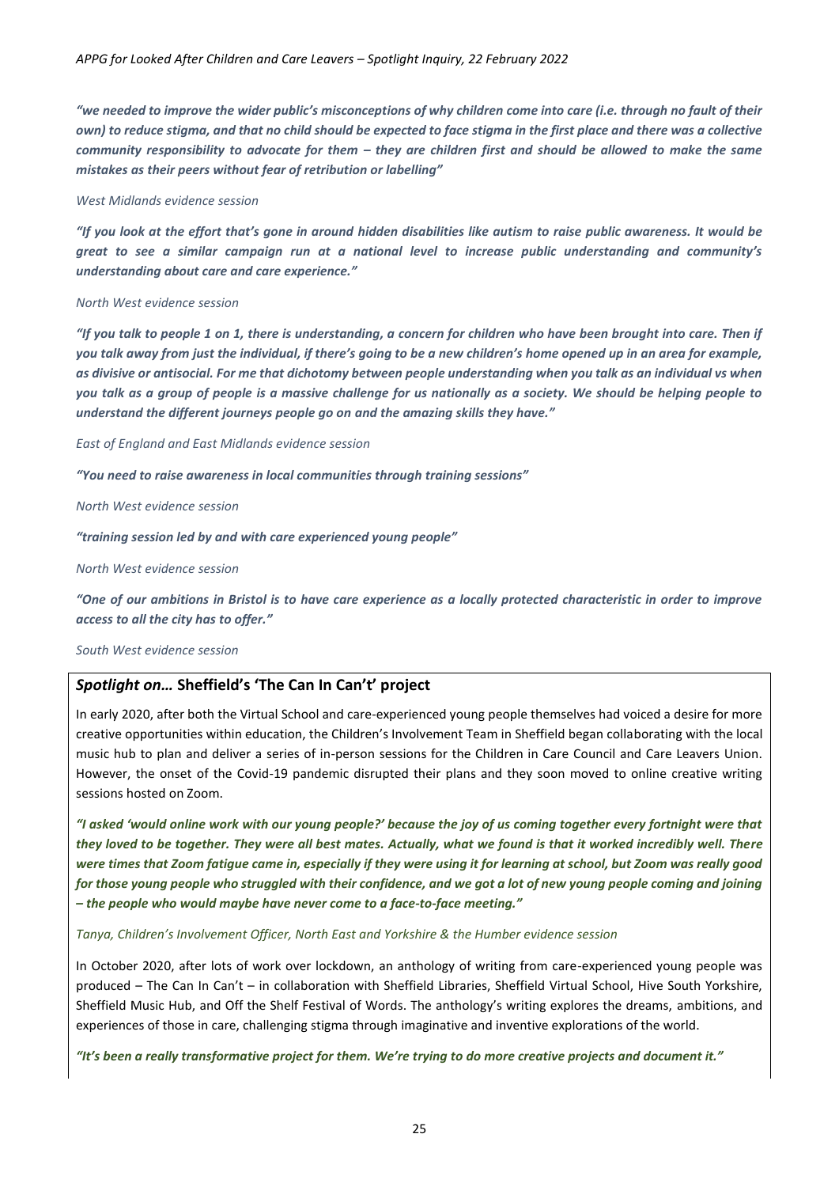***"we needed to improve the wider public's misconceptions of why children come into care (i.e. through no fault of their own) to reduce stigma, and that no child should be expected to face stigma in the first place and there was a collective community responsibility to advocate for them – they are children first and should be allowed to make the same mistakes as their peers without fear of retribution or labelling"***

*West Midlands evidence session*

***"If you look at the effort that's gone in around hidden disabilities like autism to raise public awareness. It would be great to see a similar campaign run at a national level to increase public understanding and community's understanding about care and care experience."***

*North West evidence session*

***"If you talk to people 1 on 1, there is understanding, a concern for children who have been brought into care. Then if you talk away from just the individual, if there's going to be a new children's home opened up in an area for example, as divisive or antisocial. For me that dichotomy between people understanding when you talk as an individual vs when you talk as a group of people is a massive challenge for us nationally as a society. We should be helping people to understand the different journeys people go on and the amazing skills they have."***

*East of England and East Midlands evidence session*

***"You need to raise awareness in local communities through training sessions"***

*North West evidence session*

***"training session led by and with care experienced young people"***

*North West evidence session*

***"One of our ambitions in Bristol is to have care experience as a locally protected characteristic in order to improve access to all the city has to offer."***

*South West evidence session*

### *Spotlight on…* Sheffield's 'The Can In Can't' project

In early 2020, after both the Virtual School and care-experienced young people themselves had voiced a desire for more creative opportunities within education, the Children's Involvement Team in Sheffield began collaborating with the local music hub to plan and deliver a series of in-person sessions for the Children in Care Council and Care Leavers Union. However, the onset of the Covid-19 pandemic disrupted their plans and they soon moved to online creative writing sessions hosted on Zoom.

***"I asked 'would online work with our young people?' because the joy of us coming together every fortnight were that they loved to be together. They were all best mates. Actually, what we found is that it worked incredibly well. There were times that Zoom fatigue came in, especially if they were using it for learning at school, but Zoom was really good for those young people who struggled with their confidence, and we got a lot of new young people coming and joining – the people who would maybe have never come to a face-to-face meeting."***

*Tanya, Children's Involvement Officer, North East and Yorkshire & the Humber evidence session*

In October 2020, after lots of work over lockdown, an anthology of writing from care-experienced young people was produced – The Can In Can't – in collaboration with Sheffield Libraries, Sheffield Virtual School, Hive South Yorkshire, Sheffield Music Hub, and Off the Shelf Festival of Words. The anthology's writing explores the dreams, ambitions, and experiences of those in care, challenging stigma through imaginative and inventive explorations of the world.

***"It's been a really transformative project for them. We're trying to do more creative projects and document it."***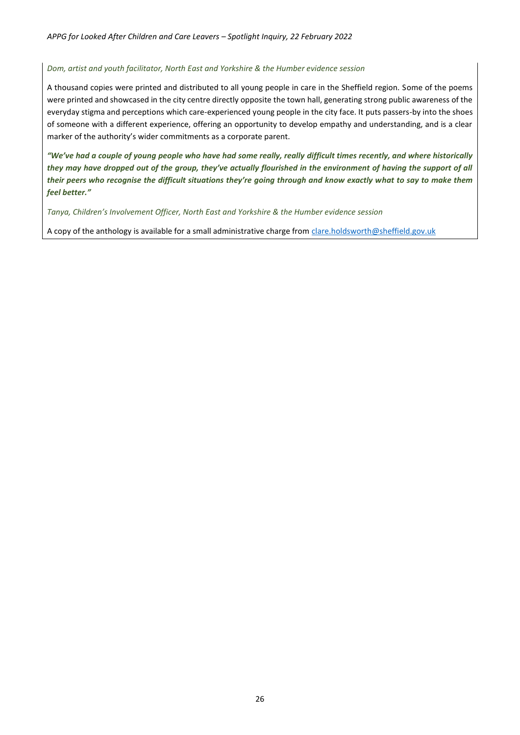*Dom, artist and youth facilitator, North East and Yorkshire & the Humber evidence session*

A thousand copies were printed and distributed to all young people in care in the Sheffield region. Some of the poems were printed and showcased in the city centre directly opposite the town hall, generating strong public awareness of the everyday stigma and perceptions which care-experienced young people in the city face. It puts passers-by into the shoes of someone with a different experience, offering an opportunity to develop empathy and understanding, and is a clear marker of the authority's wider commitments as a corporate parent.

***"We've had a couple of young people who have had some really, really difficult times recently, and where historically they may have dropped out of the group, they've actually flourished in the environment of having the support of all their peers who recognise the difficult situations they're going through and know exactly what to say to make them feel better."***

*Tanya, Children's Involvement Officer, North East and Yorkshire & the Humber evidence session*

A copy of the anthology is available for a small administrative charge from clare.holdsworth@sheffield.gov.uk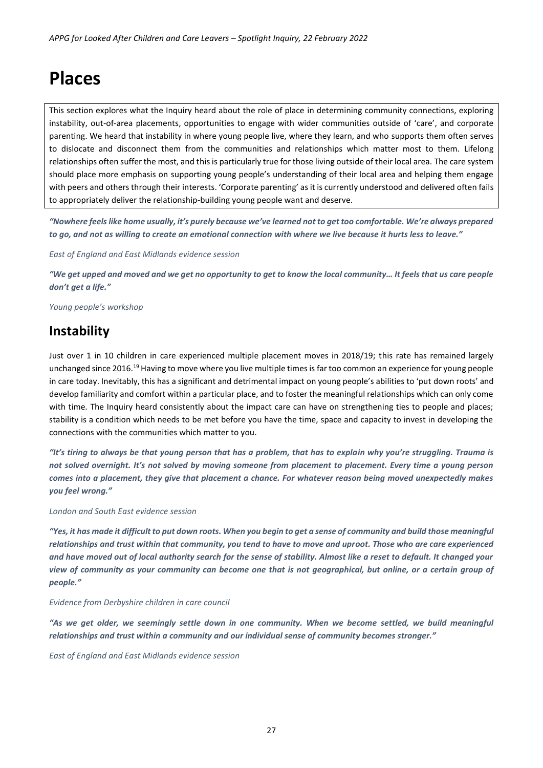# Places

This section explores what the Inquiry heard about the role of place in determining community connections, exploring instability, out-of-area placements, opportunities to engage with wider communities outside of 'care', and corporate parenting. We heard that instability in where young people live, where they learn, and who supports them often serves to dislocate and disconnect them from the communities and relationships which matter most to them. Lifelong relationships often suffer the most, and this is particularly true for those living outside of their local area. The care system should place more emphasis on supporting young people's understanding of their local area and helping them engage with peers and others through their interests. 'Corporate parenting' as it is currently understood and delivered often fails to appropriately deliver the relationship-building young people want and deserve.

***"Nowhere feels like home usually, it's purely because we've learned not to get too comfortable. We're always prepared to go, and not as willing to create an emotional connection with where we live because it hurts less to leave."***

*East of England and East Midlands evidence session*

***"We get upped and moved and we get no opportunity to get to know the local community… It feels that us care people don't get a life."***

*Young people's workshop*

## Instability

Just over 1 in 10 children in care experienced multiple placement moves in 2018/19; this rate has remained largely unchanged since 2016.[19] Having to move where you live multiple times is far too common an experience for young people in care today. Inevitably, this has a significant and detrimental impact on young people's abilities to 'put down roots' and develop familiarity and comfort within a particular place, and to foster the meaningful relationships which can only come with time. The Inquiry heard consistently about the impact care can have on strengthening ties to people and places; stability is a condition which needs to be met before you have the time, space and capacity to invest in developing the connections with the communities which matter to you.

***"It's tiring to always be that young person that has a problem, that has to explain why you're struggling. Trauma is not solved overnight. It's not solved by moving someone from placement to placement. Every time a young person comes into a placement, they give that placement a chance. For whatever reason being moved unexpectedly makes you feel wrong."***

*London and South East evidence session*

***"Yes, it has made it difficult to put down roots. When you begin to get a sense of community and build those meaningful relationships and trust within that community, you tend to have to move and uproot. Those who are care experienced and have moved out of local authority search for the sense of stability. Almost like a reset to default. It changed your view of community as your community can become one that is not geographical, but online, or a certain group of people."***

*Evidence from Derbyshire children in care council*

***"As we get older, we seemingly settle down in one community. When we become settled, we build meaningful relationships and trust within a community and our individual sense of community becomes stronger."***

*East of England and East Midlands evidence session*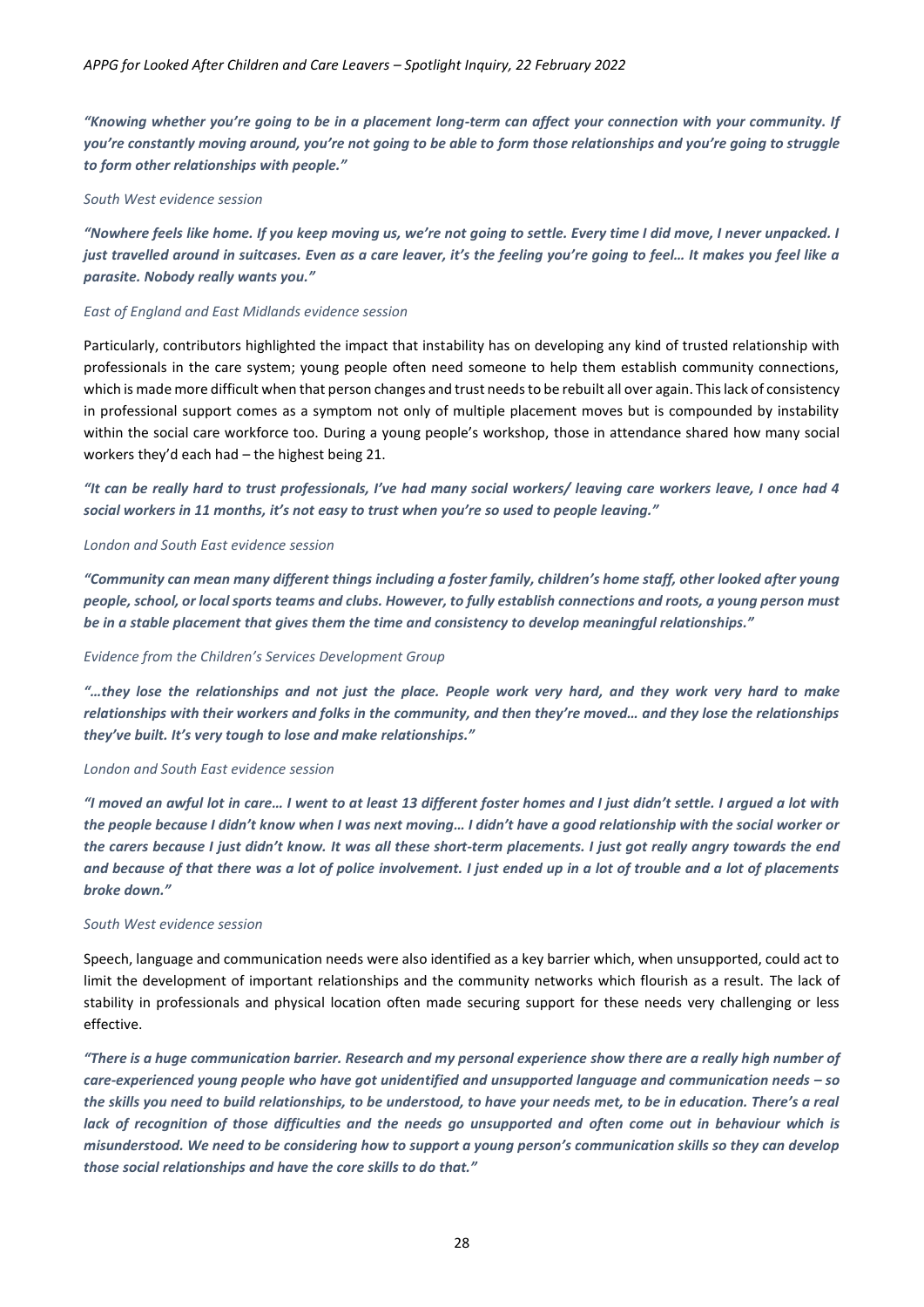***"Knowing whether you're going to be in a placement long-term can affect your connection with your community. If you're constantly moving around, you're not going to be able to form those relationships and you're going to struggle to form other relationships with people."***

*South West evidence session*

***"Nowhere feels like home. If you keep moving us, we're not going to settle. Every time I did move, I never unpacked. I just travelled around in suitcases. Even as a care leaver, it's the feeling you're going to feel… It makes you feel like a parasite. Nobody really wants you."***

*East of England and East Midlands evidence session*

Particularly, contributors highlighted the impact that instability has on developing any kind of trusted relationship with professionals in the care system; young people often need someone to help them establish community connections, which is made more difficult when that person changes and trust needs to be rebuilt all over again. This lack of consistency in professional support comes as a symptom not only of multiple placement moves but is compounded by instability within the social care workforce too. During a young people's workshop, those in attendance shared how many social workers they'd each had – the highest being 21.

***"It can be really hard to trust professionals, I've had many social workers/ leaving care workers leave, I once had 4 social workers in 11 months, it's not easy to trust when you're so used to people leaving."***

*London and South East evidence session*

***"Community can mean many different things including a foster family, children's home staff, other looked after young people, school, or local sports teams and clubs. However, to fully establish connections and roots, a young person must be in a stable placement that gives them the time and consistency to develop meaningful relationships."***

*Evidence from the Children's Services Development Group*

***"…they lose the relationships and not just the place. People work very hard, and they work very hard to make relationships with their workers and folks in the community, and then they're moved… and they lose the relationships they've built. It's very tough to lose and make relationships."***

*London and South East evidence session*

***"I moved an awful lot in care… I went to at least 13 different foster homes and I just didn't settle. I argued a lot with the people because I didn't know when I was next moving… I didn't have a good relationship with the social worker or the carers because I just didn't know. It was all these short-term placements. I just got really angry towards the end and because of that there was a lot of police involvement. I just ended up in a lot of trouble and a lot of placements broke down."***

*South West evidence session*

Speech, language and communication needs were also identified as a key barrier which, when unsupported, could act to limit the development of important relationships and the community networks which flourish as a result. The lack of stability in professionals and physical location often made securing support for these needs very challenging or less effective.

***"There is a huge communication barrier. Research and my personal experience show there are a really high number of care-experienced young people who have got unidentified and unsupported language and communication needs – so the skills you need to build relationships, to be understood, to have your needs met, to be in education. There's a real lack of recognition of those difficulties and the needs go unsupported and often come out in behaviour which is misunderstood. We need to be considering how to support a young person's communication skills so they can develop those social relationships and have the core skills to do that."***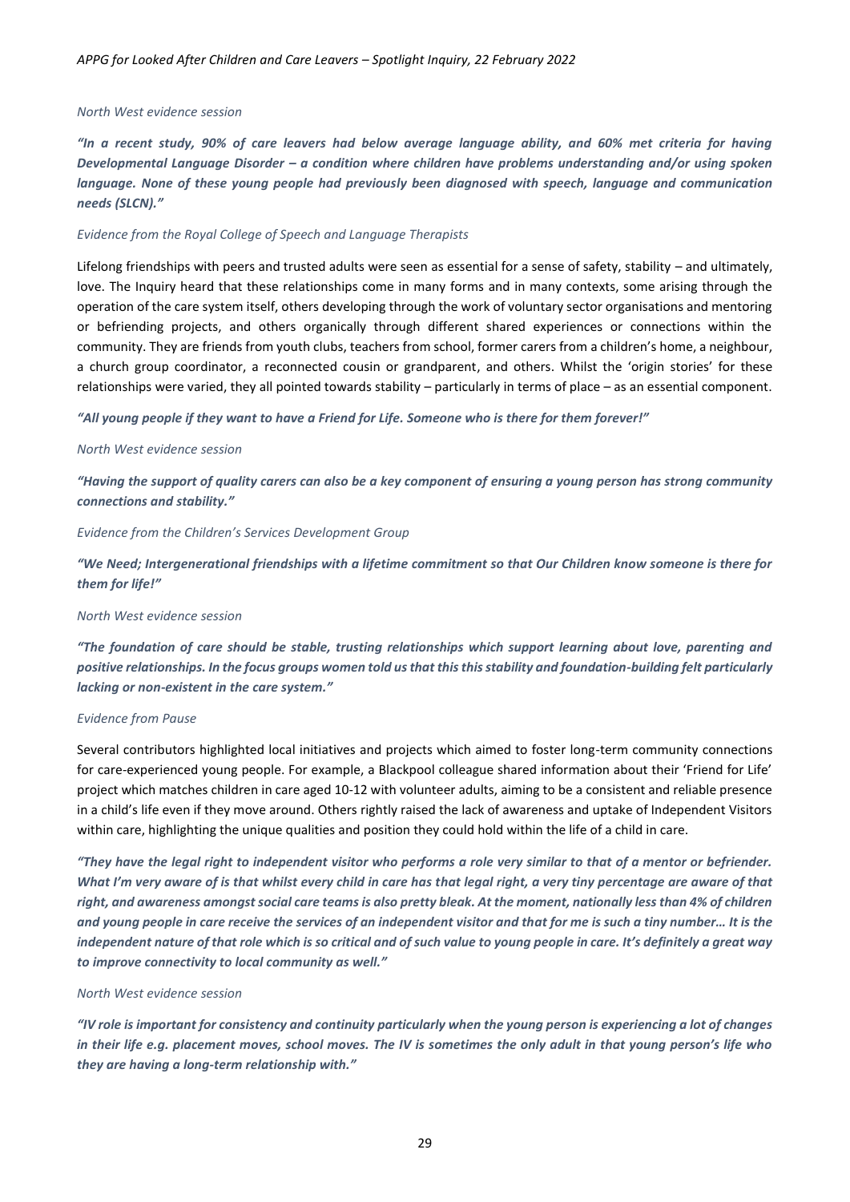*North West evidence session*

***"In a recent study, 90% of care leavers had below average language ability, and 60% met criteria for having Developmental Language Disorder – a condition where children have problems understanding and/or using spoken language. None of these young people had previously been diagnosed with speech, language and communication needs (SLCN)."***

*Evidence from the Royal College of Speech and Language Therapists*

Lifelong friendships with peers and trusted adults were seen as essential for a sense of safety, stability – and ultimately, love. The Inquiry heard that these relationships come in many forms and in many contexts, some arising through the operation of the care system itself, others developing through the work of voluntary sector organisations and mentoring or befriending projects, and others organically through different shared experiences or connections within the community. They are friends from youth clubs, teachers from school, former carers from a children's home, a neighbour, a church group coordinator, a reconnected cousin or grandparent, and others. Whilst the 'origin stories' for these relationships were varied, they all pointed towards stability – particularly in terms of place – as an essential component.

***"All young people if they want to have a Friend for Life. Someone who is there for them forever!"***

*North West evidence session*

***"Having the support of quality carers can also be a key component of ensuring a young person has strong community connections and stability."***

*Evidence from the Children's Services Development Group*

***"We Need; Intergenerational friendships with a lifetime commitment so that Our Children know someone is there for them for life!"***

*North West evidence session*

***"The foundation of care should be stable, trusting relationships which support learning about love, parenting and positive relationships. In the focus groups women told us that this this stability and foundation-building felt particularly lacking or non-existent in the care system."***

*Evidence from Pause*

Several contributors highlighted local initiatives and projects which aimed to foster long-term community connections for care-experienced young people. For example, a Blackpool colleague shared information about their 'Friend for Life' project which matches children in care aged 10-12 with volunteer adults, aiming to be a consistent and reliable presence in a child's life even if they move around. Others rightly raised the lack of awareness and uptake of Independent Visitors within care, highlighting the unique qualities and position they could hold within the life of a child in care.

***"They have the legal right to independent visitor who performs a role very similar to that of a mentor or befriender. What I'm very aware of is that whilst every child in care has that legal right, a very tiny percentage are aware of that right, and awareness amongst social care teams is also pretty bleak. At the moment, nationally less than 4% of children and young people in care receive the services of an independent visitor and that for me is such a tiny number… It is the independent nature of that role which is so critical and of such value to young people in care. It's definitely a great way to improve connectivity to local community as well."***

*North West evidence session*

***"IV role is important for consistency and continuity particularly when the young person is experiencing a lot of changes in their life e.g. placement moves, school moves. The IV is sometimes the only adult in that young person's life who they are having a long-term relationship with."***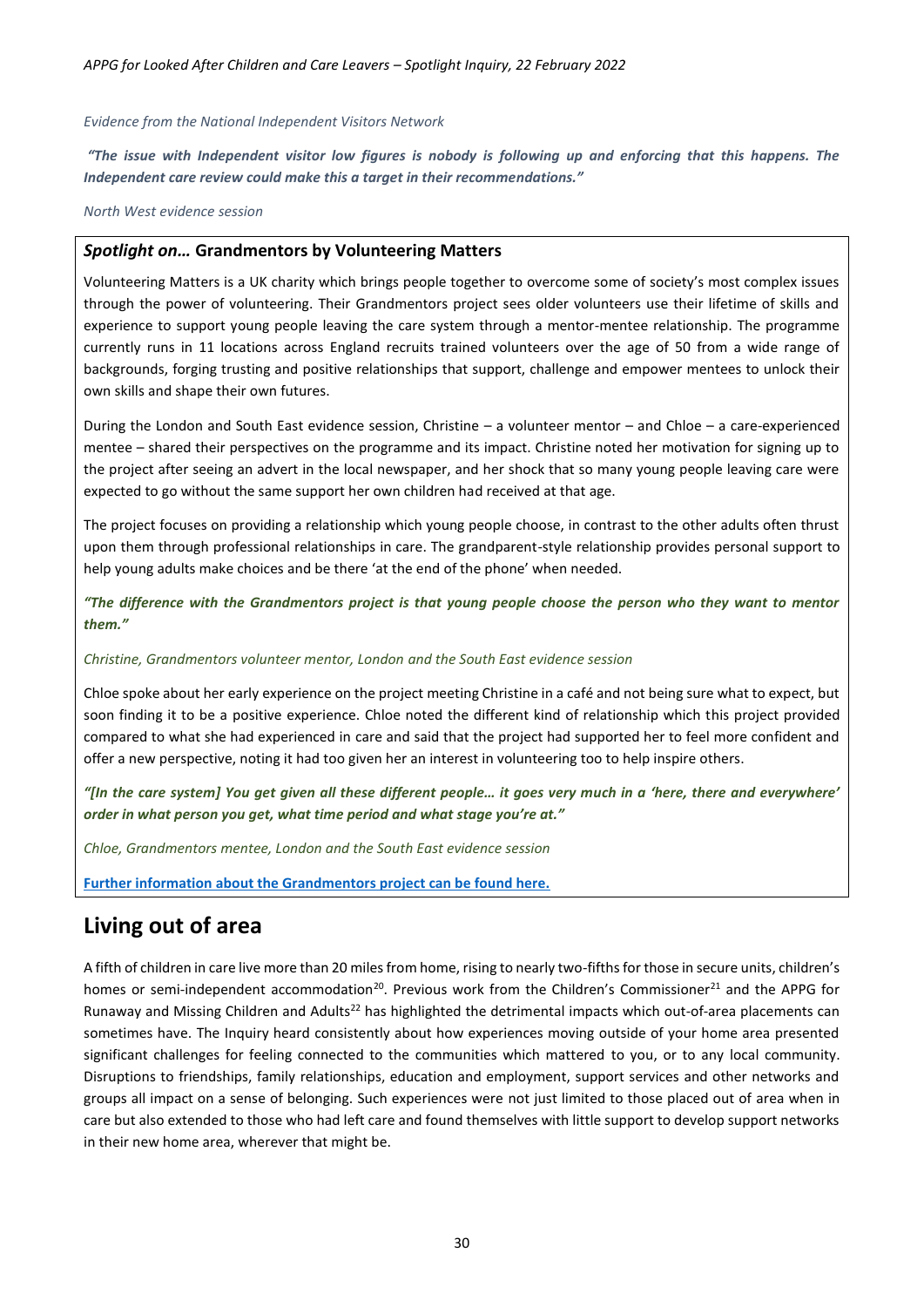*Evidence from the National Independent Visitors Network*

***"The issue with Independent visitor low figures is nobody is following up and enforcing that this happens. The Independent care review could make this a target in their recommendations."***

*North West evidence session*

### *Spotlight on…* Grandmentors by Volunteering Matters

Volunteering Matters is a UK charity which brings people together to overcome some of society's most complex issues through the power of volunteering. Their Grandmentors project sees older volunteers use their lifetime of skills and experience to support young people leaving the care system through a mentor-mentee relationship. The programme currently runs in 11 locations across England recruits trained volunteers over the age of 50 from a wide range of backgrounds, forging trusting and positive relationships that support, challenge and empower mentees to unlock their own skills and shape their own futures.

During the London and South East evidence session, Christine – a volunteer mentor – and Chloe – a care-experienced mentee – shared their perspectives on the programme and its impact. Christine noted her motivation for signing up to the project after seeing an advert in the local newspaper, and her shock that so many young people leaving care were expected to go without the same support her own children had received at that age.

The project focuses on providing a relationship which young people choose, in contrast to the other adults often thrust upon them through professional relationships in care. The grandparent-style relationship provides personal support to help young adults make choices and be there 'at the end of the phone' when needed.

***"The difference with the Grandmentors project is that young people choose the person who they want to mentor them."***

*Christine, Grandmentors volunteer mentor, London and the South East evidence session*

Chloe spoke about her early experience on the project meeting Christine in a café and not being sure what to expect, but soon finding it to be a positive experience. Chloe noted the different kind of relationship which this project provided compared to what she had experienced in care and said that the project had supported her to feel more confident and offer a new perspective, noting it had too given her an interest in volunteering too to help inspire others.

***"[In the care system] You get given all these different people… it goes very much in a 'here, there and everywhere' order in what person you get, what time period and what stage you're at."***

*Chloe, Grandmentors mentee, London and the South East evidence session*

**Further information about the Grandmentors project can be found here.**

## Living out of area

A fifth of children in care live more than 20 miles from home, rising to nearly two-fifths for those in secure units, children's homes or semi-independent accommodation[20]. Previous work from the Children's Commissioner[21] and the APPG for Runaway and Missing Children and Adults[22] has highlighted the detrimental impacts which out-of-area placements can sometimes have. The Inquiry heard consistently about how experiences moving outside of your home area presented significant challenges for feeling connected to the communities which mattered to you, or to any local community. Disruptions to friendships, family relationships, education and employment, support services and other networks and groups all impact on a sense of belonging. Such experiences were not just limited to those placed out of area when in care but also extended to those who had left care and found themselves with little support to develop support networks in their new home area, wherever that might be.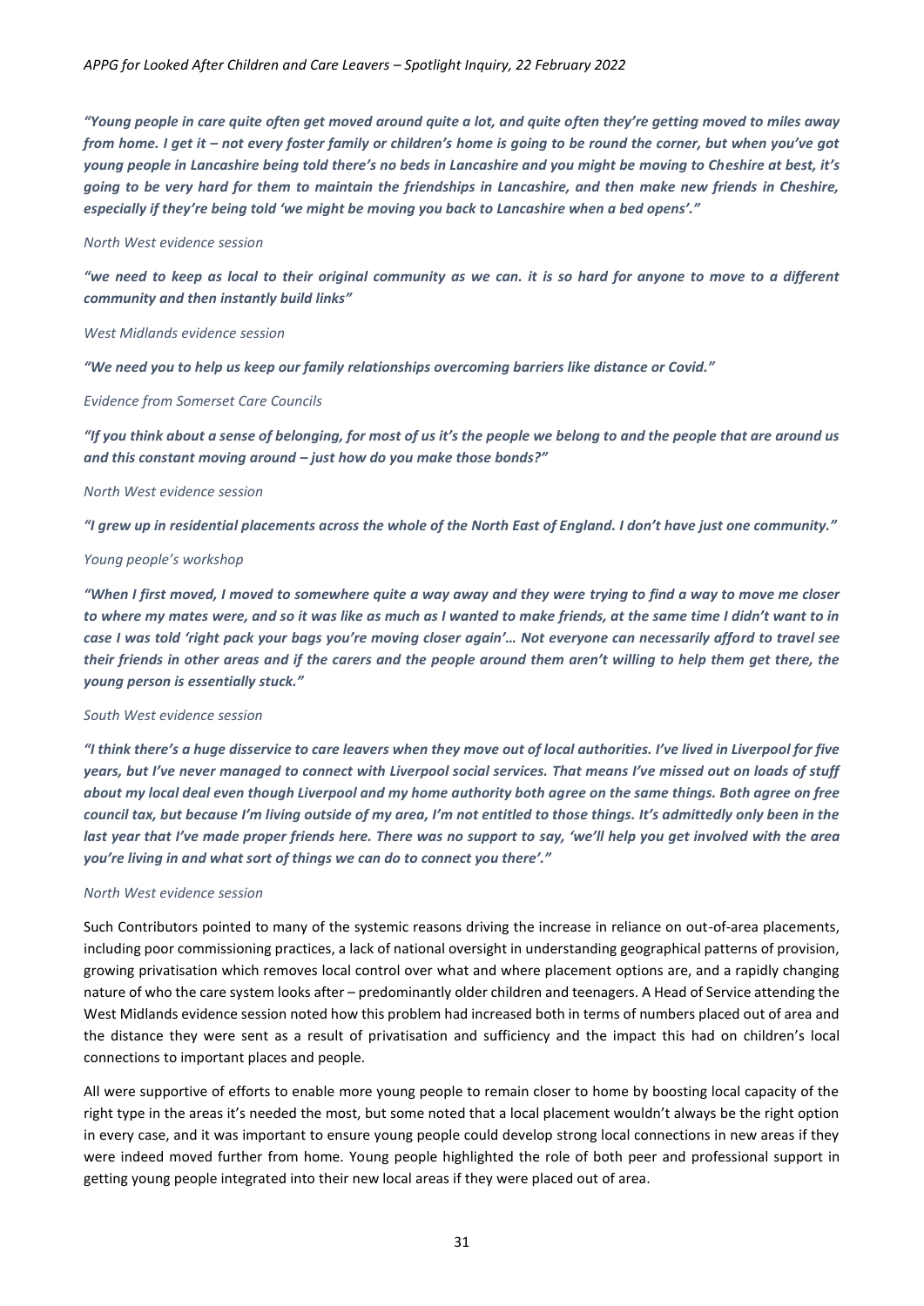*"Young people in care quite often get moved around quite a lot, and quite often they're getting moved to miles away from home. I get it – not every foster family or children's home is going to be round the corner, but when you've got young people in Lancashire being told there's no beds in Lancashire and you might be moving to Cheshire at best, it's going to be very hard for them to maintain the friendships in Lancashire, and then make new friends in Cheshire, especially if they're being told 'we might be moving you back to Lancashire when a bed opens'."***

*North West evidence session*

***"we need to keep as local to their original community as we can. it is so hard for anyone to move to a different community and then instantly build links"***

*West Midlands evidence session*

***"We need you to help us keep our family relationships overcoming barriers like distance or Covid."***

*Evidence from Somerset Care Councils*

***"If you think about a sense of belonging, for most of us it's the people we belong to and the people that are around us and this constant moving around – just how do you make those bonds?"***

*North West evidence session*

***"I grew up in residential placements across the whole of the North East of England. I don't have just one community."***

*Young people's workshop*

***"When I first moved, I moved to somewhere quite a way away and they were trying to find a way to move me closer to where my mates were, and so it was like as much as I wanted to make friends, at the same time I didn't want to in case I was told 'right pack your bags you're moving closer again'… Not everyone can necessarily afford to travel see their friends in other areas and if the carers and the people around them aren't willing to help them get there, the young person is essentially stuck."***

*South West evidence session*

***"I think there's a huge disservice to care leavers when they move out of local authorities. I've lived in Liverpool for five years, but I've never managed to connect with Liverpool social services. That means I've missed out on loads of stuff about my local deal even though Liverpool and my home authority both agree on the same things. Both agree on free council tax, but because I'm living outside of my area, I'm not entitled to those things. It's admittedly only been in the last year that I've made proper friends here. There was no support to say, 'we'll help you get involved with the area you're living in and what sort of things we can do to connect you there'."***

*North West evidence session*

Such Contributors pointed to many of the systemic reasons driving the increase in reliance on out-of-area placements, including poor commissioning practices, a lack of national oversight in understanding geographical patterns of provision, growing privatisation which removes local control over what and where placement options are, and a rapidly changing nature of who the care system looks after – predominantly older children and teenagers. A Head of Service attending the West Midlands evidence session noted how this problem had increased both in terms of numbers placed out of area and the distance they were sent as a result of privatisation and sufficiency and the impact this had on children's local connections to important places and people.

All were supportive of efforts to enable more young people to remain closer to home by boosting local capacity of the right type in the areas it's needed the most, but some noted that a local placement wouldn't always be the right option in every case, and it was important to ensure young people could develop strong local connections in new areas if they were indeed moved further from home. Young people highlighted the role of both peer and professional support in getting young people integrated into their new local areas if they were placed out of area.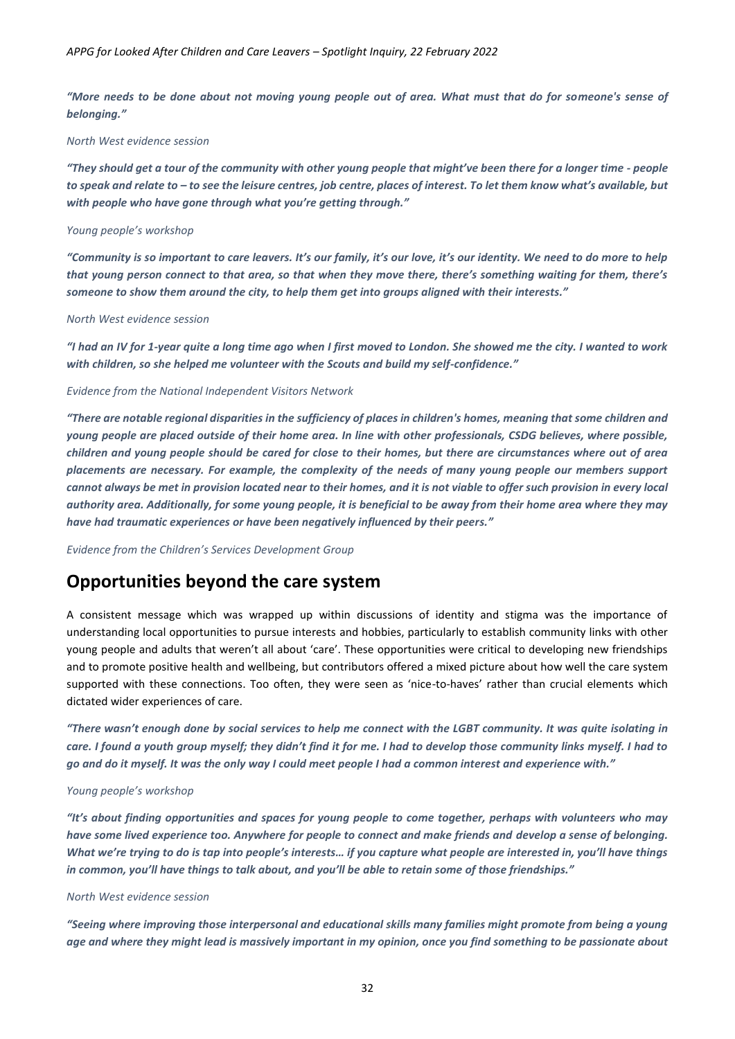***"More needs to be done about not moving young people out of area. What must that do for someone's sense of belonging."***

*North West evidence session*

***"They should get a tour of the community with other young people that might've been there for a longer time - people to speak and relate to – to see the leisure centres, job centre, places of interest. To let them know what's available, but with people who have gone through what you're getting through."***

*Young people's workshop*

***"Community is so important to care leavers. It's our family, it's our love, it's our identity. We need to do more to help that young person connect to that area, so that when they move there, there's something waiting for them, there's someone to show them around the city, to help them get into groups aligned with their interests."***

*North West evidence session*

***"I had an IV for 1-year quite a long time ago when I first moved to London. She showed me the city. I wanted to work with children, so she helped me volunteer with the Scouts and build my self-confidence."***

*Evidence from the National Independent Visitors Network*

***"There are notable regional disparities in the sufficiency of places in children's homes, meaning that some children and young people are placed outside of their home area. In line with other professionals, CSDG believes, where possible, children and young people should be cared for close to their homes, but there are circumstances where out of area placements are necessary. For example, the complexity of the needs of many young people our members support cannot always be met in provision located near to their homes, and it is not viable to offer such provision in every local authority area. Additionally, for some young people, it is beneficial to be away from their home area where they may have had traumatic experiences or have been negatively influenced by their peers."***

*Evidence from the Children's Services Development Group*

## Opportunities beyond the care system

A consistent message which was wrapped up within discussions of identity and stigma was the importance of understanding local opportunities to pursue interests and hobbies, particularly to establish community links with other young people and adults that weren't all about 'care'. These opportunities were critical to developing new friendships and to promote positive health and wellbeing, but contributors offered a mixed picture about how well the care system supported with these connections. Too often, they were seen as 'nice-to-haves' rather than crucial elements which dictated wider experiences of care.

***"There wasn't enough done by social services to help me connect with the LGBT community. It was quite isolating in care. I found a youth group myself; they didn't find it for me. I had to develop those community links myself. I had to go and do it myself. It was the only way I could meet people I had a common interest and experience with."***

*Young people's workshop*

***"It's about finding opportunities and spaces for young people to come together, perhaps with volunteers who may have some lived experience too. Anywhere for people to connect and make friends and develop a sense of belonging. What we're trying to do is tap into people's interests… if you capture what people are interested in, you'll have things in common, you'll have things to talk about, and you'll be able to retain some of those friendships."***

*North West evidence session*

***"Seeing where improving those interpersonal and educational skills many families might promote from being a young age and where they might lead is massively important in my opinion, once you find something to be passionate about***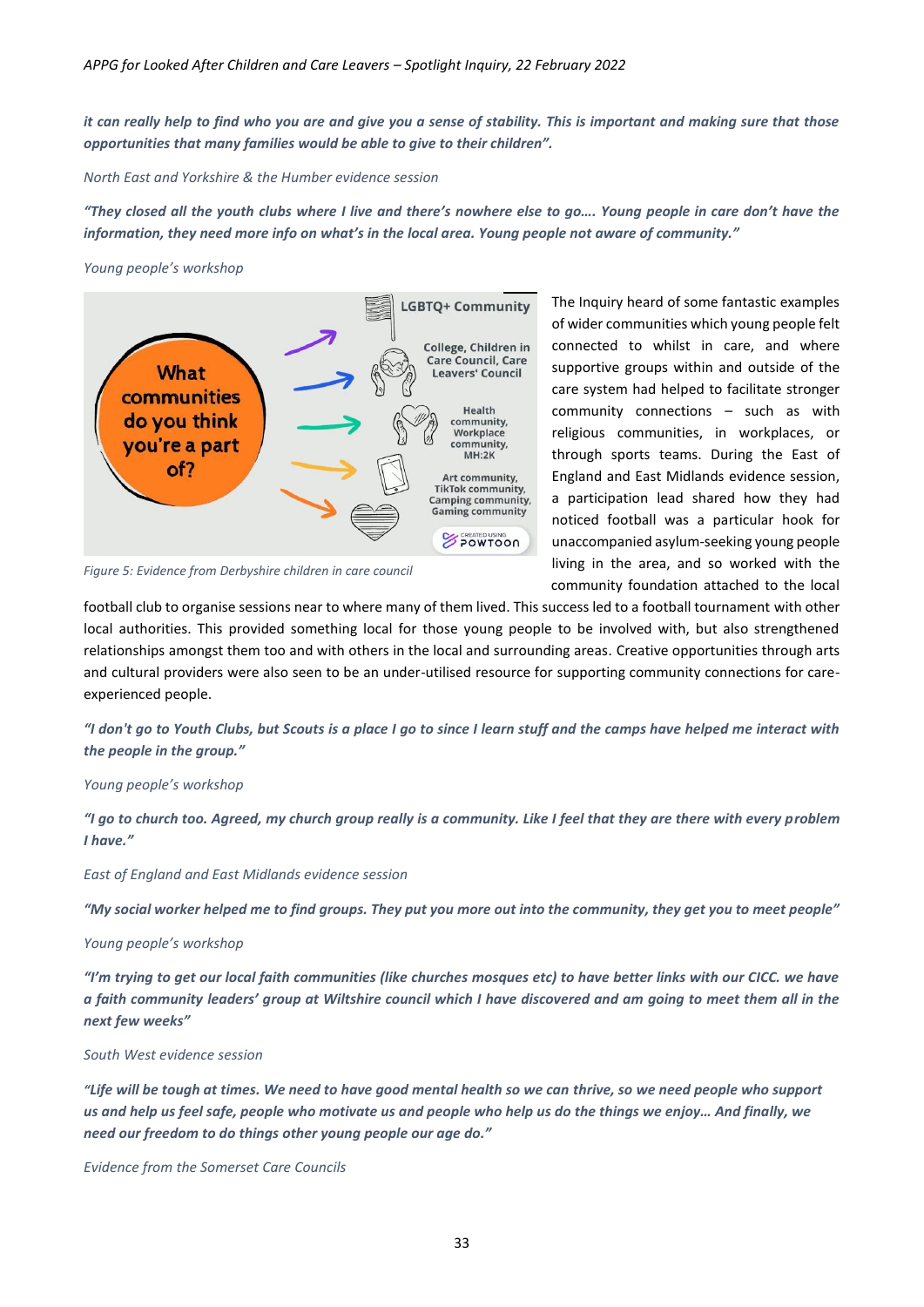*it can really help to find who you are and give you a sense of stability. This is important and making sure that those opportunities that many families would be able to give to their children".*

*North East and Yorkshire & the Humber evidence session*

*"They closed all the youth clubs where I live and there's nowhere else to go…. Young people in care don't have the information, they need more info on what's in the local area. Young people not aware of community."*

*Young people's workshop*

*Figure 5: Evidence from Derbyshire children in care council*

The Inquiry heard of some fantastic examples of wider communities which young people felt connected to whilst in care, and where supportive groups within and outside of the care system had helped to facilitate stronger community connections – such as with religious communities, in workplaces, or through sports teams. During the East of England and East Midlands evidence session, a participation lead shared how they had noticed football was a particular hook for unaccompanied asylum-seeking young people living in the area, and so worked with the community foundation attached to the local football club to organise sessions near to where many of them lived. This success led to a football tournament with other local authorities. This provided something local for those young people to be involved with, but also strengthened relationships amongst them too and with others in the local and surrounding areas. Creative opportunities through arts and cultural providers were also seen to be an under-utilised resource for supporting community connections for care-experienced people.

*"I don't go to Youth Clubs, but Scouts is a place I go to since I learn stuff and the camps have helped me interact with the people in the group."*

*Young people's workshop*

*"I go to church too. Agreed, my church group really is a community. Like I feel that they are there with every problem I have."*

*East of England and East Midlands evidence session*

*"My social worker helped me to find groups. They put you more out into the community, they get you to meet people"*

*Young people's workshop*

*"I'm trying to get our local faith communities (like churches mosques etc) to have better links with our CICC. we have a faith community leaders' group at Wiltshire council which I have discovered and am going to meet them all in the next few weeks"*

*South West evidence session*

*"Life will be tough at times. We need to have good mental health so we can thrive, so we need people who support us and help us feel safe, people who motivate us and people who help us do the things we enjoy… And finally, we need our freedom to do things other young people our age do."*

*Evidence from the Somerset Care Councils*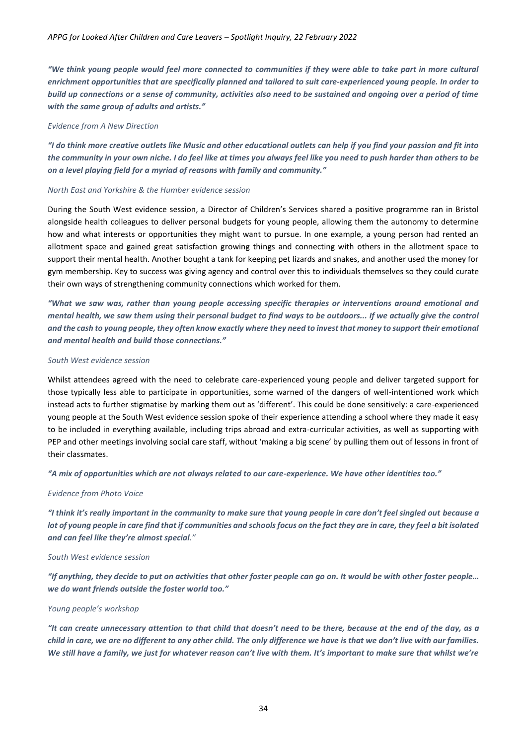***"We think young people would feel more connected to communities if they were able to take part in more cultural enrichment opportunities that are specifically planned and tailored to suit care-experienced young people. In order to build up connections or a sense of community, activities also need to be sustained and ongoing over a period of time with the same group of adults and artists."***

*Evidence from A New Direction*

***"I do think more creative outlets like Music and other educational outlets can help if you find your passion and fit into the community in your own niche. I do feel like at times you always feel like you need to push harder than others to be on a level playing field for a myriad of reasons with family and community."***

*North East and Yorkshire & the Humber evidence session*

During the South West evidence session, a Director of Children's Services shared a positive programme ran in Bristol alongside health colleagues to deliver personal budgets for young people, allowing them the autonomy to determine how and what interests or opportunities they might want to pursue. In one example, a young person had rented an allotment space and gained great satisfaction growing things and connecting with others in the allotment space to support their mental health. Another bought a tank for keeping pet lizards and snakes, and another used the money for gym membership. Key to success was giving agency and control over this to individuals themselves so they could curate their own ways of strengthening community connections which worked for them.

***"What we saw was, rather than young people accessing specific therapies or interventions around emotional and mental health, we saw them using their personal budget to find ways to be outdoors... If we actually give the control and the cash to young people, they often know exactly where they need to invest that money to support their emotional and mental health and build those connections."***

*South West evidence session*

Whilst attendees agreed with the need to celebrate care-experienced young people and deliver targeted support for those typically less able to participate in opportunities, some warned of the dangers of well-intentioned work which instead acts to further stigmatise by marking them out as 'different'. This could be done sensitively: a care-experienced young people at the South West evidence session spoke of their experience attending a school where they made it easy to be included in everything available, including trips abroad and extra-curricular activities, as well as supporting with PEP and other meetings involving social care staff, without 'making a big scene' by pulling them out of lessons in front of their classmates.

***"A mix of opportunities which are not always related to our care-experience. We have other identities too."***

*Evidence from Photo Voice*

***"I think it's really important in the community to make sure that young people in care don't feel singled out because a lot of young people in care find that if communities and schools focus on the fact they are in care, they feel a bit isolated and can feel like they're almost special."***

*South West evidence session*

***"If anything, they decide to put on activities that other foster people can go on. It would be with other foster people… we do want friends outside the foster world too."***

*Young people's workshop*

***"It can create unnecessary attention to that child that doesn't need to be there, because at the end of the day, as a child in care, we are no different to any other child. The only difference we have is that we don't live with our families. We still have a family, we just for whatever reason can't live with them. It's important to make sure that whilst we're***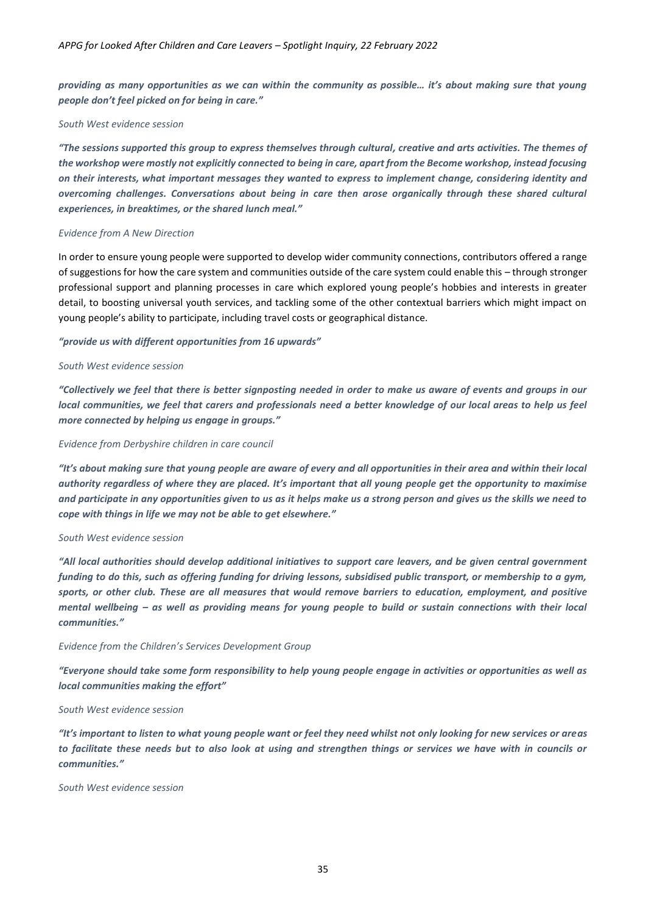***providing as many opportunities as we can within the community as possible… it's about making sure that young people don't feel picked on for being in care."***

*South West evidence session*

***"The sessions supported this group to express themselves through cultural, creative and arts activities. The themes of the workshop were mostly not explicitly connected to being in care, apart from the Become workshop, instead focusing on their interests, what important messages they wanted to express to implement change, considering identity and overcoming challenges. Conversations about being in care then arose organically through these shared cultural experiences, in breaktimes, or the shared lunch meal."***

*Evidence from A New Direction*

In order to ensure young people were supported to develop wider community connections, contributors offered a range of suggestions for how the care system and communities outside of the care system could enable this – through stronger professional support and planning processes in care which explored young people's hobbies and interests in greater detail, to boosting universal youth services, and tackling some of the other contextual barriers which might impact on young people's ability to participate, including travel costs or geographical distance.

***"provide us with different opportunities from 16 upwards"***

*South West evidence session*

***"Collectively we feel that there is better signposting needed in order to make us aware of events and groups in our local communities, we feel that carers and professionals need a better knowledge of our local areas to help us feel more connected by helping us engage in groups."***

*Evidence from Derbyshire children in care council*

***"It's about making sure that young people are aware of every and all opportunities in their area and within their local authority regardless of where they are placed. It's important that all young people get the opportunity to maximise and participate in any opportunities given to us as it helps make us a strong person and gives us the skills we need to cope with things in life we may not be able to get elsewhere."***

*South West evidence session*

***"All local authorities should develop additional initiatives to support care leavers, and be given central government funding to do this, such as offering funding for driving lessons, subsidised public transport, or membership to a gym, sports, or other club. These are all measures that would remove barriers to education, employment, and positive mental wellbeing – as well as providing means for young people to build or sustain connections with their local communities."***

*Evidence from the Children's Services Development Group*

***"Everyone should take some form responsibility to help young people engage in activities or opportunities as well as local communities making the effort"***

*South West evidence session*

***"It's important to listen to what young people want or feel they need whilst not only looking for new services or areas to facilitate these needs but to also look at using and strengthen things or services we have with in councils or communities."***

*South West evidence session*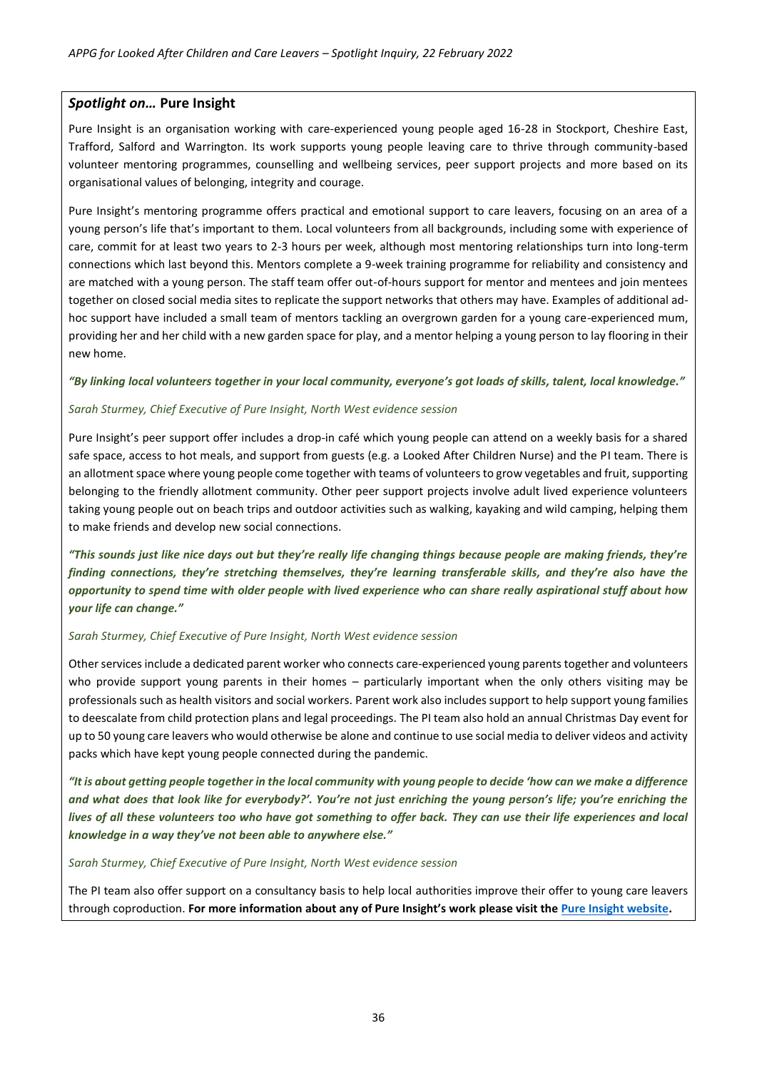## *Spotlight on…* Pure Insight

Pure Insight is an organisation working with care-experienced young people aged 16-28 in Stockport, Cheshire East, Trafford, Salford and Warrington. Its work supports young people leaving care to thrive through community-based volunteer mentoring programmes, counselling and wellbeing services, peer support projects and more based on its organisational values of belonging, integrity and courage.

Pure Insight's mentoring programme offers practical and emotional support to care leavers, focusing on an area of a young person's life that's important to them. Local volunteers from all backgrounds, including some with experience of care, commit for at least two years to 2-3 hours per week, although most mentoring relationships turn into long-term connections which last beyond this. Mentors complete a 9-week training programme for reliability and consistency and are matched with a young person. The staff team offer out-of-hours support for mentor and mentees and join mentees together on closed social media sites to replicate the support networks that others may have. Examples of additional ad-hoc support have included a small team of mentors tackling an overgrown garden for a young care-experienced mum, providing her and her child with a new garden space for play, and a mentor helping a young person to lay flooring in their new home.

***"By linking local volunteers together in your local community, everyone's got loads of skills, talent, local knowledge."***

*Sarah Sturmey, Chief Executive of Pure Insight, North West evidence session*

Pure Insight's peer support offer includes a drop-in café which young people can attend on a weekly basis for a shared safe space, access to hot meals, and support from guests (e.g. a Looked After Children Nurse) and the PI team. There is an allotment space where young people come together with teams of volunteers to grow vegetables and fruit, supporting belonging to the friendly allotment community. Other peer support projects involve adult lived experience volunteers taking young people out on beach trips and outdoor activities such as walking, kayaking and wild camping, helping them to make friends and develop new social connections.

***"This sounds just like nice days out but they're really life changing things because people are making friends, they're finding connections, they're stretching themselves, they're learning transferable skills, and they're also have the opportunity to spend time with older people with lived experience who can share really aspirational stuff about how your life can change."***

*Sarah Sturmey, Chief Executive of Pure Insight, North West evidence session*

Other services include a dedicated parent worker who connects care-experienced young parents together and volunteers who provide support young parents in their homes – particularly important when the only others visiting may be professionals such as health visitors and social workers. Parent work also includes support to help support young families to deescalate from child protection plans and legal proceedings. The PI team also hold an annual Christmas Day event for up to 50 young care leavers who would otherwise be alone and continue to use social media to deliver videos and activity packs which have kept young people connected during the pandemic.

***"It is about getting people together in the local community with young people to decide 'how can we make a difference and what does that look like for everybody?'. You're not just enriching the young person's life; you're enriching the lives of all these volunteers too who have got something to offer back. They can use their life experiences and local knowledge in a way they've not been able to anywhere else."***

*Sarah Sturmey, Chief Executive of Pure Insight, North West evidence session*

The PI team also offer support on a consultancy basis to help local authorities improve their offer to young care leavers through coproduction. **For more information about any of Pure Insight's work please visit the Pure Insight website.**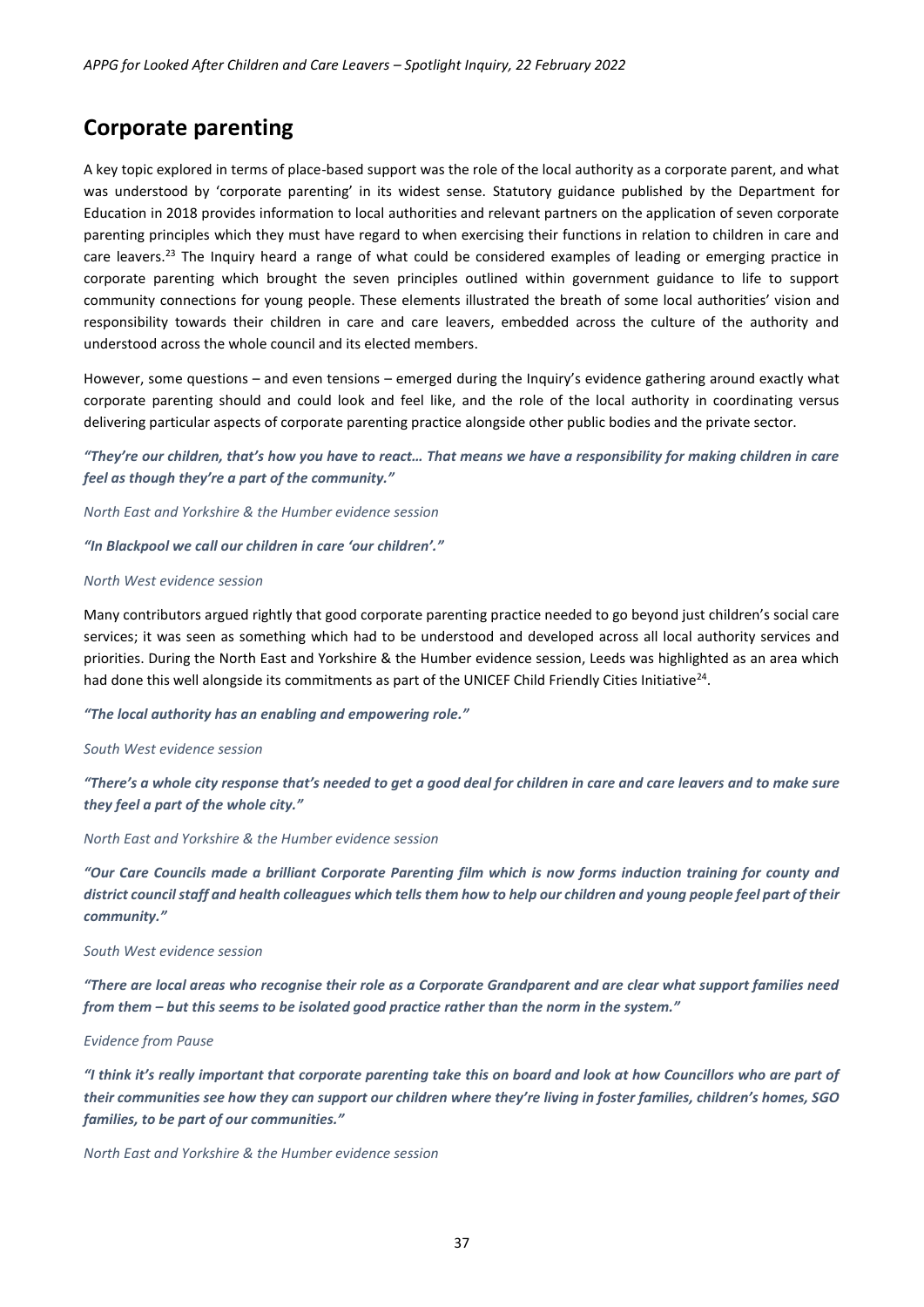## Corporate parenting

A key topic explored in terms of place-based support was the role of the local authority as a corporate parent, and what was understood by 'corporate parenting' in its widest sense. Statutory guidance published by the Department for Education in 2018 provides information to local authorities and relevant partners on the application of seven corporate parenting principles which they must have regard to when exercising their functions in relation to children in care and care leavers.[23] The Inquiry heard a range of what could be considered examples of leading or emerging practice in corporate parenting which brought the seven principles outlined within government guidance to life to support community connections for young people. These elements illustrated the breath of some local authorities' vision and responsibility towards their children in care and care leavers, embedded across the culture of the authority and understood across the whole council and its elected members.

However, some questions – and even tensions – emerged during the Inquiry's evidence gathering around exactly what corporate parenting should and could look and feel like, and the role of the local authority in coordinating versus delivering particular aspects of corporate parenting practice alongside other public bodies and the private sector.

***"They're our children, that's how you have to react… That means we have a responsibility for making children in care feel as though they're a part of the community."***

*North East and Yorkshire & the Humber evidence session*

***"In Blackpool we call our children in care 'our children'."***

*North West evidence session*

Many contributors argued rightly that good corporate parenting practice needed to go beyond just children's social care services; it was seen as something which had to be understood and developed across all local authority services and priorities. During the North East and Yorkshire & the Humber evidence session, Leeds was highlighted as an area which had done this well alongside its commitments as part of the UNICEF Child Friendly Cities Initiative[24].

***"The local authority has an enabling and empowering role."***

*South West evidence session*

***"There's a whole city response that's needed to get a good deal for children in care and care leavers and to make sure they feel a part of the whole city."***

*North East and Yorkshire & the Humber evidence session*

***"Our Care Councils made a brilliant Corporate Parenting film which is now forms induction training for county and district council staff and health colleagues which tells them how to help our children and young people feel part of their community."***

*South West evidence session*

***"There are local areas who recognise their role as a Corporate Grandparent and are clear what support families need from them – but this seems to be isolated good practice rather than the norm in the system."***

*Evidence from Pause*

***"I think it's really important that corporate parenting take this on board and look at how Councillors who are part of their communities see how they can support our children where they're living in foster families, children's homes, SGO families, to be part of our communities."***

*North East and Yorkshire & the Humber evidence session*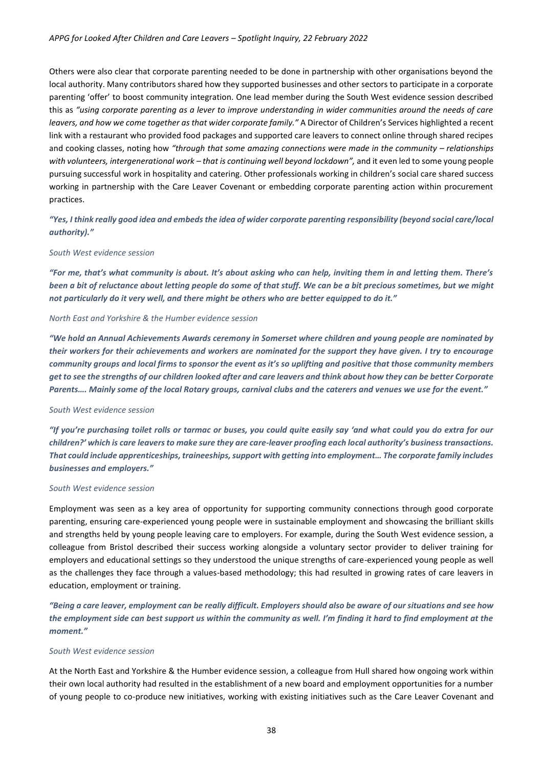Others were also clear that corporate parenting needed to be done in partnership with other organisations beyond the local authority. Many contributors shared how they supported businesses and other sectors to participate in a corporate parenting 'offer' to boost community integration. One lead member during the South West evidence session described this as *"using corporate parenting as a lever to improve understanding in wider communities around the needs of care leavers, and how we come together as that wider corporate family."* A Director of Children's Services highlighted a recent link with a restaurant who provided food packages and supported care leavers to connect online through shared recipes and cooking classes, noting how *"through that some amazing connections were made in the community – relationships with volunteers, intergenerational work – that is continuing well beyond lockdown",* and it even led to some young people pursuing successful work in hospitality and catering. Other professionals working in children's social care shared success working in partnership with the Care Leaver Covenant or embedding corporate parenting action within procurement practices.

***"Yes, I think really good idea and embeds the idea of wider corporate parenting responsibility (beyond social care/local authority)."***

*South West evidence session*

***"For me, that's what community is about. It's about asking who can help, inviting them in and letting them. There's been a bit of reluctance about letting people do some of that stuff. We can be a bit precious sometimes, but we might not particularly do it very well, and there might be others who are better equipped to do it."***

*North East and Yorkshire & the Humber evidence session*

***"We hold an Annual Achievements Awards ceremony in Somerset where children and young people are nominated by their workers for their achievements and workers are nominated for the support they have given. I try to encourage community groups and local firms to sponsor the event as it's so uplifting and positive that those community members get to see the strengths of our children looked after and care leavers and think about how they can be better Corporate Parents…. Mainly some of the local Rotary groups, carnival clubs and the caterers and venues we use for the event."***

*South West evidence session*

***"If you're purchasing toilet rolls or tarmac or buses, you could quite easily say 'and what could you do extra for our children?' which is care leavers to make sure they are care-leaver proofing each local authority's business transactions. That could include apprenticeships, traineeships, support with getting into employment… The corporate family includes businesses and employers."***

*South West evidence session*

Employment was seen as a key area of opportunity for supporting community connections through good corporate parenting, ensuring care-experienced young people were in sustainable employment and showcasing the brilliant skills and strengths held by young people leaving care to employers. For example, during the South West evidence session, a colleague from Bristol described their success working alongside a voluntary sector provider to deliver training for employers and educational settings so they understood the unique strengths of care-experienced young people as well as the challenges they face through a values-based methodology; this had resulted in growing rates of care leavers in education, employment or training.

***"Being a care leaver, employment can be really difficult. Employers should also be aware of our situations and see how the employment side can best support us within the community as well. I'm finding it hard to find employment at the moment."***

*South West evidence session*

At the North East and Yorkshire & the Humber evidence session, a colleague from Hull shared how ongoing work within their own local authority had resulted in the establishment of a new board and employment opportunities for a number of young people to co-produce new initiatives, working with existing initiatives such as the Care Leaver Covenant and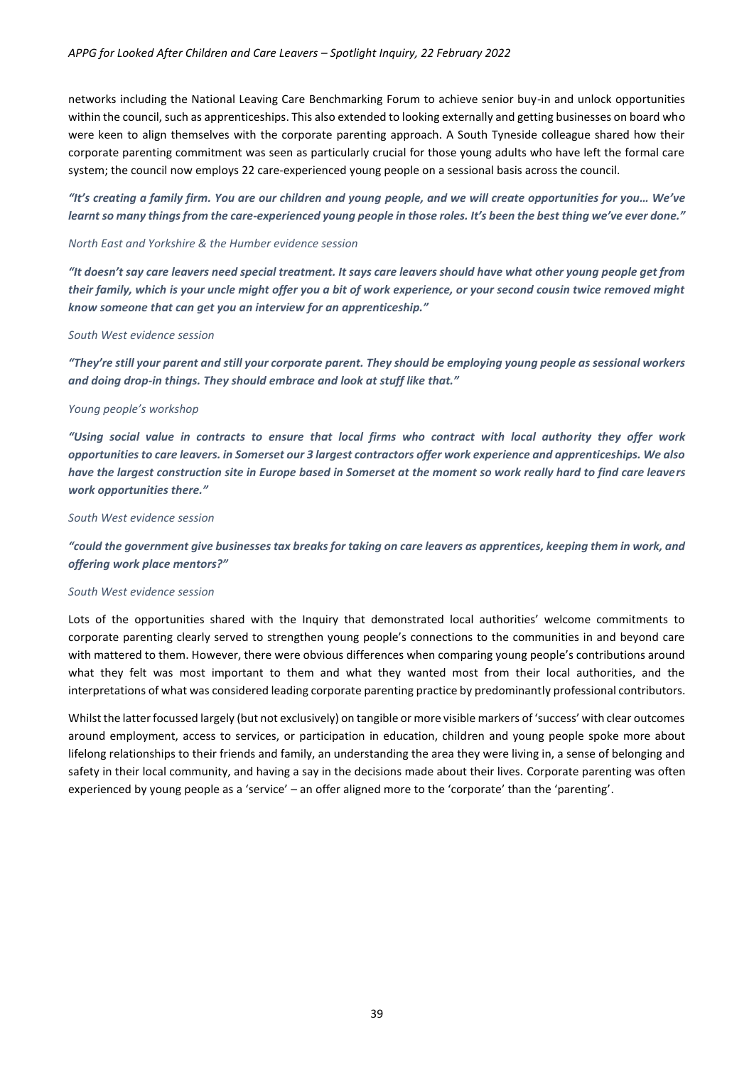networks including the National Leaving Care Benchmarking Forum to achieve senior buy-in and unlock opportunities within the council, such as apprenticeships. This also extended to looking externally and getting businesses on board who were keen to align themselves with the corporate parenting approach. A South Tyneside colleague shared how their corporate parenting commitment was seen as particularly crucial for those young adults who have left the formal care system; the council now employs 22 care-experienced young people on a sessional basis across the council.

***"It's creating a family firm. You are our children and young people, and we will create opportunities for you… We've learnt so many things from the care-experienced young people in those roles. It's been the best thing we've ever done."***

*North East and Yorkshire & the Humber evidence session*

***"It doesn't say care leavers need special treatment. It says care leavers should have what other young people get from their family, which is your uncle might offer you a bit of work experience, or your second cousin twice removed might know someone that can get you an interview for an apprenticeship."***

*South West evidence session*

***"They're still your parent and still your corporate parent. They should be employing young people as sessional workers and doing drop-in things. They should embrace and look at stuff like that."***

*Young people's workshop*

***"Using social value in contracts to ensure that local firms who contract with local authority they offer work opportunities to care leavers. in Somerset our 3 largest contractors offer work experience and apprenticeships. We also have the largest construction site in Europe based in Somerset at the moment so work really hard to find care leavers work opportunities there."***

*South West evidence session*

***"could the government give businesses tax breaks for taking on care leavers as apprentices, keeping them in work, and offering work place mentors?"***

*South West evidence session*

Lots of the opportunities shared with the Inquiry that demonstrated local authorities' welcome commitments to corporate parenting clearly served to strengthen young people's connections to the communities in and beyond care with mattered to them. However, there were obvious differences when comparing young people's contributions around what they felt was most important to them and what they wanted most from their local authorities, and the interpretations of what was considered leading corporate parenting practice by predominantly professional contributors.

Whilst the latter focussed largely (but not exclusively) on tangible or more visible markers of 'success' with clear outcomes around employment, access to services, or participation in education, children and young people spoke more about lifelong relationships to their friends and family, an understanding the area they were living in, a sense of belonging and safety in their local community, and having a say in the decisions made about their lives. Corporate parenting was often experienced by young people as a 'service' – an offer aligned more to the 'corporate' than the 'parenting'.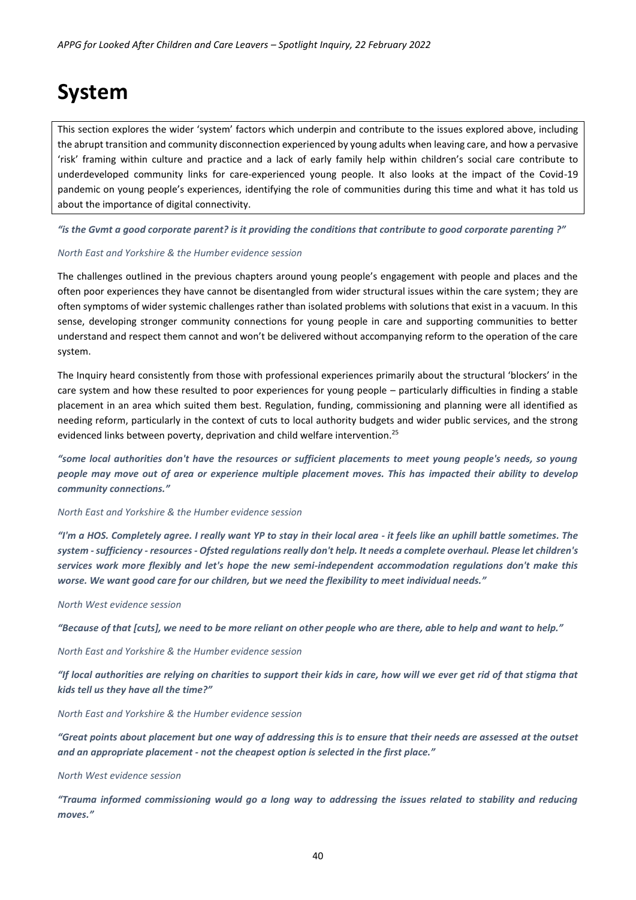# System

This section explores the wider 'system' factors which underpin and contribute to the issues explored above, including the abrupt transition and community disconnection experienced by young adults when leaving care, and how a pervasive 'risk' framing within culture and practice and a lack of early family help within children's social care contribute to underdeveloped community links for care-experienced young people. It also looks at the impact of the Covid-19 pandemic on young people's experiences, identifying the role of communities during this time and what it has told us about the importance of digital connectivity.

***"is the Gvmt a good corporate parent? is it providing the conditions that contribute to good corporate parenting ?"***

*North East and Yorkshire & the Humber evidence session*

The challenges outlined in the previous chapters around young people's engagement with people and places and the often poor experiences they have cannot be disentangled from wider structural issues within the care system; they are often symptoms of wider systemic challenges rather than isolated problems with solutions that exist in a vacuum. In this sense, developing stronger community connections for young people in care and supporting communities to better understand and respect them cannot and won't be delivered without accompanying reform to the operation of the care system.

The Inquiry heard consistently from those with professional experiences primarily about the structural 'blockers' in the care system and how these resulted to poor experiences for young people – particularly difficulties in finding a stable placement in an area which suited them best. Regulation, funding, commissioning and planning were all identified as needing reform, particularly in the context of cuts to local authority budgets and wider public services, and the strong evidenced links between poverty, deprivation and child welfare intervention.[25]

***"some local authorities don't have the resources or sufficient placements to meet young people's needs, so young people may move out of area or experience multiple placement moves. This has impacted their ability to develop community connections."***

*North East and Yorkshire & the Humber evidence session*

***"I'm a HOS. Completely agree. I really want YP to stay in their local area - it feels like an uphill battle sometimes. The system - sufficiency - resources - Ofsted regulations really don't help. It needs a complete overhaul. Please let children's services work more flexibly and let's hope the new semi-independent accommodation regulations don't make this worse. We want good care for our children, but we need the flexibility to meet individual needs."***

*North West evidence session*

***"Because of that [cuts], we need to be more reliant on other people who are there, able to help and want to help."***

*North East and Yorkshire & the Humber evidence session*

***"If local authorities are relying on charities to support their kids in care, how will we ever get rid of that stigma that kids tell us they have all the time?"***

*North East and Yorkshire & the Humber evidence session*

***"Great points about placement but one way of addressing this is to ensure that their needs are assessed at the outset and an appropriate placement - not the cheapest option is selected in the first place."***

*North West evidence session*

***"Trauma informed commissioning would go a long way to addressing the issues related to stability and reducing moves."***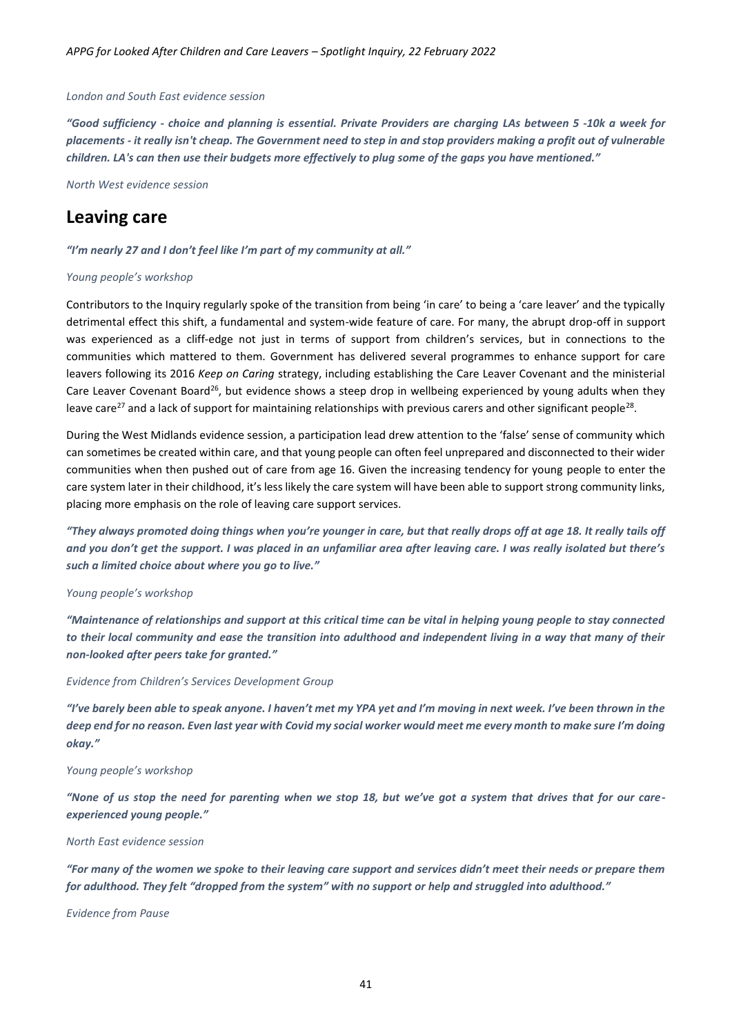*London and South East evidence session*

***"Good sufficiency - choice and planning is essential. Private Providers are charging LAs between 5 -10k a week for placements - it really isn't cheap. The Government need to step in and stop providers making a profit out of vulnerable children. LA's can then use their budgets more effectively to plug some of the gaps you have mentioned."***

*North West evidence session*

## Leaving care

***"I'm nearly 27 and I don't feel like I'm part of my community at all."***

*Young people's workshop*

Contributors to the Inquiry regularly spoke of the transition from being 'in care' to being a 'care leaver' and the typically detrimental effect this shift, a fundamental and system-wide feature of care. For many, the abrupt drop-off in support was experienced as a cliff-edge not just in terms of support from children's services, but in connections to the communities which mattered to them. Government has delivered several programmes to enhance support for care leavers following its 2016 *Keep on Caring* strategy, including establishing the Care Leaver Covenant and the ministerial Care Leaver Covenant Board[26], but evidence shows a steep drop in wellbeing experienced by young adults when they leave care[27] and a lack of support for maintaining relationships with previous carers and other significant people[28].

During the West Midlands evidence session, a participation lead drew attention to the 'false' sense of community which can sometimes be created within care, and that young people can often feel unprepared and disconnected to their wider communities when then pushed out of care from age 16. Given the increasing tendency for young people to enter the care system later in their childhood, it's less likely the care system will have been able to support strong community links, placing more emphasis on the role of leaving care support services.

***"They always promoted doing things when you're younger in care, but that really drops off at age 18. It really tails off and you don't get the support. I was placed in an unfamiliar area after leaving care. I was really isolated but there's such a limited choice about where you go to live."***

*Young people's workshop*

***"Maintenance of relationships and support at this critical time can be vital in helping young people to stay connected to their local community and ease the transition into adulthood and independent living in a way that many of their non-looked after peers take for granted."***

*Evidence from Children's Services Development Group*

***"I've barely been able to speak anyone. I haven't met my YPA yet and I'm moving in next week. I've been thrown in the deep end for no reason. Even last year with Covid my social worker would meet me every month to make sure I'm doing okay."***

*Young people's workshop*

***"None of us stop the need for parenting when we stop 18, but we've got a system that drives that for our care-experienced young people."***

*North East evidence session*

***"For many of the women we spoke to their leaving care support and services didn't meet their needs or prepare them for adulthood. They felt "dropped from the system" with no support or help and struggled into adulthood."***

*Evidence from Pause*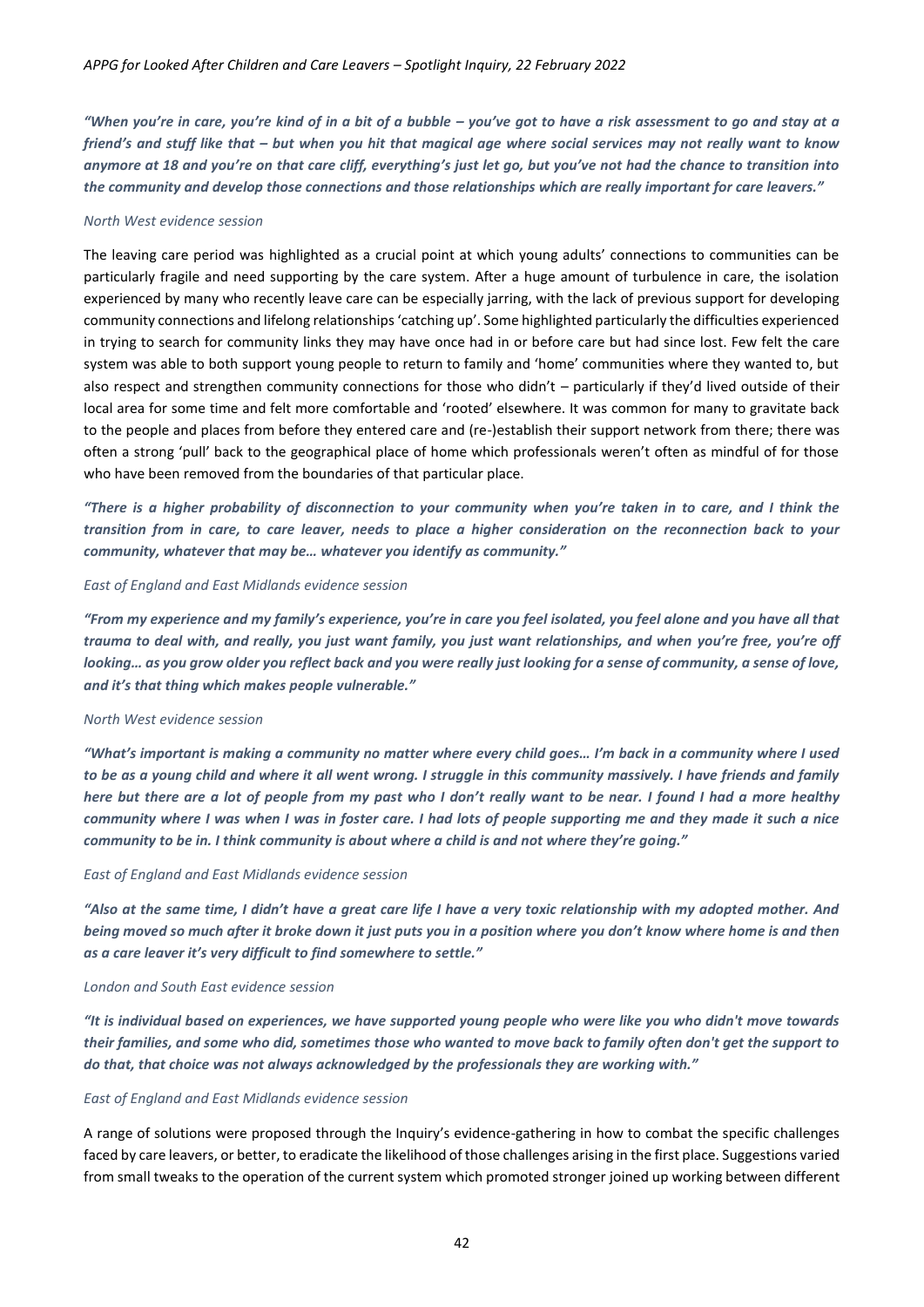*"When you're in care, you're kind of in a bit of a bubble – you've got to have a risk assessment to go and stay at a friend's and stuff like that – but when you hit that magical age where social services may not really want to know anymore at 18 and you're on that care cliff, everything's just let go, but you've not had the chance to transition into the community and develop those connections and those relationships which are really important for care leavers."*

*North West evidence session*

The leaving care period was highlighted as a crucial point at which young adults' connections to communities can be particularly fragile and need supporting by the care system. After a huge amount of turbulence in care, the isolation experienced by many who recently leave care can be especially jarring, with the lack of previous support for developing community connections and lifelong relationships 'catching up'. Some highlighted particularly the difficulties experienced in trying to search for community links they may have once had in or before care but had since lost. Few felt the care system was able to both support young people to return to family and 'home' communities where they wanted to, but also respect and strengthen community connections for those who didn't – particularly if they'd lived outside of their local area for some time and felt more comfortable and 'rooted' elsewhere. It was common for many to gravitate back to the people and places from before they entered care and (re-)establish their support network from there; there was often a strong 'pull' back to the geographical place of home which professionals weren't often as mindful of for those who have been removed from the boundaries of that particular place.

*"There is a higher probability of disconnection to your community when you're taken in to care, and I think the transition from in care, to care leaver, needs to place a higher consideration on the reconnection back to your community, whatever that may be… whatever you identify as community."*

*East of England and East Midlands evidence session*

*"From my experience and my family's experience, you're in care you feel isolated, you feel alone and you have all that trauma to deal with, and really, you just want family, you just want relationships, and when you're free, you're off looking… as you grow older you reflect back and you were really just looking for a sense of community, a sense of love, and it's that thing which makes people vulnerable."*

*North West evidence session*

*"What's important is making a community no matter where every child goes… I'm back in a community where I used to be as a young child and where it all went wrong. I struggle in this community massively. I have friends and family here but there are a lot of people from my past who I don't really want to be near. I found I had a more healthy community where I was when I was in foster care. I had lots of people supporting me and they made it such a nice community to be in. I think community is about where a child is and not where they're going."*

*East of England and East Midlands evidence session*

*"Also at the same time, I didn't have a great care life I have a very toxic relationship with my adopted mother. And being moved so much after it broke down it just puts you in a position where you don't know where home is and then as a care leaver it's very difficult to find somewhere to settle."*

*London and South East evidence session*

*"It is individual based on experiences, we have supported young people who were like you who didn't move towards their families, and some who did, sometimes those who wanted to move back to family often don't get the support to do that, that choice was not always acknowledged by the professionals they are working with."*

*East of England and East Midlands evidence session*

A range of solutions were proposed through the Inquiry's evidence-gathering in how to combat the specific challenges faced by care leavers, or better, to eradicate the likelihood of those challenges arising in the first place. Suggestions varied from small tweaks to the operation of the current system which promoted stronger joined up working between different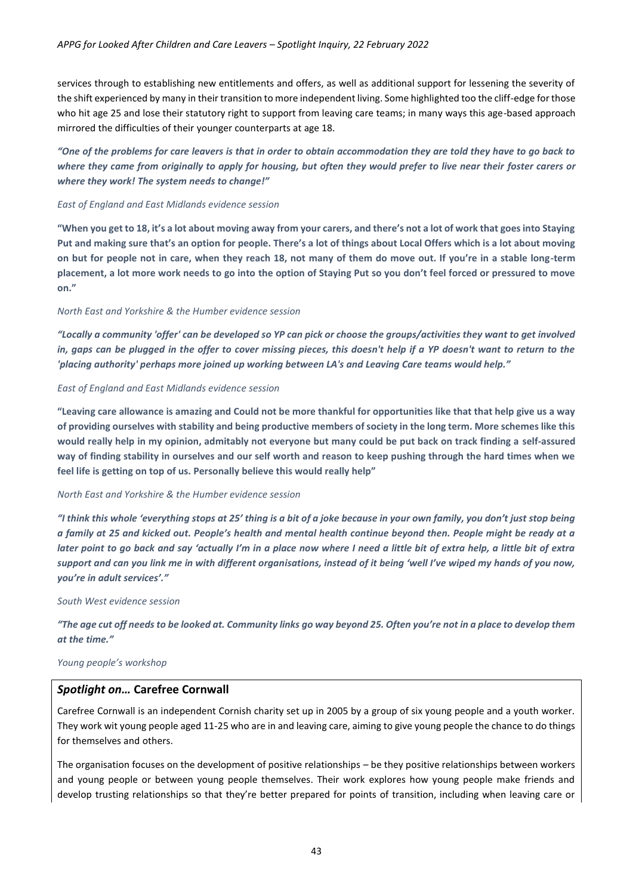services through to establishing new entitlements and offers, as well as additional support for lessening the severity of the shift experienced by many in their transition to more independent living. Some highlighted too the cliff-edge for those who hit age 25 and lose their statutory right to support from leaving care teams; in many ways this age-based approach mirrored the difficulties of their younger counterparts at age 18.

***"One of the problems for care leavers is that in order to obtain accommodation they are told they have to go back to where they came from originally to apply for housing, but often they would prefer to live near their foster carers or where they work! The system needs to change!"***

*East of England and East Midlands evidence session*

**"When you get to 18, it's a lot about moving away from your carers, and there's not a lot of work that goes into Staying Put and making sure that's an option for people. There's a lot of things about Local Offers which is a lot about moving on but for people not in care, when they reach 18, not many of them do move out. If you're in a stable long-term placement, a lot more work needs to go into the option of Staying Put so you don't feel forced or pressured to move on."**

*North East and Yorkshire & the Humber evidence session*

***"Locally a community 'offer' can be developed so YP can pick or choose the groups/activities they want to get involved in, gaps can be plugged in the offer to cover missing pieces, this doesn't help if a YP doesn't want to return to the 'placing authority' perhaps more joined up working between LA's and Leaving Care teams would help."***

*East of England and East Midlands evidence session*

**"Leaving care allowance is amazing and Could not be more thankful for opportunities like that that help give us a way of providing ourselves with stability and being productive members of society in the long term. More schemes like this would really help in my opinion, admitably not everyone but many could be put back on track finding a self-assured way of finding stability in ourselves and our self worth and reason to keep pushing through the hard times when we feel life is getting on top of us. Personally believe this would really help"**

*North East and Yorkshire & the Humber evidence session*

***"I think this whole 'everything stops at 25' thing is a bit of a joke because in your own family, you don't just stop being a family at 25 and kicked out. People's health and mental health continue beyond then. People might be ready at a later point to go back and say 'actually I'm in a place now where I need a little bit of extra help, a little bit of extra support and can you link me in with different organisations, instead of it being 'well I've wiped my hands of you now, you're in adult services'."***

*South West evidence session*

***"The age cut off needs to be looked at. Community links go way beyond 25. Often you're not in a place to develop them at the time."***

*Young people's workshop*

### *Spotlight on…* Carefree Cornwall

Carefree Cornwall is an independent Cornish charity set up in 2005 by a group of six young people and a youth worker. They work wit young people aged 11-25 who are in and leaving care, aiming to give young people the chance to do things for themselves and others.

The organisation focuses on the development of positive relationships – be they positive relationships between workers and young people or between young people themselves. Their work explores how young people make friends and develop trusting relationships so that they're better prepared for points of transition, including when leaving care or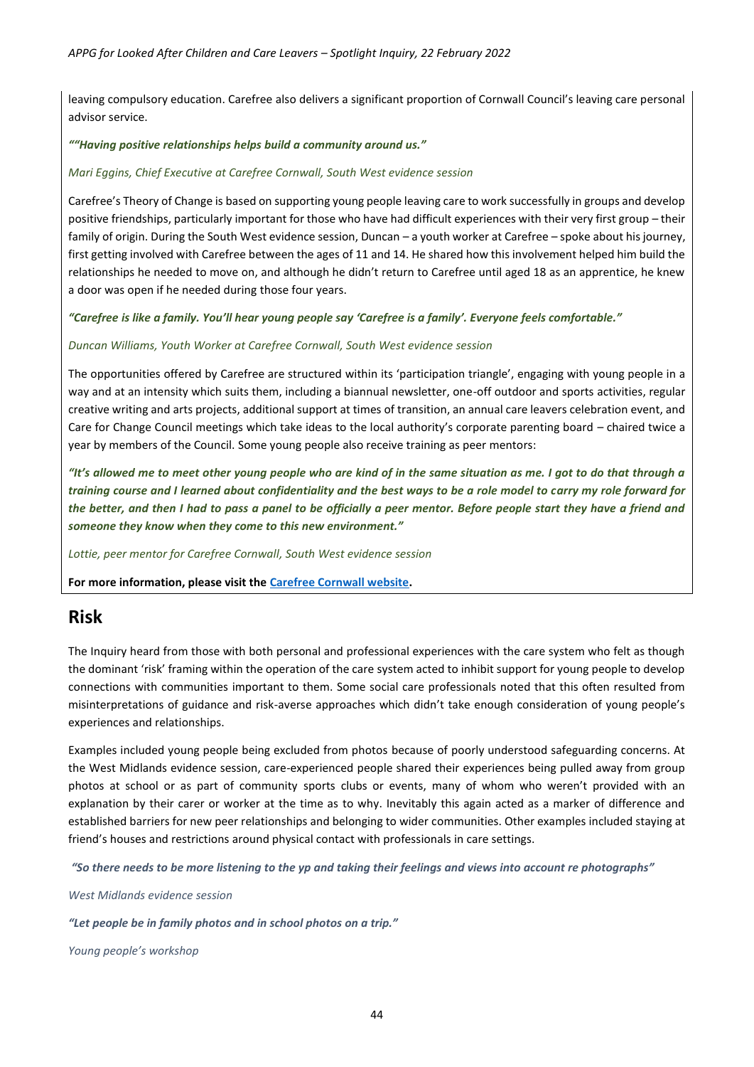leaving compulsory education. Carefree also delivers a significant proportion of Cornwall Council's leaving care personal advisor service.

***""Having positive relationships helps build a community around us."***

*Mari Eggins, Chief Executive at Carefree Cornwall, South West evidence session*

Carefree's Theory of Change is based on supporting young people leaving care to work successfully in groups and develop positive friendships, particularly important for those who have had difficult experiences with their very first group – their family of origin. During the South West evidence session, Duncan – a youth worker at Carefree – spoke about his journey, first getting involved with Carefree between the ages of 11 and 14. He shared how this involvement helped him build the relationships he needed to move on, and although he didn't return to Carefree until aged 18 as an apprentice, he knew a door was open if he needed during those four years.

***"Carefree is like a family. You'll hear young people say 'Carefree is a family'. Everyone feels comfortable."***

*Duncan Williams, Youth Worker at Carefree Cornwall, South West evidence session*

The opportunities offered by Carefree are structured within its 'participation triangle', engaging with young people in a way and at an intensity which suits them, including a biannual newsletter, one-off outdoor and sports activities, regular creative writing and arts projects, additional support at times of transition, an annual care leavers celebration event, and Care for Change Council meetings which take ideas to the local authority's corporate parenting board – chaired twice a year by members of the Council. Some young people also receive training as peer mentors:

***"It's allowed me to meet other young people who are kind of in the same situation as me. I got to do that through a training course and I learned about confidentiality and the best ways to be a role model to carry my role forward for the better, and then I had to pass a panel to be officially a peer mentor. Before people start they have a friend and someone they know when they come to this new environment."***

*Lottie, peer mentor for Carefree Cornwall, South West evidence session*

**For more information, please visit the Carefree Cornwall website.**

# Risk

The Inquiry heard from those with both personal and professional experiences with the care system who felt as though the dominant 'risk' framing within the operation of the care system acted to inhibit support for young people to develop connections with communities important to them. Some social care professionals noted that this often resulted from misinterpretations of guidance and risk-averse approaches which didn't take enough consideration of young people's experiences and relationships.

Examples included young people being excluded from photos because of poorly understood safeguarding concerns. At the West Midlands evidence session, care-experienced people shared their experiences being pulled away from group photos at school or as part of community sports clubs or events, many of whom who weren't provided with an explanation by their carer or worker at the time as to why. Inevitably this again acted as a marker of difference and established barriers for new peer relationships and belonging to wider communities. Other examples included staying at friend's houses and restrictions around physical contact with professionals in care settings.

***"So there needs to be more listening to the yp and taking their feelings and views into account re photographs"***

*West Midlands evidence session*

***"Let people be in family photos and in school photos on a trip."***

*Young people's workshop*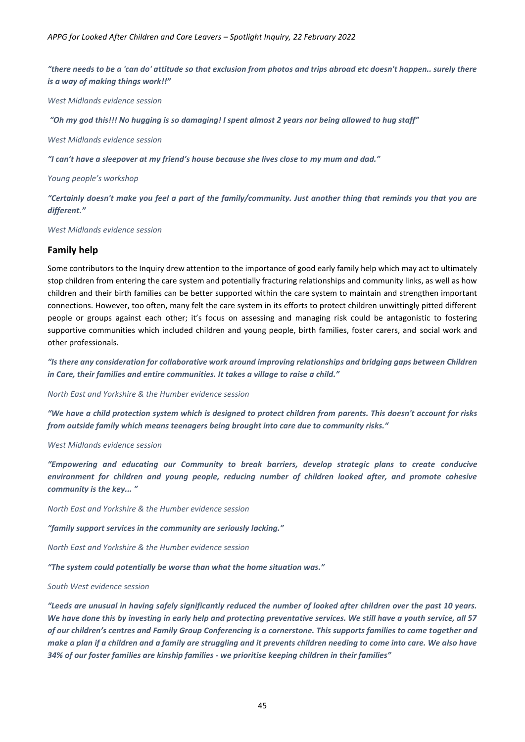***"there needs to be a 'can do' attitude so that exclusion from photos and trips abroad etc doesn't happen.. surely there is a way of making things work!!"***

*West Midlands evidence session*

***"Oh my god this!!! No hugging is so damaging! I spent almost 2 years nor being allowed to hug staff"***

*West Midlands evidence session*

***"I can't have a sleepover at my friend's house because she lives close to my mum and dad."***

*Young people's workshop*

***"Certainly doesn't make you feel a part of the family/community. Just another thing that reminds you that you are different."***

*West Midlands evidence session*

## Family help

Some contributors to the Inquiry drew attention to the importance of good early family help which may act to ultimately stop children from entering the care system and potentially fracturing relationships and community links, as well as how children and their birth families can be better supported within the care system to maintain and strengthen important connections. However, too often, many felt the care system in its efforts to protect children unwittingly pitted different people or groups against each other; it's focus on assessing and managing risk could be antagonistic to fostering supportive communities which included children and young people, birth families, foster carers, and social work and other professionals.

***"Is there any consideration for collaborative work around improving relationships and bridging gaps between Children in Care, their families and entire communities. It takes a village to raise a child."***

*North East and Yorkshire & the Humber evidence session*

***"We have a child protection system which is designed to protect children from parents. This doesn't account for risks from outside family which means teenagers being brought into care due to community risks."***

*West Midlands evidence session*

***"Empowering and educating our Community to break barriers, develop strategic plans to create conducive environment for children and young people, reducing number of children looked after, and promote cohesive community is the key... "***

*North East and Yorkshire & the Humber evidence session*

***"family support services in the community are seriously lacking."***

*North East and Yorkshire & the Humber evidence session*

***"The system could potentially be worse than what the home situation was."***

*South West evidence session*

***"Leeds are unusual in having safely significantly reduced the number of looked after children over the past 10 years. We have done this by investing in early help and protecting preventative services. We still have a youth service, all 57 of our children's centres and Family Group Conferencing is a cornerstone. This supports families to come together and make a plan if a children and a family are struggling and it prevents children needing to come into care. We also have 34% of our foster families are kinship families - we prioritise keeping children in their families"***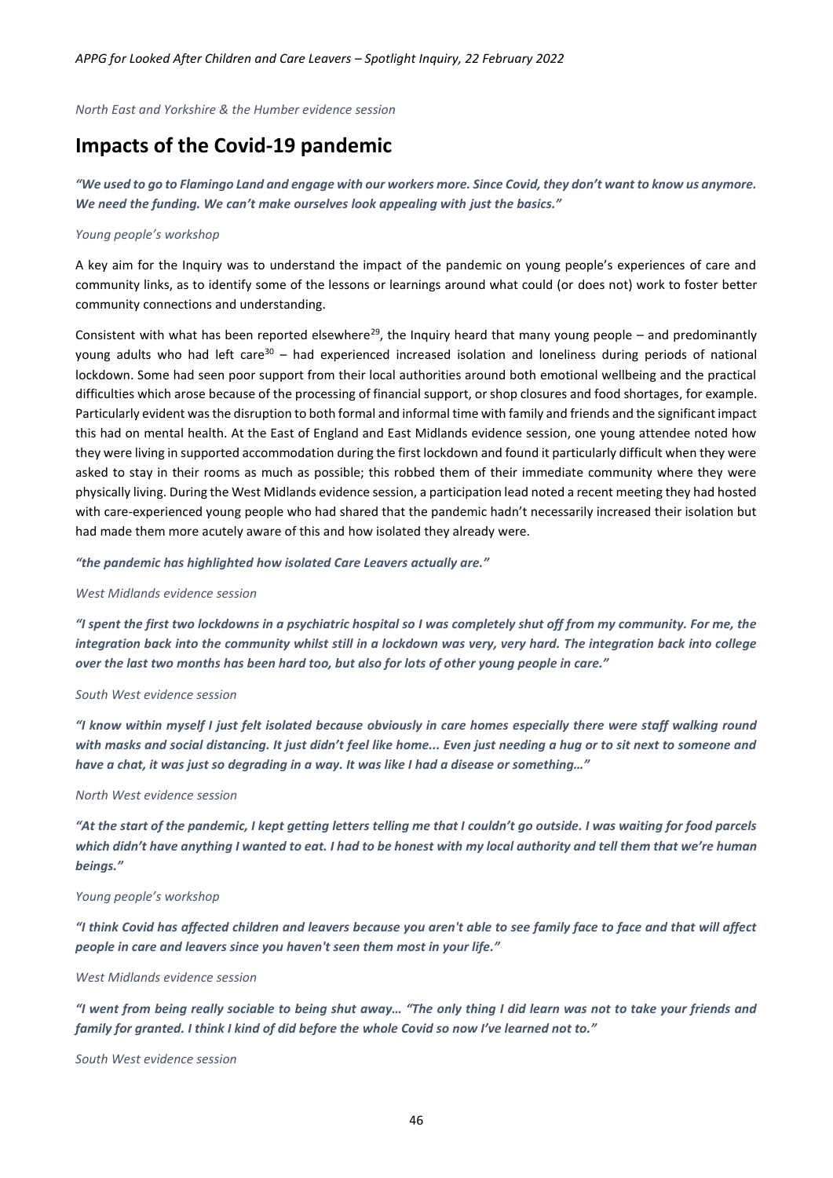*North East and Yorkshire & the Humber evidence session*

## Impacts of the Covid-19 pandemic

***"We used to go to Flamingo Land and engage with our workers more. Since Covid, they don't want to know us anymore. We need the funding. We can't make ourselves look appealing with just the basics."***

*Young people's workshop*

A key aim for the Inquiry was to understand the impact of the pandemic on young people's experiences of care and community links, as to identify some of the lessons or learnings around what could (or does not) work to foster better community connections and understanding.

Consistent with what has been reported elsewhere[29], the Inquiry heard that many young people – and predominantly young adults who had left care[30] – had experienced increased isolation and loneliness during periods of national lockdown. Some had seen poor support from their local authorities around both emotional wellbeing and the practical difficulties which arose because of the processing of financial support, or shop closures and food shortages, for example. Particularly evident was the disruption to both formal and informal time with family and friends and the significant impact this had on mental health. At the East of England and East Midlands evidence session, one young attendee noted how they were living in supported accommodation during the first lockdown and found it particularly difficult when they were asked to stay in their rooms as much as possible; this robbed them of their immediate community where they were physically living. During the West Midlands evidence session, a participation lead noted a recent meeting they had hosted with care-experienced young people who had shared that the pandemic hadn't necessarily increased their isolation but had made them more acutely aware of this and how isolated they already were.

***"the pandemic has highlighted how isolated Care Leavers actually are."***

*West Midlands evidence session*

***"I spent the first two lockdowns in a psychiatric hospital so I was completely shut off from my community. For me, the integration back into the community whilst still in a lockdown was very, very hard. The integration back into college over the last two months has been hard too, but also for lots of other young people in care."***

*South West evidence session*

***"I know within myself I just felt isolated because obviously in care homes especially there were staff walking round with masks and social distancing. It just didn't feel like home... Even just needing a hug or to sit next to someone and have a chat, it was just so degrading in a way. It was like I had a disease or something…"***

*North West evidence session*

***"At the start of the pandemic, I kept getting letters telling me that I couldn't go outside. I was waiting for food parcels which didn't have anything I wanted to eat. I had to be honest with my local authority and tell them that we're human beings."***

*Young people's workshop*

***"I think Covid has affected children and leavers because you aren't able to see family face to face and that will affect people in care and leavers since you haven't seen them most in your life."***

*West Midlands evidence session*

***"I went from being really sociable to being shut away… "The only thing I did learn was not to take your friends and family for granted. I think I kind of did before the whole Covid so now I've learned not to."***

*South West evidence session*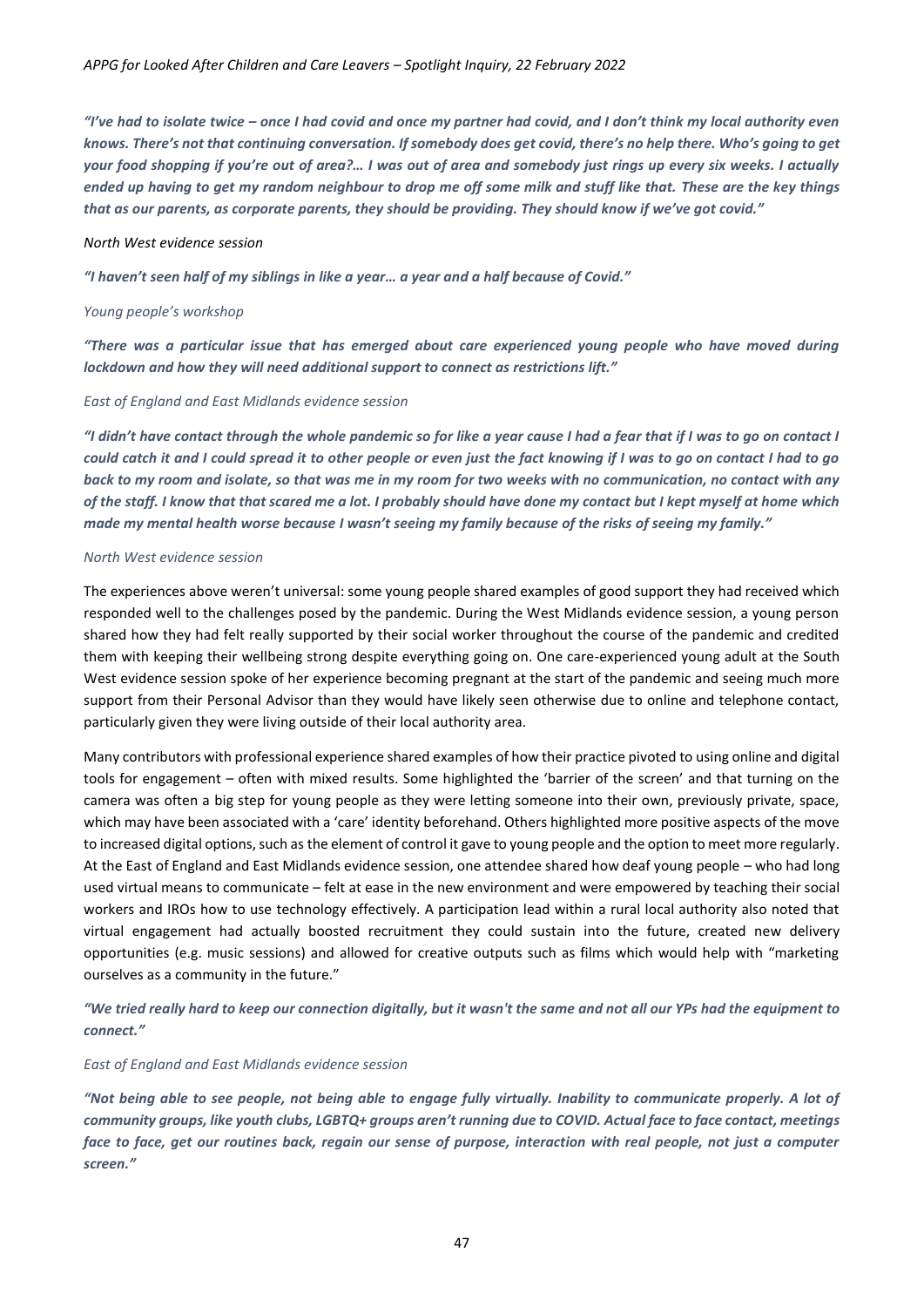*"I've had to isolate twice – once I had covid and once my partner had covid, and I don't think my local authority even knows. There's not that continuing conversation. If somebody does get covid, there's no help there. Who's going to get your food shopping if you're out of area?… I was out of area and somebody just rings up every six weeks. I actually ended up having to get my random neighbour to drop me off some milk and stuff like that. These are the key things that as our parents, as corporate parents, they should be providing. They should know if we've got covid."*

*North West evidence session*

*"I haven't seen half of my siblings in like a year… a year and a half because of Covid."*

*Young people's workshop*

*"There was a particular issue that has emerged about care experienced young people who have moved during lockdown and how they will need additional support to connect as restrictions lift."*

*East of England and East Midlands evidence session*

*"I didn't have contact through the whole pandemic so for like a year cause I had a fear that if I was to go on contact I could catch it and I could spread it to other people or even just the fact knowing if I was to go on contact I had to go back to my room and isolate, so that was me in my room for two weeks with no communication, no contact with any of the staff. I know that that scared me a lot. I probably should have done my contact but I kept myself at home which made my mental health worse because I wasn't seeing my family because of the risks of seeing my family."*

*North West evidence session*

The experiences above weren't universal: some young people shared examples of good support they had received which responded well to the challenges posed by the pandemic. During the West Midlands evidence session, a young person shared how they had felt really supported by their social worker throughout the course of the pandemic and credited them with keeping their wellbeing strong despite everything going on. One care-experienced young adult at the South West evidence session spoke of her experience becoming pregnant at the start of the pandemic and seeing much more support from their Personal Advisor than they would have likely seen otherwise due to online and telephone contact, particularly given they were living outside of their local authority area.

Many contributors with professional experience shared examples of how their practice pivoted to using online and digital tools for engagement – often with mixed results. Some highlighted the 'barrier of the screen' and that turning on the camera was often a big step for young people as they were letting someone into their own, previously private, space, which may have been associated with a 'care' identity beforehand. Others highlighted more positive aspects of the move to increased digital options, such as the element of control it gave to young people and the option to meet more regularly. At the East of England and East Midlands evidence session, one attendee shared how deaf young people – who had long used virtual means to communicate – felt at ease in the new environment and were empowered by teaching their social workers and IROs how to use technology effectively. A participation lead within a rural local authority also noted that virtual engagement had actually boosted recruitment they could sustain into the future, created new delivery opportunities (e.g. music sessions) and allowed for creative outputs such as films which would help with "marketing ourselves as a community in the future."

*"We tried really hard to keep our connection digitally, but it wasn't the same and not all our YPs had the equipment to connect."*

*East of England and East Midlands evidence session*

*"Not being able to see people, not being able to engage fully virtually. Inability to communicate properly. A lot of community groups, like youth clubs, LGBTQ+ groups aren't running due to COVID. Actual face to face contact, meetings face to face, get our routines back, regain our sense of purpose, interaction with real people, not just a computer screen."*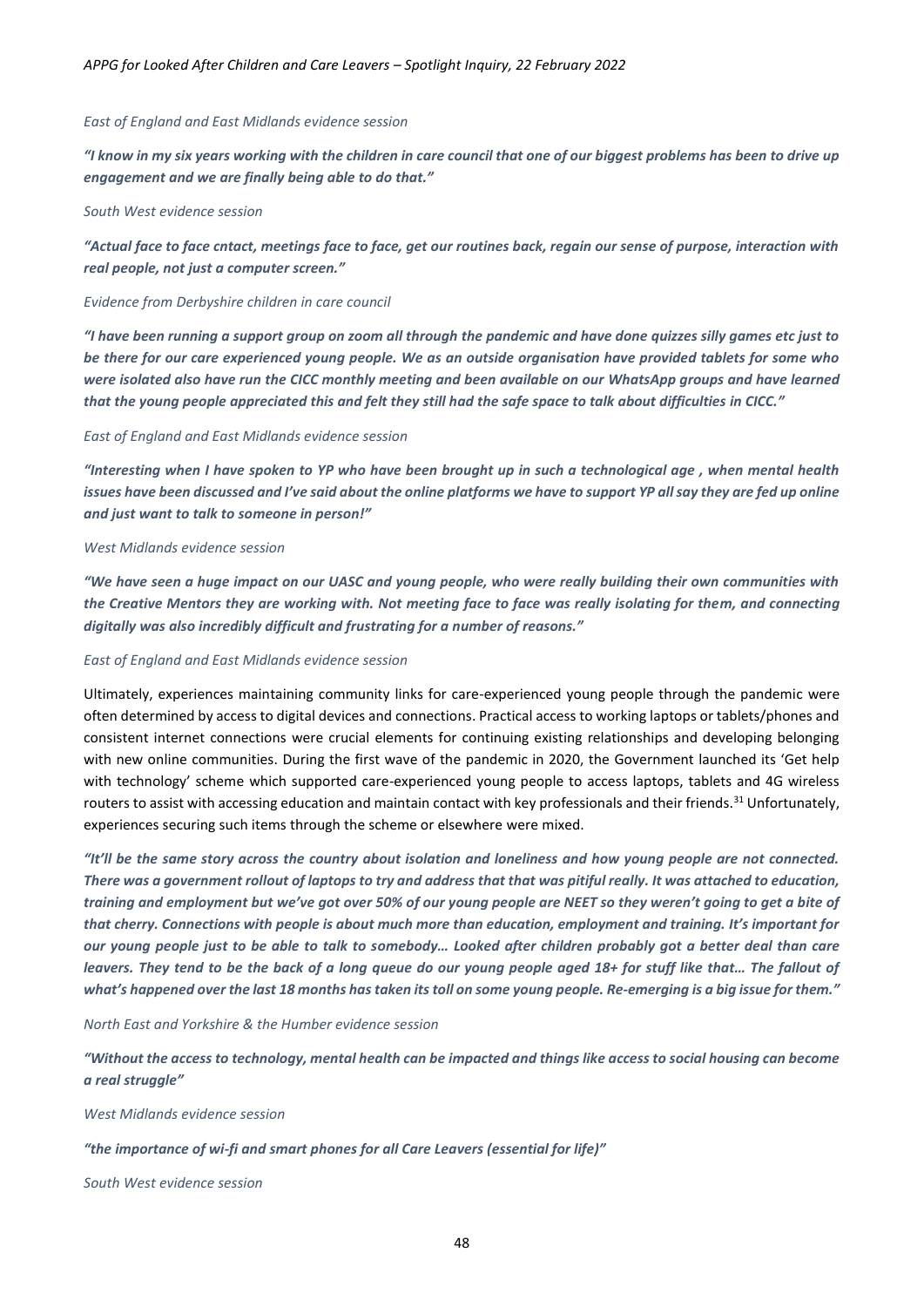*East of England and East Midlands evidence session*

***"I know in my six years working with the children in care council that one of our biggest problems has been to drive up engagement and we are finally being able to do that."***

*South West evidence session*

***"Actual face to face cntact, meetings face to face, get our routines back, regain our sense of purpose, interaction with real people, not just a computer screen."***

*Evidence from Derbyshire children in care council*

***"I have been running a support group on zoom all through the pandemic and have done quizzes silly games etc just to be there for our care experienced young people. We as an outside organisation have provided tablets for some who were isolated also have run the CICC monthly meeting and been available on our WhatsApp groups and have learned that the young people appreciated this and felt they still had the safe space to talk about difficulties in CICC."***

*East of England and East Midlands evidence session*

***"Interesting when I have spoken to YP who have been brought up in such a technological age , when mental health issues have been discussed and I've said about the online platforms we have to support YP all say they are fed up online and just want to talk to someone in person!"***

*West Midlands evidence session*

***"We have seen a huge impact on our UASC and young people, who were really building their own communities with the Creative Mentors they are working with. Not meeting face to face was really isolating for them, and connecting digitally was also incredibly difficult and frustrating for a number of reasons."***

*East of England and East Midlands evidence session*

Ultimately, experiences maintaining community links for care-experienced young people through the pandemic were often determined by access to digital devices and connections. Practical access to working laptops or tablets/phones and consistent internet connections were crucial elements for continuing existing relationships and developing belonging with new online communities. During the first wave of the pandemic in 2020, the Government launched its 'Get help with technology' scheme which supported care-experienced young people to access laptops, tablets and 4G wireless routers to assist with accessing education and maintain contact with key professionals and their friends.[31] Unfortunately, experiences securing such items through the scheme or elsewhere were mixed.

***"It'll be the same story across the country about isolation and loneliness and how young people are not connected. There was a government rollout of laptops to try and address that that was pitiful really. It was attached to education, training and employment but we've got over 50% of our young people are NEET so they weren't going to get a bite of that cherry. Connections with people is about much more than education, employment and training. It's important for our young people just to be able to talk to somebody… Looked after children probably got a better deal than care leavers. They tend to be the back of a long queue do our young people aged 18+ for stuff like that… The fallout of what's happened over the last 18 months has taken its toll on some young people. Re-emerging is a big issue for them."***

*North East and Yorkshire & the Humber evidence session*

***"Without the access to technology, mental health can be impacted and things like access to social housing can become a real struggle"***

*West Midlands evidence session*

***"the importance of wi-fi and smart phones for all Care Leavers (essential for life)"***

*South West evidence session*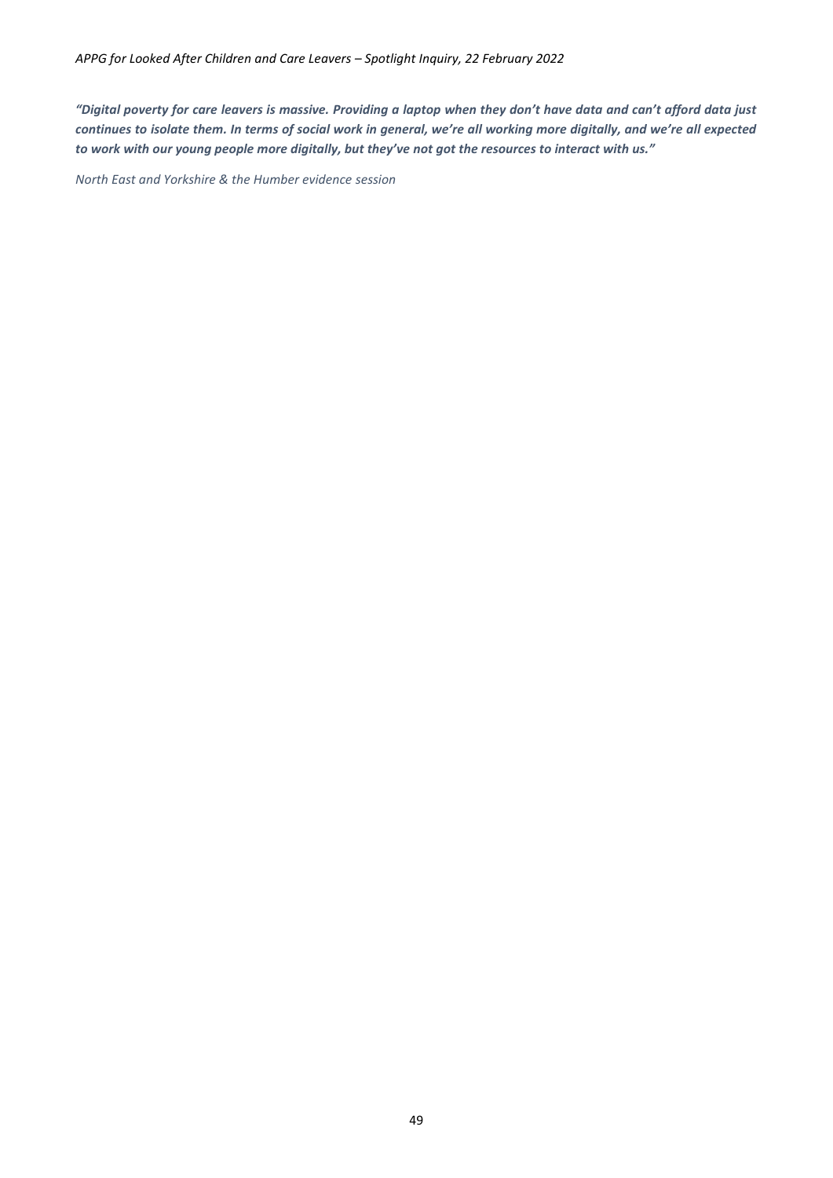***"Digital poverty for care leavers is massive. Providing a laptop when they don't have data and can't afford data just continues to isolate them. In terms of social work in general, we're all working more digitally, and we're all expected to work with our young people more digitally, but they've not got the resources to interact with us."***

*North East and Yorkshire & the Humber evidence session*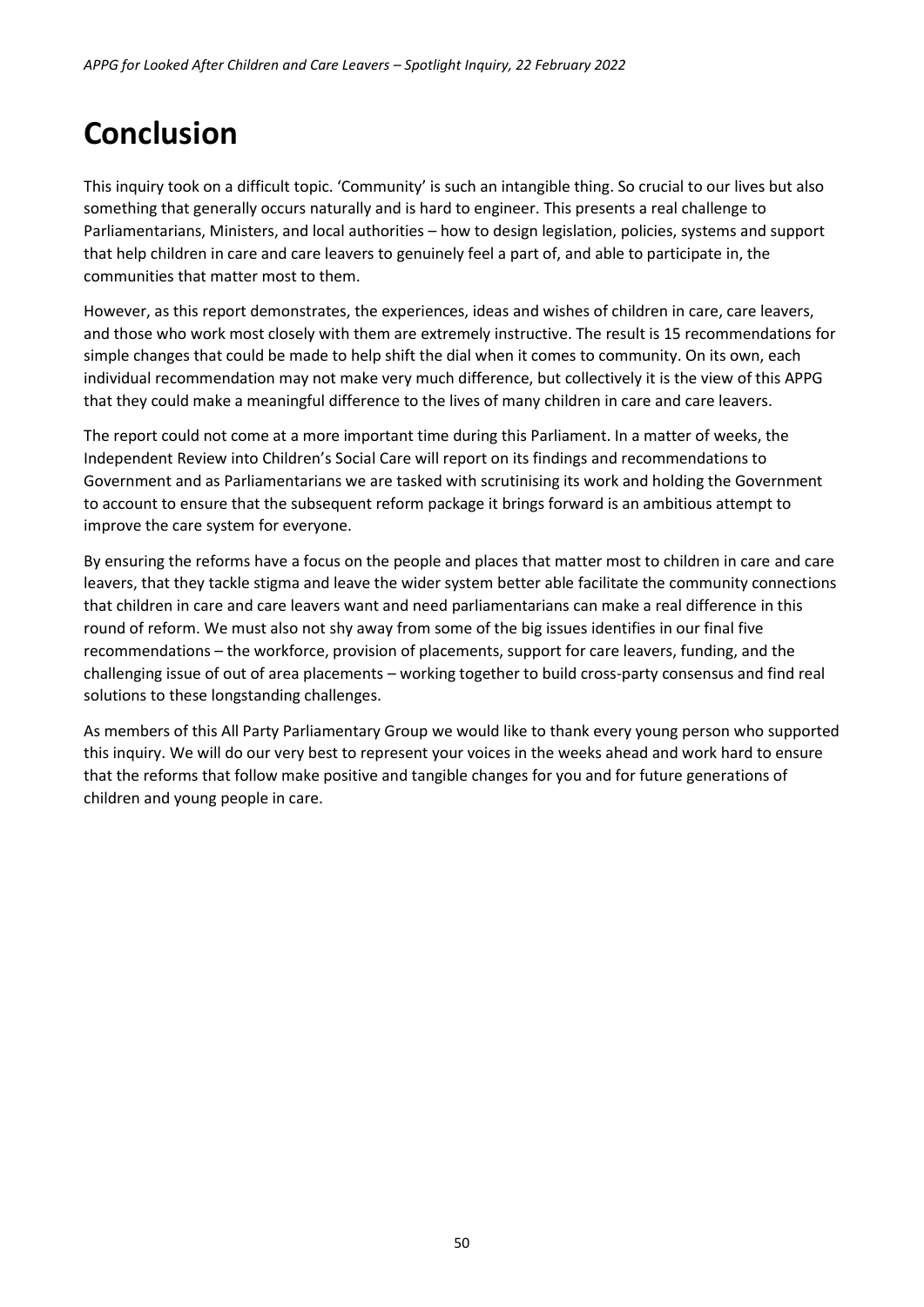# Conclusion

This inquiry took on a difficult topic. 'Community' is such an intangible thing. So crucial to our lives but also something that generally occurs naturally and is hard to engineer. This presents a real challenge to Parliamentarians, Ministers, and local authorities – how to design legislation, policies, systems and support that help children in care and care leavers to genuinely feel a part of, and able to participate in, the communities that matter most to them.

However, as this report demonstrates, the experiences, ideas and wishes of children in care, care leavers, and those who work most closely with them are extremely instructive. The result is 15 recommendations for simple changes that could be made to help shift the dial when it comes to community. On its own, each individual recommendation may not make very much difference, but collectively it is the view of this APPG that they could make a meaningful difference to the lives of many children in care and care leavers.

The report could not come at a more important time during this Parliament. In a matter of weeks, the Independent Review into Children's Social Care will report on its findings and recommendations to Government and as Parliamentarians we are tasked with scrutinising its work and holding the Government to account to ensure that the subsequent reform package it brings forward is an ambitious attempt to improve the care system for everyone.

By ensuring the reforms have a focus on the people and places that matter most to children in care and care leavers, that they tackle stigma and leave the wider system better able facilitate the community connections that children in care and care leavers want and need parliamentarians can make a real difference in this round of reform. We must also not shy away from some of the big issues identifies in our final five recommendations – the workforce, provision of placements, support for care leavers, funding, and the challenging issue of out of area placements – working together to build cross-party consensus and find real solutions to these longstanding challenges.

As members of this All Party Parliamentary Group we would like to thank every young person who supported this inquiry. We will do our very best to represent your voices in the weeks ahead and work hard to ensure that the reforms that follow make positive and tangible changes for you and for future generations of children and young people in care.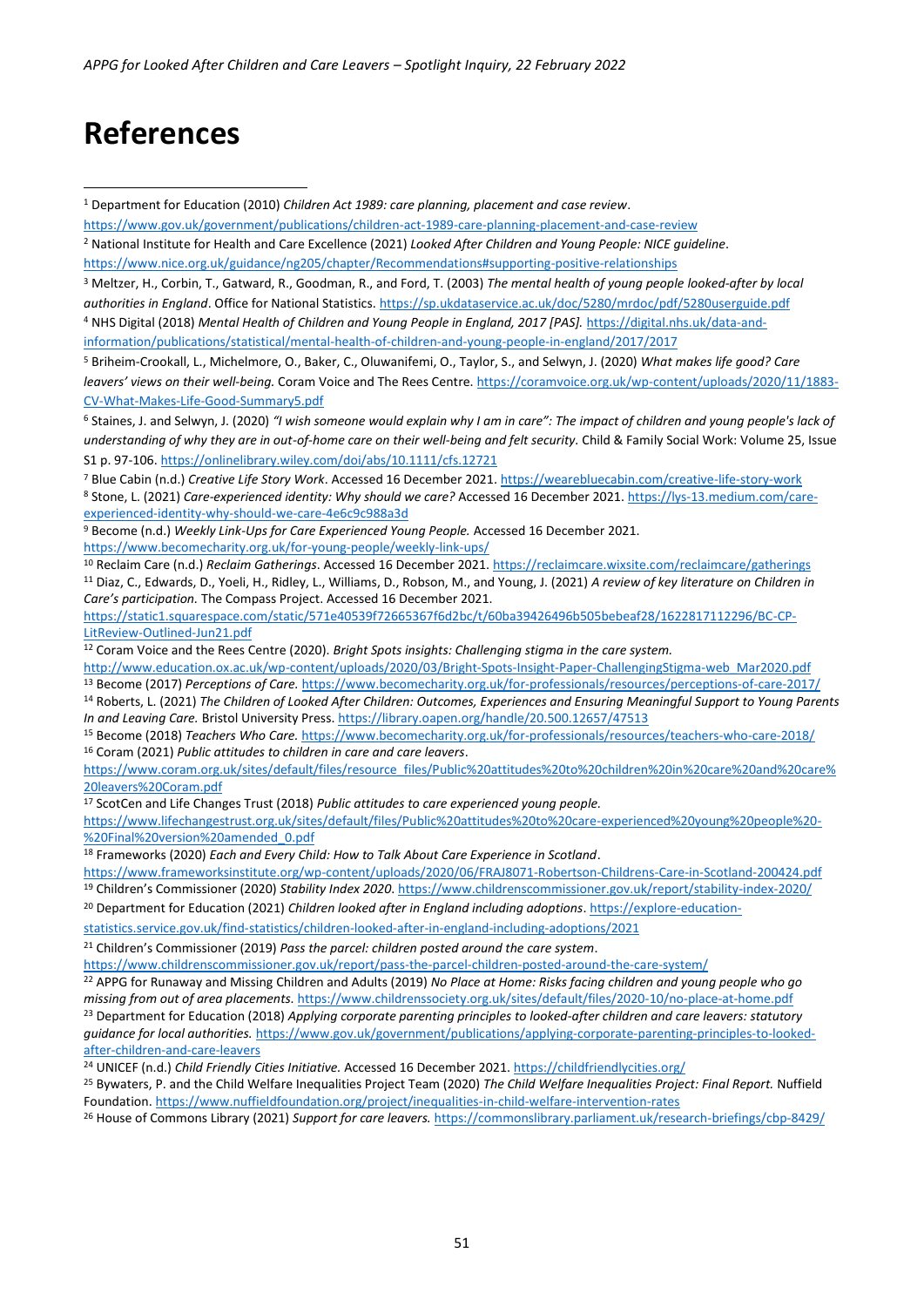# References

[1] Department for Education (2010) *Children Act 1989: care planning, placement and case review*. https://www.gov.uk/government/publications/children-act-1989-care-planning-placement-and-case-review

[2] National Institute for Health and Care Excellence (2021) *Looked After Children and Young People: NICE guideline*. https://www.nice.org.uk/guidance/ng205/chapter/Recommendations#supporting-positive-relationships

[3] Meltzer, H., Corbin, T., Gatward, R., Goodman, R., and Ford, T. (2003) *The mental health of young people looked-after by local authorities in England*. Office for National Statistics. https://sp.ukdataservice.ac.uk/doc/5280/mrdoc/pdf/5280userguide.pdf

[4] NHS Digital (2018) *Mental Health of Children and Young People in England, 2017 [PAS].* https://digital.nhs.uk/data-and-information/publications/statistical/mental-health-of-children-and-young-people-in-england/2017/2017

[5] Briheim-Crookall, L., Michelmore, O., Baker, C., Oluwanifemi, O., Taylor, S., and Selwyn, J. (2020) *What makes life good? Care leavers' views on their well-being.* Coram Voice and The Rees Centre. https://coramvoice.org.uk/wp-content/uploads/2020/11/1883-CV-What-Makes-Life-Good-Summary5.pdf

[6] Staines, J. and Selwyn, J. (2020) *"I wish someone would explain why I am in care": The impact of children and young people's lack of understanding of why they are in out-of-home care on their well-being and felt security.* Child & Family Social Work: Volume 25, Issue S1 p. 97-106. https://onlinelibrary.wiley.com/doi/abs/10.1111/cfs.12721

[7] Blue Cabin (n.d.) *Creative Life Story Work*. Accessed 16 December 2021. https://wearebluecabin.com/creative-life-story-work

[8] Stone, L. (2021) *Care-experienced identity: Why should we care?* Accessed 16 December 2021. https://lys-13.medium.com/care-experienced-identity-why-should-we-care-4e6c9c988a3d

[9] Become (n.d.) *Weekly Link-Ups for Care Experienced Young People.* Accessed 16 December 2021. https://www.becomecharity.org.uk/for-young-people/weekly-link-ups/

[10] Reclaim Care (n.d.) *Reclaim Gatherings*. Accessed 16 December 2021. https://reclaimcare.wixsite.com/reclaimcare/gatherings

[11] Diaz, C., Edwards, D., Yoeli, H., Ridley, L., Williams, D., Robson, M., and Young, J. (2021) *A review of key literature on Children in Care's participation.* The Compass Project. Accessed 16 December 2021. https://static1.squarespace.com/static/571e40539f72665367f6d2bc/t/60ba39426496b505bebeaf28/1622817112296/BC-CP-LitReview-Outlined-Jun21.pdf

[12] Coram Voice and the Rees Centre (2020). *Bright Spots insights: Challenging stigma in the care system.* http://www.education.ox.ac.uk/wp-content/uploads/2020/03/Bright-Spots-Insight-Paper-ChallengingStigma-web_Mar2020.pdf

[13] Become (2017) *Perceptions of Care.* https://www.becomecharity.org.uk/for-professionals/resources/perceptions-of-care-2017/

[14] Roberts, L. (2021) *The Children of Looked After Children: Outcomes, Experiences and Ensuring Meaningful Support to Young Parents In and Leaving Care.* Bristol University Press. https://library.oapen.org/handle/20.500.12657/47513

[15] Become (2018) *Teachers Who Care.* https://www.becomecharity.org.uk/for-professionals/resources/teachers-who-care-2018/

[16] Coram (2021) *Public attitudes to children in care and care leavers*. https://www.coram.org.uk/sites/default/files/resource_files/Public%20attitudes%20to%20children%20in%20care%20and%20care%20leavers%20Coram.pdf

[17] ScotCen and Life Changes Trust (2018) *Public attitudes to care experienced young people.* https://www.lifechangestrust.org.uk/sites/default/files/Public%20attitudes%20to%20care-experienced%20young%20people%20-%20Final%20version%20amended_0.pdf

[18] Frameworks (2020) *Each and Every Child: How to Talk About Care Experience in Scotland*. https://www.frameworksinstitute.org/wp-content/uploads/2020/06/FRAJ8071-Robertson-Childrens-Care-in-Scotland-200424.pdf

[19] Children's Commissioner (2020) *Stability Index 2020*. https://www.childrenscommissioner.gov.uk/report/stability-index-2020/

[20] Department for Education (2021) *Children looked after in England including adoptions*. https://explore-education-statistics.service.gov.uk/find-statistics/children-looked-after-in-england-including-adoptions/2021

[21] Children's Commissioner (2019) *Pass the parcel: children posted around the care system*. https://www.childrenscommissioner.gov.uk/report/pass-the-parcel-children-posted-around-the-care-system/

[22] APPG for Runaway and Missing Children and Adults (2019) *No Place at Home: Risks facing children and young people who go missing from out of area placements.* https://www.childrenssociety.org.uk/sites/default/files/2020-10/no-place-at-home.pdf

[23] Department for Education (2018) *Applying corporate parenting principles to looked-after children and care leavers: statutory guidance for local authorities.* https://www.gov.uk/government/publications/applying-corporate-parenting-principles-to-looked-after-children-and-care-leavers

[24] UNICEF (n.d.) *Child Friendly Cities Initiative.* Accessed 16 December 2021. https://childfriendlycities.org/

[25] Bywaters, P. and the Child Welfare Inequalities Project Team (2020) *The Child Welfare Inequalities Project: Final Report.* Nuffield Foundation. https://www.nuffieldfoundation.org/project/inequalities-in-child-welfare-intervention-rates

[26] House of Commons Library (2021) *Support for care leavers.* https://commonslibrary.parliament.uk/research-briefings/cbp-8429/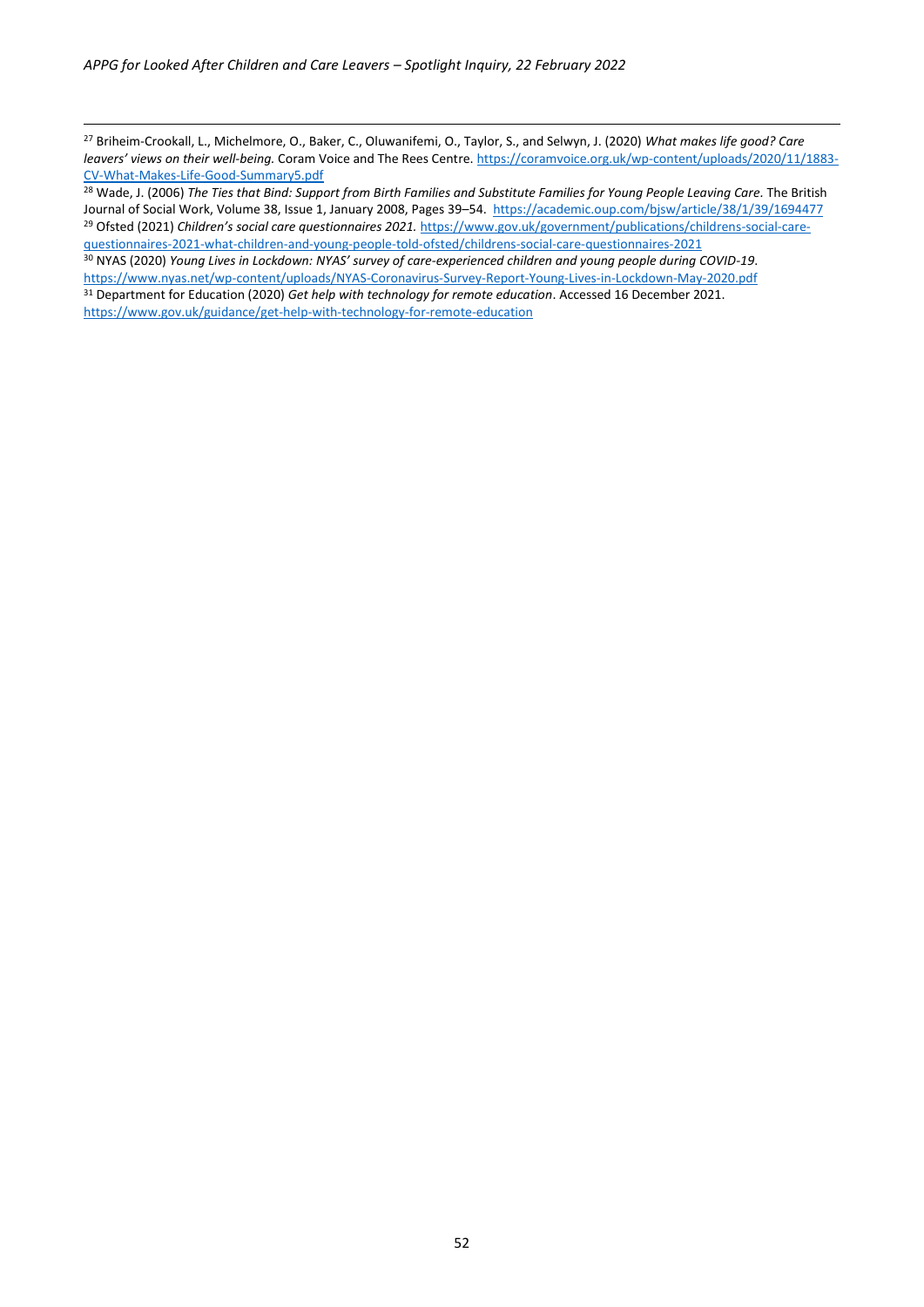[27] Briheim-Crookall, L., Michelmore, O., Baker, C., Oluwanifemi, O., Taylor, S., and Selwyn, J. (2020) *What makes life good? Care leavers' views on their well-being.* Coram Voice and The Rees Centre. https://coramvoice.org.uk/wp-content/uploads/2020/11/1883-CV-What-Makes-Life-Good-Summary5.pdf

[28] Wade, J. (2006) *The Ties that Bind: Support from Birth Families and Substitute Families for Young People Leaving Care.* The British Journal of Social Work, Volume 38, Issue 1, January 2008, Pages 39–54. https://academic.oup.com/bjsw/article/38/1/39/1694477

[29] Ofsted (2021) *Children's social care questionnaires 2021.* https://www.gov.uk/government/publications/childrens-social-care-questionnaires-2021-what-children-and-young-people-told-ofsted/childrens-social-care-questionnaires-2021

[30] NYAS (2020) *Young Lives in Lockdown: NYAS' survey of care-experienced children and young people during COVID-19*. https://www.nyas.net/wp-content/uploads/NYAS-Coronavirus-Survey-Report-Young-Lives-in-Lockdown-May-2020.pdf

[31] Department for Education (2020) *Get help with technology for remote education*. Accessed 16 December 2021. https://www.gov.uk/guidance/get-help-with-technology-for-remote-education